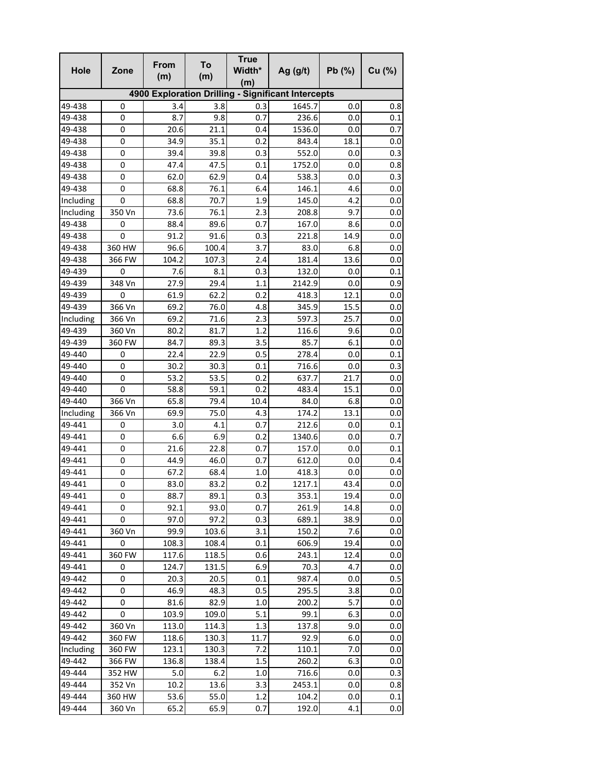| Hole | Zone | From (m) | To (m) | True Width* (m) | Ag (g/t) | Pb (%) | Cu (%) |
|---|---|---|---|---|---|---|---|
| **4900 Exploration Drilling - Significant Intercepts** | | | | | | | |
| 49-438 | 0 | 3.4 | 3.8 | 0.3 | 1645.7 | 0.0 | 0.8 |
| 49-438 | 0 | 8.7 | 9.8 | 0.7 | 236.6 | 0.0 | 0.1 |
| 49-438 | 0 | 20.6 | 21.1 | 0.4 | 1536.0 | 0.0 | 0.7 |
| 49-438 | 0 | 34.9 | 35.1 | 0.2 | 843.4 | 18.1 | 0.0 |
| 49-438 | 0 | 39.4 | 39.8 | 0.3 | 552.0 | 0.0 | 0.3 |
| 49-438 | 0 | 47.4 | 47.5 | 0.1 | 1752.0 | 0.0 | 0.8 |
| 49-438 | 0 | 62.0 | 62.9 | 0.4 | 538.3 | 0.0 | 0.3 |
| 49-438 | 0 | 68.8 | 76.1 | 6.4 | 146.1 | 4.6 | 0.0 |
| Including | 0 | 68.8 | 70.7 | 1.9 | 145.0 | 4.2 | 0.0 |
| Including | 350 Vn | 73.6 | 76.1 | 2.3 | 208.8 | 9.7 | 0.0 |
| 49-438 | 0 | 88.4 | 89.6 | 0.7 | 167.0 | 8.6 | 0.0 |
| 49-438 | 0 | 91.2 | 91.6 | 0.3 | 221.8 | 14.9 | 0.0 |
| 49-438 | 360 HW | 96.6 | 100.4 | 3.7 | 83.0 | 6.8 | 0.0 |
| 49-438 | 366 FW | 104.2 | 107.3 | 2.4 | 181.4 | 13.6 | 0.0 |
| 49-439 | 0 | 7.6 | 8.1 | 0.3 | 132.0 | 0.0 | 0.1 |
| 49-439 | 348 Vn | 27.9 | 29.4 | 1.1 | 2142.9 | 0.0 | 0.9 |
| 49-439 | 0 | 61.9 | 62.2 | 0.2 | 418.3 | 12.1 | 0.0 |
| 49-439 | 366 Vn | 69.2 | 76.0 | 4.8 | 345.9 | 15.5 | 0.0 |
| Including | 366 Vn | 69.2 | 71.6 | 2.3 | 597.3 | 25.7 | 0.0 |
| 49-439 | 360 Vn | 80.2 | 81.7 | 1.2 | 116.6 | 9.6 | 0.0 |
| 49-439 | 360 FW | 84.7 | 89.3 | 3.5 | 85.7 | 6.1 | 0.0 |
| 49-440 | 0 | 22.4 | 22.9 | 0.5 | 278.4 | 0.0 | 0.1 |
| 49-440 | 0 | 30.2 | 30.3 | 0.1 | 716.6 | 0.0 | 0.3 |
| 49-440 | 0 | 53.2 | 53.5 | 0.2 | 637.7 | 21.7 | 0.0 |
| 49-440 | 0 | 58.8 | 59.1 | 0.2 | 483.4 | 15.1 | 0.0 |
| 49-440 | 366 Vn | 65.8 | 79.4 | 10.4 | 84.0 | 6.8 | 0.0 |
| Including | 366 Vn | 69.9 | 75.0 | 4.3 | 174.2 | 13.1 | 0.0 |
| 49-441 | 0 | 3.0 | 4.1 | 0.7 | 212.6 | 0.0 | 0.1 |
| 49-441 | 0 | 6.6 | 6.9 | 0.2 | 1340.6 | 0.0 | 0.7 |
| 49-441 | 0 | 21.6 | 22.8 | 0.7 | 157.0 | 0.0 | 0.1 |
| 49-441 | 0 | 44.9 | 46.0 | 0.7 | 612.0 | 0.0 | 0.4 |
| 49-441 | 0 | 67.2 | 68.4 | 1.0 | 418.3 | 0.0 | 0.0 |
| 49-441 | 0 | 83.0 | 83.2 | 0.2 | 1217.1 | 43.4 | 0.0 |
| 49-441 | 0 | 88.7 | 89.1 | 0.3 | 353.1 | 19.4 | 0.0 |
| 49-441 | 0 | 92.1 | 93.0 | 0.7 | 261.9 | 14.8 | 0.0 |
| 49-441 | 0 | 97.0 | 97.2 | 0.3 | 689.1 | 38.9 | 0.0 |
| 49-441 | 360 Vn | 99.9 | 103.6 | 3.1 | 150.2 | 7.6 | 0.0 |
| 49-441 | 0 | 108.3 | 108.4 | 0.1 | 606.9 | 19.4 | 0.0 |
| 49-441 | 360 FW | 117.6 | 118.5 | 0.6 | 243.1 | 12.4 | 0.0 |
| 49-441 | 0 | 124.7 | 131.5 | 6.9 | 70.3 | 4.7 | 0.0 |
| 49-442 | 0 | 20.3 | 20.5 | 0.1 | 987.4 | 0.0 | 0.5 |
| 49-442 | 0 | 46.9 | 48.3 | 0.5 | 295.5 | 3.8 | 0.0 |
| 49-442 | 0 | 81.6 | 82.9 | 1.0 | 200.2 | 5.7 | 0.0 |
| 49-442 | 0 | 103.9 | 109.0 | 5.1 | 99.1 | 6.3 | 0.0 |
| 49-442 | 360 Vn | 113.0 | 114.3 | 1.3 | 137.8 | 9.0 | 0.0 |
| 49-442 | 360 FW | 118.6 | 130.3 | 11.7 | 92.9 | 6.0 | 0.0 |
| Including | 360 FW | 123.1 | 130.3 | 7.2 | 110.1 | 7.0 | 0.0 |
| 49-442 | 366 FW | 136.8 | 138.4 | 1.5 | 260.2 | 6.3 | 0.0 |
| 49-444 | 352 HW | 5.0 | 6.2 | 1.0 | 716.6 | 0.0 | 0.3 |
| 49-444 | 352 Vn | 10.2 | 13.6 | 3.3 | 2453.1 | 0.0 | 0.8 |
| 49-444 | 360 HW | 53.6 | 55.0 | 1.2 | 104.2 | 0.0 | 0.1 |
| 49-444 | 360 Vn | 65.2 | 65.9 | 0.7 | 192.0 | 4.1 | 0.0 |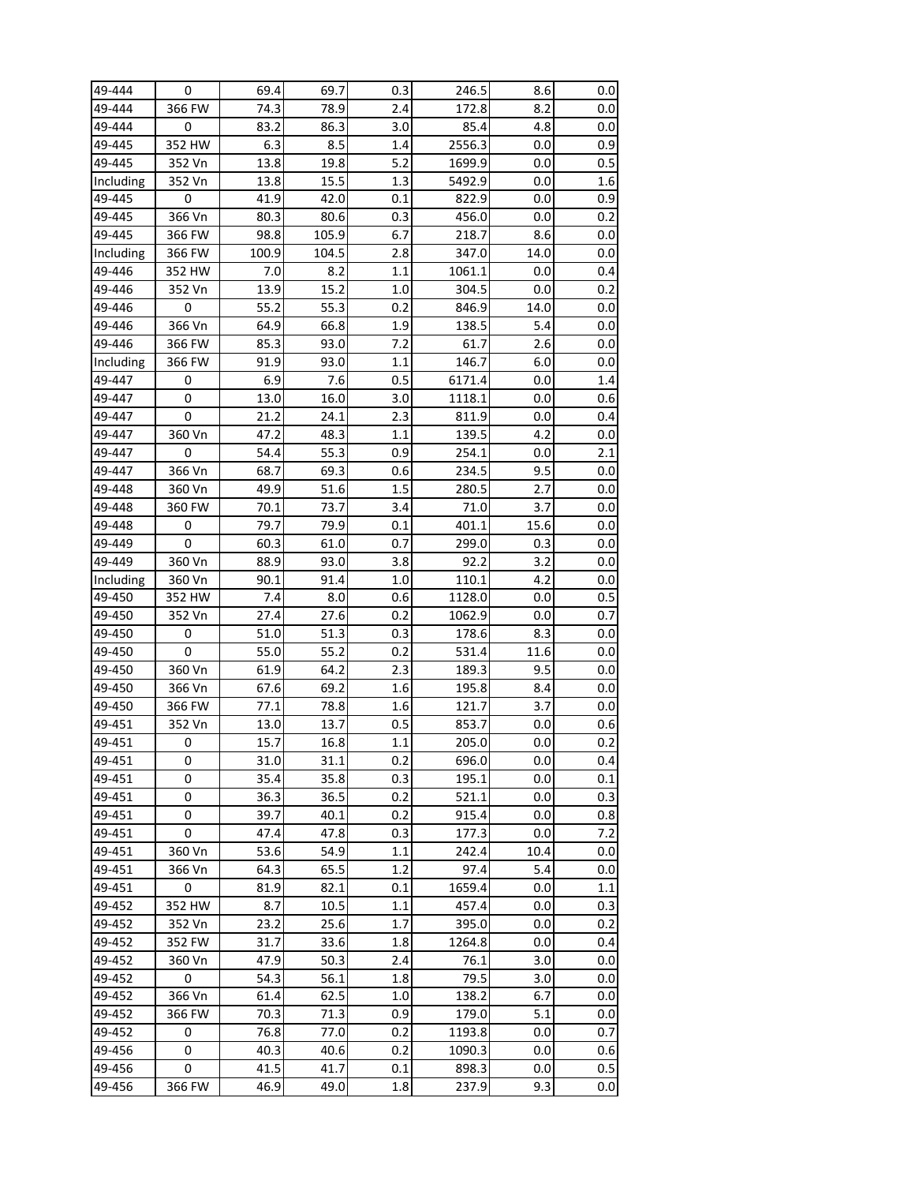| 49-444 | 0 | 69.4 | 69.7 | 0.3 | 246.5 | 8.6 | 0.0 |
|---|---|---|---|---|---|---|---|
| 49-444 | 366 FW | 74.3 | 78.9 | 2.4 | 172.8 | 8.2 | 0.0 |
| 49-444 | 0 | 83.2 | 86.3 | 3.0 | 85.4 | 4.8 | 0.0 |
| 49-445 | 352 HW | 6.3 | 8.5 | 1.4 | 2556.3 | 0.0 | 0.9 |
| 49-445 | 352 Vn | 13.8 | 19.8 | 5.2 | 1699.9 | 0.0 | 0.5 |
| Including | 352 Vn | 13.8 | 15.5 | 1.3 | 5492.9 | 0.0 | 1.6 |
| 49-445 | 0 | 41.9 | 42.0 | 0.1 | 822.9 | 0.0 | 0.9 |
| 49-445 | 366 Vn | 80.3 | 80.6 | 0.3 | 456.0 | 0.0 | 0.2 |
| 49-445 | 366 FW | 98.8 | 105.9 | 6.7 | 218.7 | 8.6 | 0.0 |
| Including | 366 FW | 100.9 | 104.5 | 2.8 | 347.0 | 14.0 | 0.0 |
| 49-446 | 352 HW | 7.0 | 8.2 | 1.1 | 1061.1 | 0.0 | 0.4 |
| 49-446 | 352 Vn | 13.9 | 15.2 | 1.0 | 304.5 | 0.0 | 0.2 |
| 49-446 | 0 | 55.2 | 55.3 | 0.2 | 846.9 | 14.0 | 0.0 |
| 49-446 | 366 Vn | 64.9 | 66.8 | 1.9 | 138.5 | 5.4 | 0.0 |
| 49-446 | 366 FW | 85.3 | 93.0 | 7.2 | 61.7 | 2.6 | 0.0 |
| Including | 366 FW | 91.9 | 93.0 | 1.1 | 146.7 | 6.0 | 0.0 |
| 49-447 | 0 | 6.9 | 7.6 | 0.5 | 6171.4 | 0.0 | 1.4 |
| 49-447 | 0 | 13.0 | 16.0 | 3.0 | 1118.1 | 0.0 | 0.6 |
| 49-447 | 0 | 21.2 | 24.1 | 2.3 | 811.9 | 0.0 | 0.4 |
| 49-447 | 360 Vn | 47.2 | 48.3 | 1.1 | 139.5 | 4.2 | 0.0 |
| 49-447 | 0 | 54.4 | 55.3 | 0.9 | 254.1 | 0.0 | 2.1 |
| 49-447 | 366 Vn | 68.7 | 69.3 | 0.6 | 234.5 | 9.5 | 0.0 |
| 49-448 | 360 Vn | 49.9 | 51.6 | 1.5 | 280.5 | 2.7 | 0.0 |
| 49-448 | 360 FW | 70.1 | 73.7 | 3.4 | 71.0 | 3.7 | 0.0 |
| 49-448 | 0 | 79.7 | 79.9 | 0.1 | 401.1 | 15.6 | 0.0 |
| 49-449 | 0 | 60.3 | 61.0 | 0.7 | 299.0 | 0.3 | 0.0 |
| 49-449 | 360 Vn | 88.9 | 93.0 | 3.8 | 92.2 | 3.2 | 0.0 |
| Including | 360 Vn | 90.1 | 91.4 | 1.0 | 110.1 | 4.2 | 0.0 |
| 49-450 | 352 HW | 7.4 | 8.0 | 0.6 | 1128.0 | 0.0 | 0.5 |
| 49-450 | 352 Vn | 27.4 | 27.6 | 0.2 | 1062.9 | 0.0 | 0.7 |
| 49-450 | 0 | 51.0 | 51.3 | 0.3 | 178.6 | 8.3 | 0.0 |
| 49-450 | 0 | 55.0 | 55.2 | 0.2 | 531.4 | 11.6 | 0.0 |
| 49-450 | 360 Vn | 61.9 | 64.2 | 2.3 | 189.3 | 9.5 | 0.0 |
| 49-450 | 366 Vn | 67.6 | 69.2 | 1.6 | 195.8 | 8.4 | 0.0 |
| 49-450 | 366 FW | 77.1 | 78.8 | 1.6 | 121.7 | 3.7 | 0.0 |
| 49-451 | 352 Vn | 13.0 | 13.7 | 0.5 | 853.7 | 0.0 | 0.6 |
| 49-451 | 0 | 15.7 | 16.8 | 1.1 | 205.0 | 0.0 | 0.2 |
| 49-451 | 0 | 31.0 | 31.1 | 0.2 | 696.0 | 0.0 | 0.4 |
| 49-451 | 0 | 35.4 | 35.8 | 0.3 | 195.1 | 0.0 | 0.1 |
| 49-451 | 0 | 36.3 | 36.5 | 0.2 | 521.1 | 0.0 | 0.3 |
| 49-451 | 0 | 39.7 | 40.1 | 0.2 | 915.4 | 0.0 | 0.8 |
| 49-451 | 0 | 47.4 | 47.8 | 0.3 | 177.3 | 0.0 | 7.2 |
| 49-451 | 360 Vn | 53.6 | 54.9 | 1.1 | 242.4 | 10.4 | 0.0 |
| 49-451 | 366 Vn | 64.3 | 65.5 | 1.2 | 97.4 | 5.4 | 0.0 |
| 49-451 | 0 | 81.9 | 82.1 | 0.1 | 1659.4 | 0.0 | 1.1 |
| 49-452 | 352 HW | 8.7 | 10.5 | 1.1 | 457.4 | 0.0 | 0.3 |
| 49-452 | 352 Vn | 23.2 | 25.6 | 1.7 | 395.0 | 0.0 | 0.2 |
| 49-452 | 352 FW | 31.7 | 33.6 | 1.8 | 1264.8 | 0.0 | 0.4 |
| 49-452 | 360 Vn | 47.9 | 50.3 | 2.4 | 76.1 | 3.0 | 0.0 |
| 49-452 | 0 | 54.3 | 56.1 | 1.8 | 79.5 | 3.0 | 0.0 |
| 49-452 | 366 Vn | 61.4 | 62.5 | 1.0 | 138.2 | 6.7 | 0.0 |
| 49-452 | 366 FW | 70.3 | 71.3 | 0.9 | 179.0 | 5.1 | 0.0 |
| 49-452 | 0 | 76.8 | 77.0 | 0.2 | 1193.8 | 0.0 | 0.7 |
| 49-456 | 0 | 40.3 | 40.6 | 0.2 | 1090.3 | 0.0 | 0.6 |
| 49-456 | 0 | 41.5 | 41.7 | 0.1 | 898.3 | 0.0 | 0.5 |
| 49-456 | 366 FW | 46.9 | 49.0 | 1.8 | 237.9 | 9.3 | 0.0 |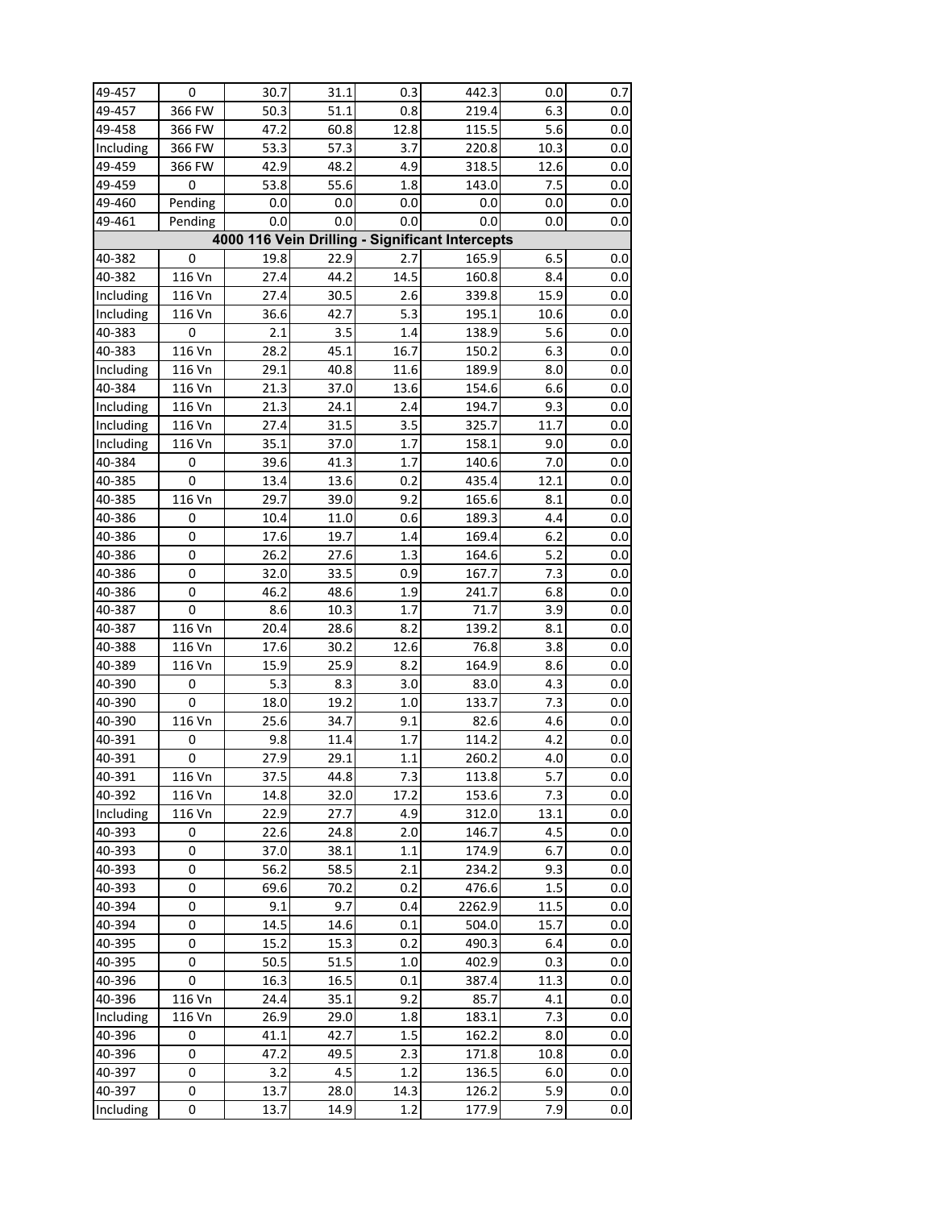| | | | | | | | |
|---|---|---|---|---|---|---|---|
| 49-457 | 0 | 30.7 | 31.1 | 0.3 | 442.3 | 0.0 | 0.7 |
| 49-457 | 366 FW | 50.3 | 51.1 | 0.8 | 219.4 | 6.3 | 0.0 |
| 49-458 | 366 FW | 47.2 | 60.8 | 12.8 | 115.5 | 5.6 | 0.0 |
| Including | 366 FW | 53.3 | 57.3 | 3.7 | 220.8 | 10.3 | 0.0 |
| 49-459 | 366 FW | 42.9 | 48.2 | 4.9 | 318.5 | 12.6 | 0.0 |
| 49-459 | 0 | 53.8 | 55.6 | 1.8 | 143.0 | 7.5 | 0.0 |
| 49-460 | Pending | 0.0 | 0.0 | 0.0 | 0.0 | 0.0 | 0.0 |
| 49-461 | Pending | 0.0 | 0.0 | 0.0 | 0.0 | 0.0 | 0.0 |
| **4000 116 Vein Drilling - Significant Intercepts** | | | | | | | |
| 40-382 | 0 | 19.8 | 22.9 | 2.7 | 165.9 | 6.5 | 0.0 |
| 40-382 | 116 Vn | 27.4 | 44.2 | 14.5 | 160.8 | 8.4 | 0.0 |
| Including | 116 Vn | 27.4 | 30.5 | 2.6 | 339.8 | 15.9 | 0.0 |
| Including | 116 Vn | 36.6 | 42.7 | 5.3 | 195.1 | 10.6 | 0.0 |
| 40-383 | 0 | 2.1 | 3.5 | 1.4 | 138.9 | 5.6 | 0.0 |
| 40-383 | 116 Vn | 28.2 | 45.1 | 16.7 | 150.2 | 6.3 | 0.0 |
| Including | 116 Vn | 29.1 | 40.8 | 11.6 | 189.9 | 8.0 | 0.0 |
| 40-384 | 116 Vn | 21.3 | 37.0 | 13.6 | 154.6 | 6.6 | 0.0 |
| Including | 116 Vn | 21.3 | 24.1 | 2.4 | 194.7 | 9.3 | 0.0 |
| Including | 116 Vn | 27.4 | 31.5 | 3.5 | 325.7 | 11.7 | 0.0 |
| Including | 116 Vn | 35.1 | 37.0 | 1.7 | 158.1 | 9.0 | 0.0 |
| 40-384 | 0 | 39.6 | 41.3 | 1.7 | 140.6 | 7.0 | 0.0 |
| 40-385 | 0 | 13.4 | 13.6 | 0.2 | 435.4 | 12.1 | 0.0 |
| 40-385 | 116 Vn | 29.7 | 39.0 | 9.2 | 165.6 | 8.1 | 0.0 |
| 40-386 | 0 | 10.4 | 11.0 | 0.6 | 189.3 | 4.4 | 0.0 |
| 40-386 | 0 | 17.6 | 19.7 | 1.4 | 169.4 | 6.2 | 0.0 |
| 40-386 | 0 | 26.2 | 27.6 | 1.3 | 164.6 | 5.2 | 0.0 |
| 40-386 | 0 | 32.0 | 33.5 | 0.9 | 167.7 | 7.3 | 0.0 |
| 40-386 | 0 | 46.2 | 48.6 | 1.9 | 241.7 | 6.8 | 0.0 |
| 40-387 | 0 | 8.6 | 10.3 | 1.7 | 71.7 | 3.9 | 0.0 |
| 40-387 | 116 Vn | 20.4 | 28.6 | 8.2 | 139.2 | 8.1 | 0.0 |
| 40-388 | 116 Vn | 17.6 | 30.2 | 12.6 | 76.8 | 3.8 | 0.0 |
| 40-389 | 116 Vn | 15.9 | 25.9 | 8.2 | 164.9 | 8.6 | 0.0 |
| 40-390 | 0 | 5.3 | 8.3 | 3.0 | 83.0 | 4.3 | 0.0 |
| 40-390 | 0 | 18.0 | 19.2 | 1.0 | 133.7 | 7.3 | 0.0 |
| 40-390 | 116 Vn | 25.6 | 34.7 | 9.1 | 82.6 | 4.6 | 0.0 |
| 40-391 | 0 | 9.8 | 11.4 | 1.7 | 114.2 | 4.2 | 0.0 |
| 40-391 | 0 | 27.9 | 29.1 | 1.1 | 260.2 | 4.0 | 0.0 |
| 40-391 | 116 Vn | 37.5 | 44.8 | 7.3 | 113.8 | 5.7 | 0.0 |
| 40-392 | 116 Vn | 14.8 | 32.0 | 17.2 | 153.6 | 7.3 | 0.0 |
| Including | 116 Vn | 22.9 | 27.7 | 4.9 | 312.0 | 13.1 | 0.0 |
| 40-393 | 0 | 22.6 | 24.8 | 2.0 | 146.7 | 4.5 | 0.0 |
| 40-393 | 0 | 37.0 | 38.1 | 1.1 | 174.9 | 6.7 | 0.0 |
| 40-393 | 0 | 56.2 | 58.5 | 2.1 | 234.2 | 9.3 | 0.0 |
| 40-393 | 0 | 69.6 | 70.2 | 0.2 | 476.6 | 1.5 | 0.0 |
| 40-394 | 0 | 9.1 | 9.7 | 0.4 | 2262.9 | 11.5 | 0.0 |
| 40-394 | 0 | 14.5 | 14.6 | 0.1 | 504.0 | 15.7 | 0.0 |
| 40-395 | 0 | 15.2 | 15.3 | 0.2 | 490.3 | 6.4 | 0.0 |
| 40-395 | 0 | 50.5 | 51.5 | 1.0 | 402.9 | 0.3 | 0.0 |
| 40-396 | 0 | 16.3 | 16.5 | 0.1 | 387.4 | 11.3 | 0.0 |
| 40-396 | 116 Vn | 24.4 | 35.1 | 9.2 | 85.7 | 4.1 | 0.0 |
| Including | 116 Vn | 26.9 | 29.0 | 1.8 | 183.1 | 7.3 | 0.0 |
| 40-396 | 0 | 41.1 | 42.7 | 1.5 | 162.2 | 8.0 | 0.0 |
| 40-396 | 0 | 47.2 | 49.5 | 2.3 | 171.8 | 10.8 | 0.0 |
| 40-397 | 0 | 3.2 | 4.5 | 1.2 | 136.5 | 6.0 | 0.0 |
| 40-397 | 0 | 13.7 | 28.0 | 14.3 | 126.2 | 5.9 | 0.0 |
| Including | 0 | 13.7 | 14.9 | 1.2 | 177.9 | 7.9 | 0.0 |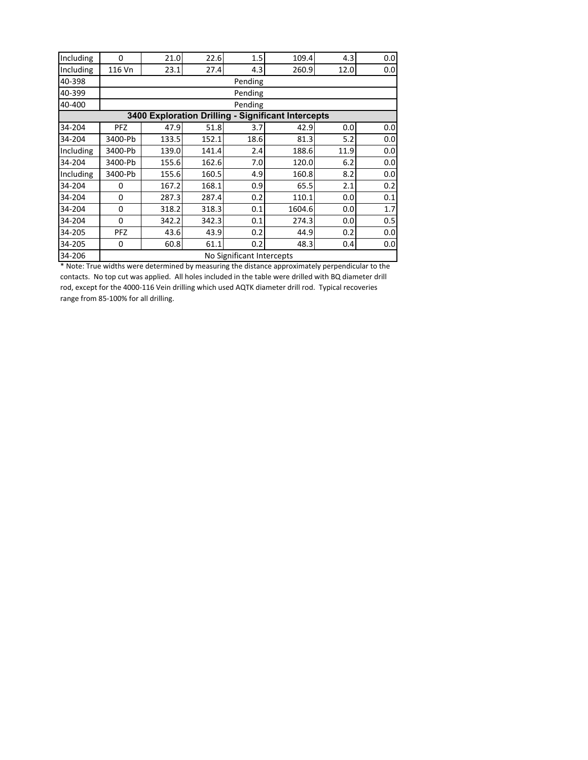| | | | | | | | |
|---|---|---|---|---|---|---|---|
| Including | 0 | 21.0 | 22.6 | 1.5 | 109.4 | 4.3 | 0.0 |
| Including | 116 Vn | 23.1 | 27.4 | 4.3 | 260.9 | 12.0 | 0.0 |
| 40-398 | Pending | | | | | | |
| 40-399 | Pending | | | | | | |
| 40-400 | Pending | | | | | | |
| **3400 Exploration Drilling - Significant Intercepts** | | | | | | | |
| 34-204 | PFZ | 47.9 | 51.8 | 3.7 | 42.9 | 0.0 | 0.0 |
| 34-204 | 3400-Pb | 133.5 | 152.1 | 18.6 | 81.3 | 5.2 | 0.0 |
| Including | 3400-Pb | 139.0 | 141.4 | 2.4 | 188.6 | 11.9 | 0.0 |
| 34-204 | 3400-Pb | 155.6 | 162.6 | 7.0 | 120.0 | 6.2 | 0.0 |
| Including | 3400-Pb | 155.6 | 160.5 | 4.9 | 160.8 | 8.2 | 0.0 |
| 34-204 | 0 | 167.2 | 168.1 | 0.9 | 65.5 | 2.1 | 0.2 |
| 34-204 | 0 | 287.3 | 287.4 | 0.2 | 110.1 | 0.0 | 0.1 |
| 34-204 | 0 | 318.2 | 318.3 | 0.1 | 1604.6 | 0.0 | 1.7 |
| 34-204 | 0 | 342.2 | 342.3 | 0.1 | 274.3 | 0.0 | 0.5 |
| 34-205 | PFZ | 43.6 | 43.9 | 0.2 | 44.9 | 0.2 | 0.0 |
| 34-205 | 0 | 60.8 | 61.1 | 0.2 | 48.3 | 0.4 | 0.0 |
| 34-206 | No Significant Intercepts | | | | | | |

* Note: True widths were determined by measuring the distance approximately perpendicular to the contacts. No top cut was applied. All holes included in the table were drilled with BQ diameter drill rod, except for the 4000-116 Vein drilling which used AQTK diameter drill rod. Typical recoveries range from 85-100% for all drilling.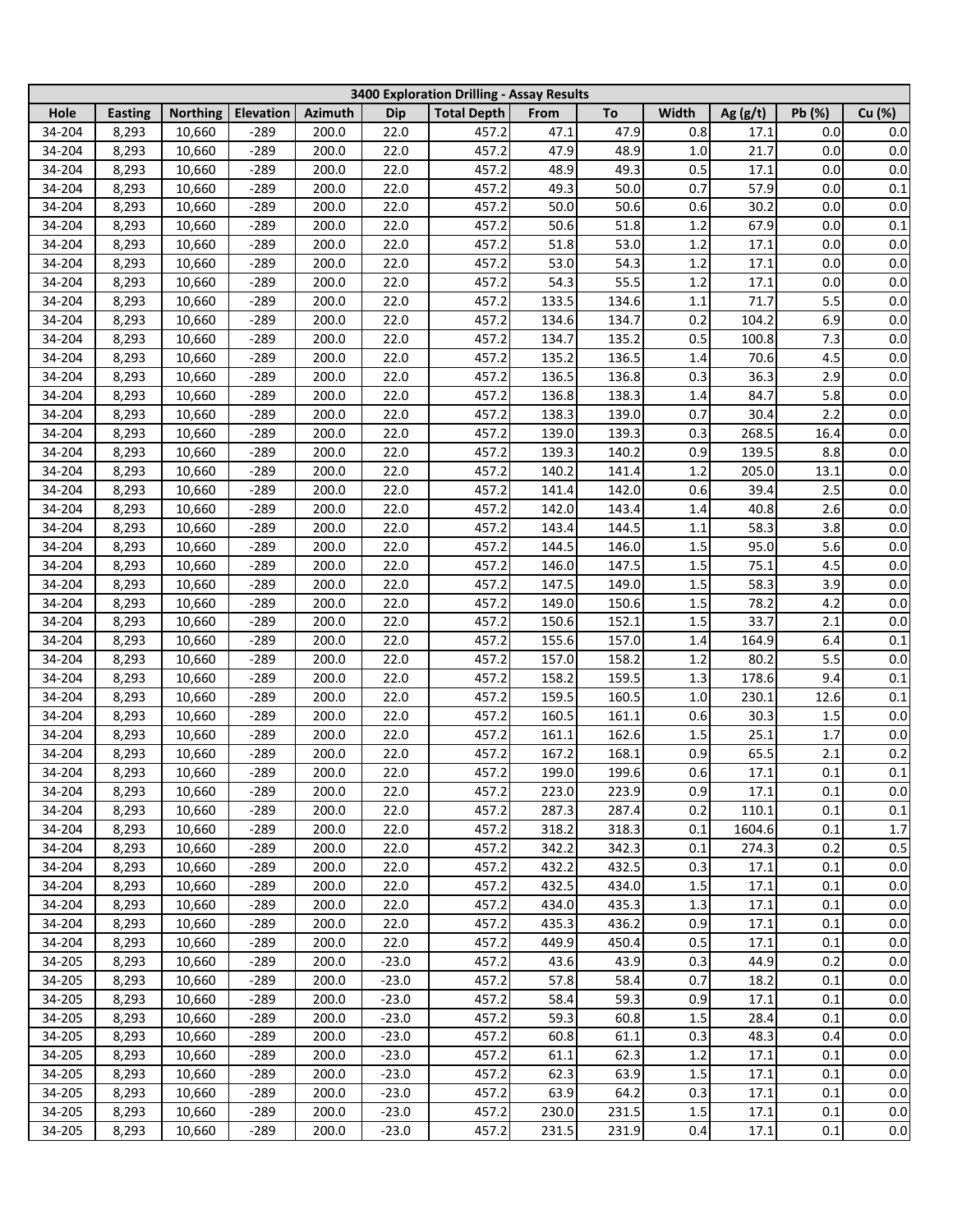| 3400 Exploration Drilling - Assay Results | | | | | | | | | | | | |
|---|---|---|---|---|---|---|---|---|---|---|---|---|
| Hole | Easting | Northing | Elevation | Azimuth | Dip | Total Depth | From | To | Width | Ag (g/t) | Pb (%) | Cu (%) |
| 34-204 | 8,293 | 10,660 | -289 | 200.0 | 22.0 | 457.2 | 47.1 | 47.9 | 0.8 | 17.1 | 0.0 | 0.0 |
| 34-204 | 8,293 | 10,660 | -289 | 200.0 | 22.0 | 457.2 | 47.9 | 48.9 | 1.0 | 21.7 | 0.0 | 0.0 |
| 34-204 | 8,293 | 10,660 | -289 | 200.0 | 22.0 | 457.2 | 48.9 | 49.3 | 0.5 | 17.1 | 0.0 | 0.0 |
| 34-204 | 8,293 | 10,660 | -289 | 200.0 | 22.0 | 457.2 | 49.3 | 50.0 | 0.7 | 57.9 | 0.0 | 0.1 |
| 34-204 | 8,293 | 10,660 | -289 | 200.0 | 22.0 | 457.2 | 50.0 | 50.6 | 0.6 | 30.2 | 0.0 | 0.0 |
| 34-204 | 8,293 | 10,660 | -289 | 200.0 | 22.0 | 457.2 | 50.6 | 51.8 | 1.2 | 67.9 | 0.0 | 0.1 |
| 34-204 | 8,293 | 10,660 | -289 | 200.0 | 22.0 | 457.2 | 51.8 | 53.0 | 1.2 | 17.1 | 0.0 | 0.0 |
| 34-204 | 8,293 | 10,660 | -289 | 200.0 | 22.0 | 457.2 | 53.0 | 54.3 | 1.2 | 17.1 | 0.0 | 0.0 |
| 34-204 | 8,293 | 10,660 | -289 | 200.0 | 22.0 | 457.2 | 54.3 | 55.5 | 1.2 | 17.1 | 0.0 | 0.0 |
| 34-204 | 8,293 | 10,660 | -289 | 200.0 | 22.0 | 457.2 | 133.5 | 134.6 | 1.1 | 71.7 | 5.5 | 0.0 |
| 34-204 | 8,293 | 10,660 | -289 | 200.0 | 22.0 | 457.2 | 134.6 | 134.7 | 0.2 | 104.2 | 6.9 | 0.0 |
| 34-204 | 8,293 | 10,660 | -289 | 200.0 | 22.0 | 457.2 | 134.7 | 135.2 | 0.5 | 100.8 | 7.3 | 0.0 |
| 34-204 | 8,293 | 10,660 | -289 | 200.0 | 22.0 | 457.2 | 135.2 | 136.5 | 1.4 | 70.6 | 4.5 | 0.0 |
| 34-204 | 8,293 | 10,660 | -289 | 200.0 | 22.0 | 457.2 | 136.5 | 136.8 | 0.3 | 36.3 | 2.9 | 0.0 |
| 34-204 | 8,293 | 10,660 | -289 | 200.0 | 22.0 | 457.2 | 136.8 | 138.3 | 1.4 | 84.7 | 5.8 | 0.0 |
| 34-204 | 8,293 | 10,660 | -289 | 200.0 | 22.0 | 457.2 | 138.3 | 139.0 | 0.7 | 30.4 | 2.2 | 0.0 |
| 34-204 | 8,293 | 10,660 | -289 | 200.0 | 22.0 | 457.2 | 139.0 | 139.3 | 0.3 | 268.5 | 16.4 | 0.0 |
| 34-204 | 8,293 | 10,660 | -289 | 200.0 | 22.0 | 457.2 | 139.3 | 140.2 | 0.9 | 139.5 | 8.8 | 0.0 |
| 34-204 | 8,293 | 10,660 | -289 | 200.0 | 22.0 | 457.2 | 140.2 | 141.4 | 1.2 | 205.0 | 13.1 | 0.0 |
| 34-204 | 8,293 | 10,660 | -289 | 200.0 | 22.0 | 457.2 | 141.4 | 142.0 | 0.6 | 39.4 | 2.5 | 0.0 |
| 34-204 | 8,293 | 10,660 | -289 | 200.0 | 22.0 | 457.2 | 142.0 | 143.4 | 1.4 | 40.8 | 2.6 | 0.0 |
| 34-204 | 8,293 | 10,660 | -289 | 200.0 | 22.0 | 457.2 | 143.4 | 144.5 | 1.1 | 58.3 | 3.8 | 0.0 |
| 34-204 | 8,293 | 10,660 | -289 | 200.0 | 22.0 | 457.2 | 144.5 | 146.0 | 1.5 | 95.0 | 5.6 | 0.0 |
| 34-204 | 8,293 | 10,660 | -289 | 200.0 | 22.0 | 457.2 | 146.0 | 147.5 | 1.5 | 75.1 | 4.5 | 0.0 |
| 34-204 | 8,293 | 10,660 | -289 | 200.0 | 22.0 | 457.2 | 147.5 | 149.0 | 1.5 | 58.3 | 3.9 | 0.0 |
| 34-204 | 8,293 | 10,660 | -289 | 200.0 | 22.0 | 457.2 | 149.0 | 150.6 | 1.5 | 78.2 | 4.2 | 0.0 |
| 34-204 | 8,293 | 10,660 | -289 | 200.0 | 22.0 | 457.2 | 150.6 | 152.1 | 1.5 | 33.7 | 2.1 | 0.0 |
| 34-204 | 8,293 | 10,660 | -289 | 200.0 | 22.0 | 457.2 | 155.6 | 157.0 | 1.4 | 164.9 | 6.4 | 0.1 |
| 34-204 | 8,293 | 10,660 | -289 | 200.0 | 22.0 | 457.2 | 157.0 | 158.2 | 1.2 | 80.2 | 5.5 | 0.0 |
| 34-204 | 8,293 | 10,660 | -289 | 200.0 | 22.0 | 457.2 | 158.2 | 159.5 | 1.3 | 178.6 | 9.4 | 0.1 |
| 34-204 | 8,293 | 10,660 | -289 | 200.0 | 22.0 | 457.2 | 159.5 | 160.5 | 1.0 | 230.1 | 12.6 | 0.1 |
| 34-204 | 8,293 | 10,660 | -289 | 200.0 | 22.0 | 457.2 | 160.5 | 161.1 | 0.6 | 30.3 | 1.5 | 0.0 |
| 34-204 | 8,293 | 10,660 | -289 | 200.0 | 22.0 | 457.2 | 161.1 | 162.6 | 1.5 | 25.1 | 1.7 | 0.0 |
| 34-204 | 8,293 | 10,660 | -289 | 200.0 | 22.0 | 457.2 | 167.2 | 168.1 | 0.9 | 65.5 | 2.1 | 0.2 |
| 34-204 | 8,293 | 10,660 | -289 | 200.0 | 22.0 | 457.2 | 199.0 | 199.6 | 0.6 | 17.1 | 0.1 | 0.1 |
| 34-204 | 8,293 | 10,660 | -289 | 200.0 | 22.0 | 457.2 | 223.0 | 223.9 | 0.9 | 17.1 | 0.1 | 0.0 |
| 34-204 | 8,293 | 10,660 | -289 | 200.0 | 22.0 | 457.2 | 287.3 | 287.4 | 0.2 | 110.1 | 0.1 | 0.1 |
| 34-204 | 8,293 | 10,660 | -289 | 200.0 | 22.0 | 457.2 | 318.2 | 318.3 | 0.1 | 1604.6 | 0.1 | 1.7 |
| 34-204 | 8,293 | 10,660 | -289 | 200.0 | 22.0 | 457.2 | 342.2 | 342.3 | 0.1 | 274.3 | 0.2 | 0.5 |
| 34-204 | 8,293 | 10,660 | -289 | 200.0 | 22.0 | 457.2 | 432.2 | 432.5 | 0.3 | 17.1 | 0.1 | 0.0 |
| 34-204 | 8,293 | 10,660 | -289 | 200.0 | 22.0 | 457.2 | 432.5 | 434.0 | 1.5 | 17.1 | 0.1 | 0.0 |
| 34-204 | 8,293 | 10,660 | -289 | 200.0 | 22.0 | 457.2 | 434.0 | 435.3 | 1.3 | 17.1 | 0.1 | 0.0 |
| 34-204 | 8,293 | 10,660 | -289 | 200.0 | 22.0 | 457.2 | 435.3 | 436.2 | 0.9 | 17.1 | 0.1 | 0.0 |
| 34-204 | 8,293 | 10,660 | -289 | 200.0 | 22.0 | 457.2 | 449.9 | 450.4 | 0.5 | 17.1 | 0.1 | 0.0 |
| 34-205 | 8,293 | 10,660 | -289 | 200.0 | -23.0 | 457.2 | 43.6 | 43.9 | 0.3 | 44.9 | 0.2 | 0.0 |
| 34-205 | 8,293 | 10,660 | -289 | 200.0 | -23.0 | 457.2 | 57.8 | 58.4 | 0.7 | 18.2 | 0.1 | 0.0 |
| 34-205 | 8,293 | 10,660 | -289 | 200.0 | -23.0 | 457.2 | 58.4 | 59.3 | 0.9 | 17.1 | 0.1 | 0.0 |
| 34-205 | 8,293 | 10,660 | -289 | 200.0 | -23.0 | 457.2 | 59.3 | 60.8 | 1.5 | 28.4 | 0.1 | 0.0 |
| 34-205 | 8,293 | 10,660 | -289 | 200.0 | -23.0 | 457.2 | 60.8 | 61.1 | 0.3 | 48.3 | 0.4 | 0.0 |
| 34-205 | 8,293 | 10,660 | -289 | 200.0 | -23.0 | 457.2 | 61.1 | 62.3 | 1.2 | 17.1 | 0.1 | 0.0 |
| 34-205 | 8,293 | 10,660 | -289 | 200.0 | -23.0 | 457.2 | 62.3 | 63.9 | 1.5 | 17.1 | 0.1 | 0.0 |
| 34-205 | 8,293 | 10,660 | -289 | 200.0 | -23.0 | 457.2 | 63.9 | 64.2 | 0.3 | 17.1 | 0.1 | 0.0 |
| 34-205 | 8,293 | 10,660 | -289 | 200.0 | -23.0 | 457.2 | 230.0 | 231.5 | 1.5 | 17.1 | 0.1 | 0.0 |
| 34-205 | 8,293 | 10,660 | -289 | 200.0 | -23.0 | 457.2 | 231.5 | 231.9 | 0.4 | 17.1 | 0.1 | 0.0 |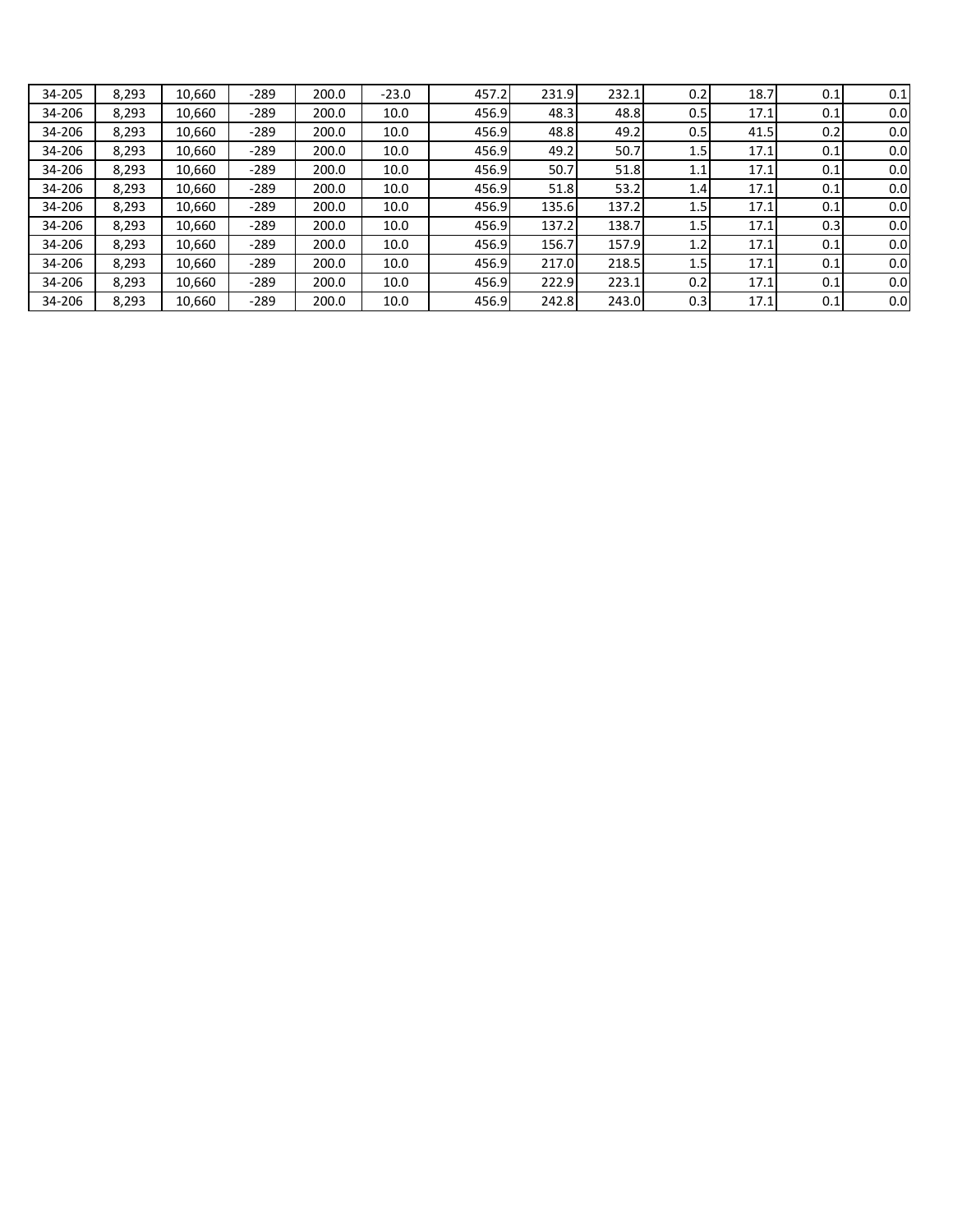| | | | | | | | | | | | | |
|---|---|---|---|---|---|---|---|---|---|---|---|---|
| 34-205 | 8,293 | 10,660 | -289 | 200.0 | -23.0 | 457.2 | 231.9 | 232.1 | 0.2 | 18.7 | 0.1 | 0.1 |
| 34-206 | 8,293 | 10,660 | -289 | 200.0 | 10.0 | 456.9 | 48.3 | 48.8 | 0.5 | 17.1 | 0.1 | 0.0 |
| 34-206 | 8,293 | 10,660 | -289 | 200.0 | 10.0 | 456.9 | 48.8 | 49.2 | 0.5 | 41.5 | 0.2 | 0.0 |
| 34-206 | 8,293 | 10,660 | -289 | 200.0 | 10.0 | 456.9 | 49.2 | 50.7 | 1.5 | 17.1 | 0.1 | 0.0 |
| 34-206 | 8,293 | 10,660 | -289 | 200.0 | 10.0 | 456.9 | 50.7 | 51.8 | 1.1 | 17.1 | 0.1 | 0.0 |
| 34-206 | 8,293 | 10,660 | -289 | 200.0 | 10.0 | 456.9 | 51.8 | 53.2 | 1.4 | 17.1 | 0.1 | 0.0 |
| 34-206 | 8,293 | 10,660 | -289 | 200.0 | 10.0 | 456.9 | 135.6 | 137.2 | 1.5 | 17.1 | 0.1 | 0.0 |
| 34-206 | 8,293 | 10,660 | -289 | 200.0 | 10.0 | 456.9 | 137.2 | 138.7 | 1.5 | 17.1 | 0.3 | 0.0 |
| 34-206 | 8,293 | 10,660 | -289 | 200.0 | 10.0 | 456.9 | 156.7 | 157.9 | 1.2 | 17.1 | 0.1 | 0.0 |
| 34-206 | 8,293 | 10,660 | -289 | 200.0 | 10.0 | 456.9 | 217.0 | 218.5 | 1.5 | 17.1 | 0.1 | 0.0 |
| 34-206 | 8,293 | 10,660 | -289 | 200.0 | 10.0 | 456.9 | 222.9 | 223.1 | 0.2 | 17.1 | 0.1 | 0.0 |
| 34-206 | 8,293 | 10,660 | -289 | 200.0 | 10.0 | 456.9 | 242.8 | 243.0 | 0.3 | 17.1 | 0.1 | 0.0 |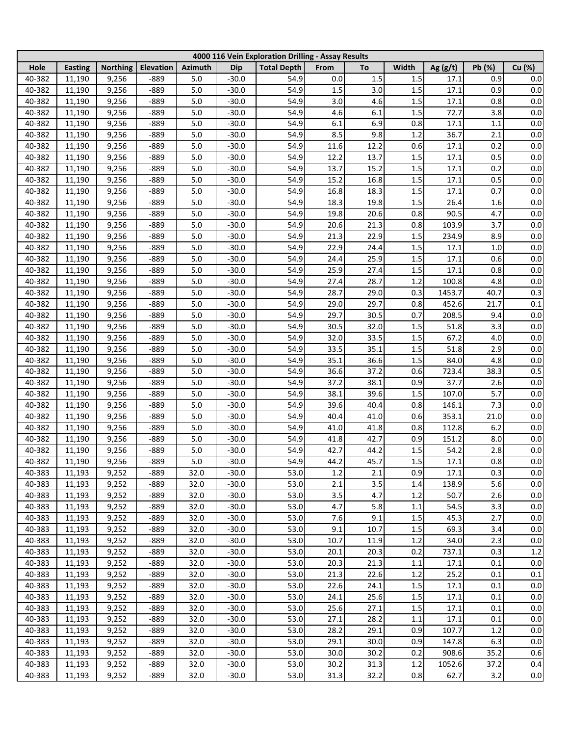| 4000 116 Vein Exploration Drilling - Assay Results | | | | | | | | | | | | |
|---|---|---|---|---|---|---|---|---|---|---|---|---|
| Hole | Easting | Northing | Elevation | Azimuth | Dip | Total Depth | From | To | Width | Ag (g/t) | Pb (%) | Cu (%) |
| 40-382 | 11,190 | 9,256 | -889 | 5.0 | -30.0 | 54.9 | 0.0 | 1.5 | 1.5 | 17.1 | 0.9 | 0.0 |
| 40-382 | 11,190 | 9,256 | -889 | 5.0 | -30.0 | 54.9 | 1.5 | 3.0 | 1.5 | 17.1 | 0.9 | 0.0 |
| 40-382 | 11,190 | 9,256 | -889 | 5.0 | -30.0 | 54.9 | 3.0 | 4.6 | 1.5 | 17.1 | 0.8 | 0.0 |
| 40-382 | 11,190 | 9,256 | -889 | 5.0 | -30.0 | 54.9 | 4.6 | 6.1 | 1.5 | 72.7 | 3.8 | 0.0 |
| 40-382 | 11,190 | 9,256 | -889 | 5.0 | -30.0 | 54.9 | 6.1 | 6.9 | 0.8 | 17.1 | 1.1 | 0.0 |
| 40-382 | 11,190 | 9,256 | -889 | 5.0 | -30.0 | 54.9 | 8.5 | 9.8 | 1.2 | 36.7 | 2.1 | 0.0 |
| 40-382 | 11,190 | 9,256 | -889 | 5.0 | -30.0 | 54.9 | 11.6 | 12.2 | 0.6 | 17.1 | 0.2 | 0.0 |
| 40-382 | 11,190 | 9,256 | -889 | 5.0 | -30.0 | 54.9 | 12.2 | 13.7 | 1.5 | 17.1 | 0.5 | 0.0 |
| 40-382 | 11,190 | 9,256 | -889 | 5.0 | -30.0 | 54.9 | 13.7 | 15.2 | 1.5 | 17.1 | 0.2 | 0.0 |
| 40-382 | 11,190 | 9,256 | -889 | 5.0 | -30.0 | 54.9 | 15.2 | 16.8 | 1.5 | 17.1 | 0.5 | 0.0 |
| 40-382 | 11,190 | 9,256 | -889 | 5.0 | -30.0 | 54.9 | 16.8 | 18.3 | 1.5 | 17.1 | 0.7 | 0.0 |
| 40-382 | 11,190 | 9,256 | -889 | 5.0 | -30.0 | 54.9 | 18.3 | 19.8 | 1.5 | 26.4 | 1.6 | 0.0 |
| 40-382 | 11,190 | 9,256 | -889 | 5.0 | -30.0 | 54.9 | 19.8 | 20.6 | 0.8 | 90.5 | 4.7 | 0.0 |
| 40-382 | 11,190 | 9,256 | -889 | 5.0 | -30.0 | 54.9 | 20.6 | 21.3 | 0.8 | 103.9 | 3.7 | 0.0 |
| 40-382 | 11,190 | 9,256 | -889 | 5.0 | -30.0 | 54.9 | 21.3 | 22.9 | 1.5 | 234.9 | 8.9 | 0.0 |
| 40-382 | 11,190 | 9,256 | -889 | 5.0 | -30.0 | 54.9 | 22.9 | 24.4 | 1.5 | 17.1 | 1.0 | 0.0 |
| 40-382 | 11,190 | 9,256 | -889 | 5.0 | -30.0 | 54.9 | 24.4 | 25.9 | 1.5 | 17.1 | 0.6 | 0.0 |
| 40-382 | 11,190 | 9,256 | -889 | 5.0 | -30.0 | 54.9 | 25.9 | 27.4 | 1.5 | 17.1 | 0.8 | 0.0 |
| 40-382 | 11,190 | 9,256 | -889 | 5.0 | -30.0 | 54.9 | 27.4 | 28.7 | 1.2 | 100.8 | 4.8 | 0.0 |
| 40-382 | 11,190 | 9,256 | -889 | 5.0 | -30.0 | 54.9 | 28.7 | 29.0 | 0.3 | 1453.7 | 40.7 | 0.3 |
| 40-382 | 11,190 | 9,256 | -889 | 5.0 | -30.0 | 54.9 | 29.0 | 29.7 | 0.8 | 452.6 | 21.7 | 0.1 |
| 40-382 | 11,190 | 9,256 | -889 | 5.0 | -30.0 | 54.9 | 29.7 | 30.5 | 0.7 | 208.5 | 9.4 | 0.0 |
| 40-382 | 11,190 | 9,256 | -889 | 5.0 | -30.0 | 54.9 | 30.5 | 32.0 | 1.5 | 51.8 | 3.3 | 0.0 |
| 40-382 | 11,190 | 9,256 | -889 | 5.0 | -30.0 | 54.9 | 32.0 | 33.5 | 1.5 | 67.2 | 4.0 | 0.0 |
| 40-382 | 11,190 | 9,256 | -889 | 5.0 | -30.0 | 54.9 | 33.5 | 35.1 | 1.5 | 51.8 | 2.9 | 0.0 |
| 40-382 | 11,190 | 9,256 | -889 | 5.0 | -30.0 | 54.9 | 35.1 | 36.6 | 1.5 | 84.0 | 4.8 | 0.0 |
| 40-382 | 11,190 | 9,256 | -889 | 5.0 | -30.0 | 54.9 | 36.6 | 37.2 | 0.6 | 723.4 | 38.3 | 0.5 |
| 40-382 | 11,190 | 9,256 | -889 | 5.0 | -30.0 | 54.9 | 37.2 | 38.1 | 0.9 | 37.7 | 2.6 | 0.0 |
| 40-382 | 11,190 | 9,256 | -889 | 5.0 | -30.0 | 54.9 | 38.1 | 39.6 | 1.5 | 107.0 | 5.7 | 0.0 |
| 40-382 | 11,190 | 9,256 | -889 | 5.0 | -30.0 | 54.9 | 39.6 | 40.4 | 0.8 | 146.1 | 7.3 | 0.0 |
| 40-382 | 11,190 | 9,256 | -889 | 5.0 | -30.0 | 54.9 | 40.4 | 41.0 | 0.6 | 353.1 | 21.0 | 0.0 |
| 40-382 | 11,190 | 9,256 | -889 | 5.0 | -30.0 | 54.9 | 41.0 | 41.8 | 0.8 | 112.8 | 6.2 | 0.0 |
| 40-382 | 11,190 | 9,256 | -889 | 5.0 | -30.0 | 54.9 | 41.8 | 42.7 | 0.9 | 151.2 | 8.0 | 0.0 |
| 40-382 | 11,190 | 9,256 | -889 | 5.0 | -30.0 | 54.9 | 42.7 | 44.2 | 1.5 | 54.2 | 2.8 | 0.0 |
| 40-382 | 11,190 | 9,256 | -889 | 5.0 | -30.0 | 54.9 | 44.2 | 45.7 | 1.5 | 17.1 | 0.8 | 0.0 |
| 40-383 | 11,193 | 9,252 | -889 | 32.0 | -30.0 | 53.0 | 1.2 | 2.1 | 0.9 | 17.1 | 0.3 | 0.0 |
| 40-383 | 11,193 | 9,252 | -889 | 32.0 | -30.0 | 53.0 | 2.1 | 3.5 | 1.4 | 138.9 | 5.6 | 0.0 |
| 40-383 | 11,193 | 9,252 | -889 | 32.0 | -30.0 | 53.0 | 3.5 | 4.7 | 1.2 | 50.7 | 2.6 | 0.0 |
| 40-383 | 11,193 | 9,252 | -889 | 32.0 | -30.0 | 53.0 | 4.7 | 5.8 | 1.1 | 54.5 | 3.3 | 0.0 |
| 40-383 | 11,193 | 9,252 | -889 | 32.0 | -30.0 | 53.0 | 7.6 | 9.1 | 1.5 | 45.3 | 2.7 | 0.0 |
| 40-383 | 11,193 | 9,252 | -889 | 32.0 | -30.0 | 53.0 | 9.1 | 10.7 | 1.5 | 69.3 | 3.4 | 0.0 |
| 40-383 | 11,193 | 9,252 | -889 | 32.0 | -30.0 | 53.0 | 10.7 | 11.9 | 1.2 | 34.0 | 2.3 | 0.0 |
| 40-383 | 11,193 | 9,252 | -889 | 32.0 | -30.0 | 53.0 | 20.1 | 20.3 | 0.2 | 737.1 | 0.3 | 1.2 |
| 40-383 | 11,193 | 9,252 | -889 | 32.0 | -30.0 | 53.0 | 20.3 | 21.3 | 1.1 | 17.1 | 0.1 | 0.0 |
| 40-383 | 11,193 | 9,252 | -889 | 32.0 | -30.0 | 53.0 | 21.3 | 22.6 | 1.2 | 25.2 | 0.1 | 0.1 |
| 40-383 | 11,193 | 9,252 | -889 | 32.0 | -30.0 | 53.0 | 22.6 | 24.1 | 1.5 | 17.1 | 0.1 | 0.0 |
| 40-383 | 11,193 | 9,252 | -889 | 32.0 | -30.0 | 53.0 | 24.1 | 25.6 | 1.5 | 17.1 | 0.1 | 0.0 |
| 40-383 | 11,193 | 9,252 | -889 | 32.0 | -30.0 | 53.0 | 25.6 | 27.1 | 1.5 | 17.1 | 0.1 | 0.0 |
| 40-383 | 11,193 | 9,252 | -889 | 32.0 | -30.0 | 53.0 | 27.1 | 28.2 | 1.1 | 17.1 | 0.1 | 0.0 |
| 40-383 | 11,193 | 9,252 | -889 | 32.0 | -30.0 | 53.0 | 28.2 | 29.1 | 0.9 | 107.7 | 1.2 | 0.0 |
| 40-383 | 11,193 | 9,252 | -889 | 32.0 | -30.0 | 53.0 | 29.1 | 30.0 | 0.9 | 147.8 | 6.3 | 0.0 |
| 40-383 | 11,193 | 9,252 | -889 | 32.0 | -30.0 | 53.0 | 30.0 | 30.2 | 0.2 | 908.6 | 35.2 | 0.6 |
| 40-383 | 11,193 | 9,252 | -889 | 32.0 | -30.0 | 53.0 | 30.2 | 31.3 | 1.2 | 1052.6 | 37.2 | 0.4 |
| 40-383 | 11,193 | 9,252 | -889 | 32.0 | -30.0 | 53.0 | 31.3 | 32.2 | 0.8 | 62.7 | 3.2 | 0.0 |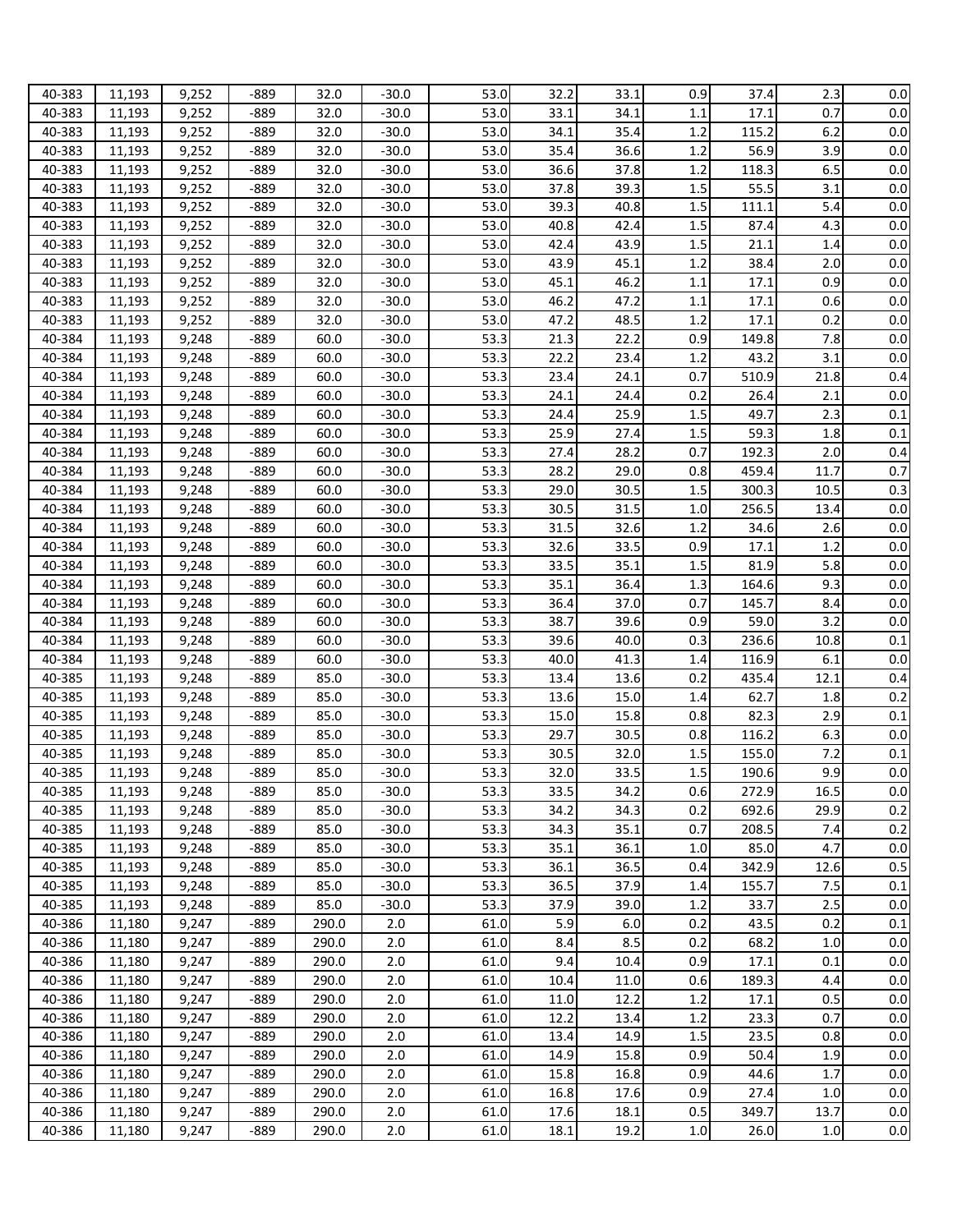| | | | | | | | | | | | | |
|---|---|---|---|---|---|---|---|---|---|---|---|---|
| 40-383 | 11,193 | 9,252 | -889 | 32.0 | -30.0 | 53.0 | 32.2 | 33.1 | 0.9 | 37.4 | 2.3 | 0.0 |
| 40-383 | 11,193 | 9,252 | -889 | 32.0 | -30.0 | 53.0 | 33.1 | 34.1 | 1.1 | 17.1 | 0.7 | 0.0 |
| 40-383 | 11,193 | 9,252 | -889 | 32.0 | -30.0 | 53.0 | 34.1 | 35.4 | 1.2 | 115.2 | 6.2 | 0.0 |
| 40-383 | 11,193 | 9,252 | -889 | 32.0 | -30.0 | 53.0 | 35.4 | 36.6 | 1.2 | 56.9 | 3.9 | 0.0 |
| 40-383 | 11,193 | 9,252 | -889 | 32.0 | -30.0 | 53.0 | 36.6 | 37.8 | 1.2 | 118.3 | 6.5 | 0.0 |
| 40-383 | 11,193 | 9,252 | -889 | 32.0 | -30.0 | 53.0 | 37.8 | 39.3 | 1.5 | 55.5 | 3.1 | 0.0 |
| 40-383 | 11,193 | 9,252 | -889 | 32.0 | -30.0 | 53.0 | 39.3 | 40.8 | 1.5 | 111.1 | 5.4 | 0.0 |
| 40-383 | 11,193 | 9,252 | -889 | 32.0 | -30.0 | 53.0 | 40.8 | 42.4 | 1.5 | 87.4 | 4.3 | 0.0 |
| 40-383 | 11,193 | 9,252 | -889 | 32.0 | -30.0 | 53.0 | 42.4 | 43.9 | 1.5 | 21.1 | 1.4 | 0.0 |
| 40-383 | 11,193 | 9,252 | -889 | 32.0 | -30.0 | 53.0 | 43.9 | 45.1 | 1.2 | 38.4 | 2.0 | 0.0 |
| 40-383 | 11,193 | 9,252 | -889 | 32.0 | -30.0 | 53.0 | 45.1 | 46.2 | 1.1 | 17.1 | 0.9 | 0.0 |
| 40-383 | 11,193 | 9,252 | -889 | 32.0 | -30.0 | 53.0 | 46.2 | 47.2 | 1.1 | 17.1 | 0.6 | 0.0 |
| 40-383 | 11,193 | 9,252 | -889 | 32.0 | -30.0 | 53.0 | 47.2 | 48.5 | 1.2 | 17.1 | 0.2 | 0.0 |
| 40-384 | 11,193 | 9,248 | -889 | 60.0 | -30.0 | 53.3 | 21.3 | 22.2 | 0.9 | 149.8 | 7.8 | 0.0 |
| 40-384 | 11,193 | 9,248 | -889 | 60.0 | -30.0 | 53.3 | 22.2 | 23.4 | 1.2 | 43.2 | 3.1 | 0.0 |
| 40-384 | 11,193 | 9,248 | -889 | 60.0 | -30.0 | 53.3 | 23.4 | 24.1 | 0.7 | 510.9 | 21.8 | 0.4 |
| 40-384 | 11,193 | 9,248 | -889 | 60.0 | -30.0 | 53.3 | 24.1 | 24.4 | 0.2 | 26.4 | 2.1 | 0.0 |
| 40-384 | 11,193 | 9,248 | -889 | 60.0 | -30.0 | 53.3 | 24.4 | 25.9 | 1.5 | 49.7 | 2.3 | 0.1 |
| 40-384 | 11,193 | 9,248 | -889 | 60.0 | -30.0 | 53.3 | 25.9 | 27.4 | 1.5 | 59.3 | 1.8 | 0.1 |
| 40-384 | 11,193 | 9,248 | -889 | 60.0 | -30.0 | 53.3 | 27.4 | 28.2 | 0.7 | 192.3 | 2.0 | 0.4 |
| 40-384 | 11,193 | 9,248 | -889 | 60.0 | -30.0 | 53.3 | 28.2 | 29.0 | 0.8 | 459.4 | 11.7 | 0.7 |
| 40-384 | 11,193 | 9,248 | -889 | 60.0 | -30.0 | 53.3 | 29.0 | 30.5 | 1.5 | 300.3 | 10.5 | 0.3 |
| 40-384 | 11,193 | 9,248 | -889 | 60.0 | -30.0 | 53.3 | 30.5 | 31.5 | 1.0 | 256.5 | 13.4 | 0.0 |
| 40-384 | 11,193 | 9,248 | -889 | 60.0 | -30.0 | 53.3 | 31.5 | 32.6 | 1.2 | 34.6 | 2.6 | 0.0 |
| 40-384 | 11,193 | 9,248 | -889 | 60.0 | -30.0 | 53.3 | 32.6 | 33.5 | 0.9 | 17.1 | 1.2 | 0.0 |
| 40-384 | 11,193 | 9,248 | -889 | 60.0 | -30.0 | 53.3 | 33.5 | 35.1 | 1.5 | 81.9 | 5.8 | 0.0 |
| 40-384 | 11,193 | 9,248 | -889 | 60.0 | -30.0 | 53.3 | 35.1 | 36.4 | 1.3 | 164.6 | 9.3 | 0.0 |
| 40-384 | 11,193 | 9,248 | -889 | 60.0 | -30.0 | 53.3 | 36.4 | 37.0 | 0.7 | 145.7 | 8.4 | 0.0 |
| 40-384 | 11,193 | 9,248 | -889 | 60.0 | -30.0 | 53.3 | 38.7 | 39.6 | 0.9 | 59.0 | 3.2 | 0.0 |
| 40-384 | 11,193 | 9,248 | -889 | 60.0 | -30.0 | 53.3 | 39.6 | 40.0 | 0.3 | 236.6 | 10.8 | 0.1 |
| 40-384 | 11,193 | 9,248 | -889 | 60.0 | -30.0 | 53.3 | 40.0 | 41.3 | 1.4 | 116.9 | 6.1 | 0.0 |
| 40-385 | 11,193 | 9,248 | -889 | 85.0 | -30.0 | 53.3 | 13.4 | 13.6 | 0.2 | 435.4 | 12.1 | 0.4 |
| 40-385 | 11,193 | 9,248 | -889 | 85.0 | -30.0 | 53.3 | 13.6 | 15.0 | 1.4 | 62.7 | 1.8 | 0.2 |
| 40-385 | 11,193 | 9,248 | -889 | 85.0 | -30.0 | 53.3 | 15.0 | 15.8 | 0.8 | 82.3 | 2.9 | 0.1 |
| 40-385 | 11,193 | 9,248 | -889 | 85.0 | -30.0 | 53.3 | 29.7 | 30.5 | 0.8 | 116.2 | 6.3 | 0.0 |
| 40-385 | 11,193 | 9,248 | -889 | 85.0 | -30.0 | 53.3 | 30.5 | 32.0 | 1.5 | 155.0 | 7.2 | 0.1 |
| 40-385 | 11,193 | 9,248 | -889 | 85.0 | -30.0 | 53.3 | 32.0 | 33.5 | 1.5 | 190.6 | 9.9 | 0.0 |
| 40-385 | 11,193 | 9,248 | -889 | 85.0 | -30.0 | 53.3 | 33.5 | 34.2 | 0.6 | 272.9 | 16.5 | 0.0 |
| 40-385 | 11,193 | 9,248 | -889 | 85.0 | -30.0 | 53.3 | 34.2 | 34.3 | 0.2 | 692.6 | 29.9 | 0.2 |
| 40-385 | 11,193 | 9,248 | -889 | 85.0 | -30.0 | 53.3 | 34.3 | 35.1 | 0.7 | 208.5 | 7.4 | 0.2 |
| 40-385 | 11,193 | 9,248 | -889 | 85.0 | -30.0 | 53.3 | 35.1 | 36.1 | 1.0 | 85.0 | 4.7 | 0.0 |
| 40-385 | 11,193 | 9,248 | -889 | 85.0 | -30.0 | 53.3 | 36.1 | 36.5 | 0.4 | 342.9 | 12.6 | 0.5 |
| 40-385 | 11,193 | 9,248 | -889 | 85.0 | -30.0 | 53.3 | 36.5 | 37.9 | 1.4 | 155.7 | 7.5 | 0.1 |
| 40-385 | 11,193 | 9,248 | -889 | 85.0 | -30.0 | 53.3 | 37.9 | 39.0 | 1.2 | 33.7 | 2.5 | 0.0 |
| 40-386 | 11,180 | 9,247 | -889 | 290.0 | 2.0 | 61.0 | 5.9 | 6.0 | 0.2 | 43.5 | 0.2 | 0.1 |
| 40-386 | 11,180 | 9,247 | -889 | 290.0 | 2.0 | 61.0 | 8.4 | 8.5 | 0.2 | 68.2 | 1.0 | 0.0 |
| 40-386 | 11,180 | 9,247 | -889 | 290.0 | 2.0 | 61.0 | 9.4 | 10.4 | 0.9 | 17.1 | 0.1 | 0.0 |
| 40-386 | 11,180 | 9,247 | -889 | 290.0 | 2.0 | 61.0 | 10.4 | 11.0 | 0.6 | 189.3 | 4.4 | 0.0 |
| 40-386 | 11,180 | 9,247 | -889 | 290.0 | 2.0 | 61.0 | 11.0 | 12.2 | 1.2 | 17.1 | 0.5 | 0.0 |
| 40-386 | 11,180 | 9,247 | -889 | 290.0 | 2.0 | 61.0 | 12.2 | 13.4 | 1.2 | 23.3 | 0.7 | 0.0 |
| 40-386 | 11,180 | 9,247 | -889 | 290.0 | 2.0 | 61.0 | 13.4 | 14.9 | 1.5 | 23.5 | 0.8 | 0.0 |
| 40-386 | 11,180 | 9,247 | -889 | 290.0 | 2.0 | 61.0 | 14.9 | 15.8 | 0.9 | 50.4 | 1.9 | 0.0 |
| 40-386 | 11,180 | 9,247 | -889 | 290.0 | 2.0 | 61.0 | 15.8 | 16.8 | 0.9 | 44.6 | 1.7 | 0.0 |
| 40-386 | 11,180 | 9,247 | -889 | 290.0 | 2.0 | 61.0 | 16.8 | 17.6 | 0.9 | 27.4 | 1.0 | 0.0 |
| 40-386 | 11,180 | 9,247 | -889 | 290.0 | 2.0 | 61.0 | 17.6 | 18.1 | 0.5 | 349.7 | 13.7 | 0.0 |
| 40-386 | 11,180 | 9,247 | -889 | 290.0 | 2.0 | 61.0 | 18.1 | 19.2 | 1.0 | 26.0 | 1.0 | 0.0 |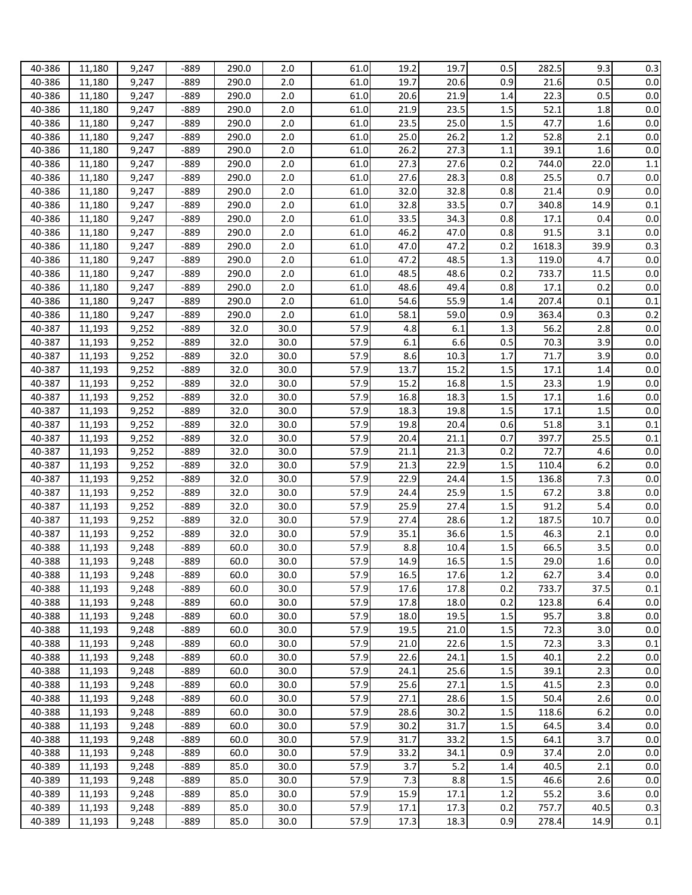| | | | | | | | | | | | | |
|---|---|---|---|---|---|---|---|---|---|---|---|---|
| 40-386 | 11,180 | 9,247 | -889 | 290.0 | 2.0 | 61.0 | 19.2 | 19.7 | 0.5 | 282.5 | 9.3 | 0.3 |
| 40-386 | 11,180 | 9,247 | -889 | 290.0 | 2.0 | 61.0 | 19.7 | 20.6 | 0.9 | 21.6 | 0.5 | 0.0 |
| 40-386 | 11,180 | 9,247 | -889 | 290.0 | 2.0 | 61.0 | 20.6 | 21.9 | 1.4 | 22.3 | 0.5 | 0.0 |
| 40-386 | 11,180 | 9,247 | -889 | 290.0 | 2.0 | 61.0 | 21.9 | 23.5 | 1.5 | 52.1 | 1.8 | 0.0 |
| 40-386 | 11,180 | 9,247 | -889 | 290.0 | 2.0 | 61.0 | 23.5 | 25.0 | 1.5 | 47.7 | 1.6 | 0.0 |
| 40-386 | 11,180 | 9,247 | -889 | 290.0 | 2.0 | 61.0 | 25.0 | 26.2 | 1.2 | 52.8 | 2.1 | 0.0 |
| 40-386 | 11,180 | 9,247 | -889 | 290.0 | 2.0 | 61.0 | 26.2 | 27.3 | 1.1 | 39.1 | 1.6 | 0.0 |
| 40-386 | 11,180 | 9,247 | -889 | 290.0 | 2.0 | 61.0 | 27.3 | 27.6 | 0.2 | 744.0 | 22.0 | 1.1 |
| 40-386 | 11,180 | 9,247 | -889 | 290.0 | 2.0 | 61.0 | 27.6 | 28.3 | 0.8 | 25.5 | 0.7 | 0.0 |
| 40-386 | 11,180 | 9,247 | -889 | 290.0 | 2.0 | 61.0 | 32.0 | 32.8 | 0.8 | 21.4 | 0.9 | 0.0 |
| 40-386 | 11,180 | 9,247 | -889 | 290.0 | 2.0 | 61.0 | 32.8 | 33.5 | 0.7 | 340.8 | 14.9 | 0.1 |
| 40-386 | 11,180 | 9,247 | -889 | 290.0 | 2.0 | 61.0 | 33.5 | 34.3 | 0.8 | 17.1 | 0.4 | 0.0 |
| 40-386 | 11,180 | 9,247 | -889 | 290.0 | 2.0 | 61.0 | 46.2 | 47.0 | 0.8 | 91.5 | 3.1 | 0.0 |
| 40-386 | 11,180 | 9,247 | -889 | 290.0 | 2.0 | 61.0 | 47.0 | 47.2 | 0.2 | 1618.3 | 39.9 | 0.3 |
| 40-386 | 11,180 | 9,247 | -889 | 290.0 | 2.0 | 61.0 | 47.2 | 48.5 | 1.3 | 119.0 | 4.7 | 0.0 |
| 40-386 | 11,180 | 9,247 | -889 | 290.0 | 2.0 | 61.0 | 48.5 | 48.6 | 0.2 | 733.7 | 11.5 | 0.0 |
| 40-386 | 11,180 | 9,247 | -889 | 290.0 | 2.0 | 61.0 | 48.6 | 49.4 | 0.8 | 17.1 | 0.2 | 0.0 |
| 40-386 | 11,180 | 9,247 | -889 | 290.0 | 2.0 | 61.0 | 54.6 | 55.9 | 1.4 | 207.4 | 0.1 | 0.1 |
| 40-386 | 11,180 | 9,247 | -889 | 290.0 | 2.0 | 61.0 | 58.1 | 59.0 | 0.9 | 363.4 | 0.3 | 0.2 |
| 40-387 | 11,193 | 9,252 | -889 | 32.0 | 30.0 | 57.9 | 4.8 | 6.1 | 1.3 | 56.2 | 2.8 | 0.0 |
| 40-387 | 11,193 | 9,252 | -889 | 32.0 | 30.0 | 57.9 | 6.1 | 6.6 | 0.5 | 70.3 | 3.9 | 0.0 |
| 40-387 | 11,193 | 9,252 | -889 | 32.0 | 30.0 | 57.9 | 8.6 | 10.3 | 1.7 | 71.7 | 3.9 | 0.0 |
| 40-387 | 11,193 | 9,252 | -889 | 32.0 | 30.0 | 57.9 | 13.7 | 15.2 | 1.5 | 17.1 | 1.4 | 0.0 |
| 40-387 | 11,193 | 9,252 | -889 | 32.0 | 30.0 | 57.9 | 15.2 | 16.8 | 1.5 | 23.3 | 1.9 | 0.0 |
| 40-387 | 11,193 | 9,252 | -889 | 32.0 | 30.0 | 57.9 | 16.8 | 18.3 | 1.5 | 17.1 | 1.6 | 0.0 |
| 40-387 | 11,193 | 9,252 | -889 | 32.0 | 30.0 | 57.9 | 18.3 | 19.8 | 1.5 | 17.1 | 1.5 | 0.0 |
| 40-387 | 11,193 | 9,252 | -889 | 32.0 | 30.0 | 57.9 | 19.8 | 20.4 | 0.6 | 51.8 | 3.1 | 0.1 |
| 40-387 | 11,193 | 9,252 | -889 | 32.0 | 30.0 | 57.9 | 20.4 | 21.1 | 0.7 | 397.7 | 25.5 | 0.1 |
| 40-387 | 11,193 | 9,252 | -889 | 32.0 | 30.0 | 57.9 | 21.1 | 21.3 | 0.2 | 72.7 | 4.6 | 0.0 |
| 40-387 | 11,193 | 9,252 | -889 | 32.0 | 30.0 | 57.9 | 21.3 | 22.9 | 1.5 | 110.4 | 6.2 | 0.0 |
| 40-387 | 11,193 | 9,252 | -889 | 32.0 | 30.0 | 57.9 | 22.9 | 24.4 | 1.5 | 136.8 | 7.3 | 0.0 |
| 40-387 | 11,193 | 9,252 | -889 | 32.0 | 30.0 | 57.9 | 24.4 | 25.9 | 1.5 | 67.2 | 3.8 | 0.0 |
| 40-387 | 11,193 | 9,252 | -889 | 32.0 | 30.0 | 57.9 | 25.9 | 27.4 | 1.5 | 91.2 | 5.4 | 0.0 |
| 40-387 | 11,193 | 9,252 | -889 | 32.0 | 30.0 | 57.9 | 27.4 | 28.6 | 1.2 | 187.5 | 10.7 | 0.0 |
| 40-387 | 11,193 | 9,252 | -889 | 32.0 | 30.0 | 57.9 | 35.1 | 36.6 | 1.5 | 46.3 | 2.1 | 0.0 |
| 40-388 | 11,193 | 9,248 | -889 | 60.0 | 30.0 | 57.9 | 8.8 | 10.4 | 1.5 | 66.5 | 3.5 | 0.0 |
| 40-388 | 11,193 | 9,248 | -889 | 60.0 | 30.0 | 57.9 | 14.9 | 16.5 | 1.5 | 29.0 | 1.6 | 0.0 |
| 40-388 | 11,193 | 9,248 | -889 | 60.0 | 30.0 | 57.9 | 16.5 | 17.6 | 1.2 | 62.7 | 3.4 | 0.0 |
| 40-388 | 11,193 | 9,248 | -889 | 60.0 | 30.0 | 57.9 | 17.6 | 17.8 | 0.2 | 733.7 | 37.5 | 0.1 |
| 40-388 | 11,193 | 9,248 | -889 | 60.0 | 30.0 | 57.9 | 17.8 | 18.0 | 0.2 | 123.8 | 6.4 | 0.0 |
| 40-388 | 11,193 | 9,248 | -889 | 60.0 | 30.0 | 57.9 | 18.0 | 19.5 | 1.5 | 95.7 | 3.8 | 0.0 |
| 40-388 | 11,193 | 9,248 | -889 | 60.0 | 30.0 | 57.9 | 19.5 | 21.0 | 1.5 | 72.3 | 3.0 | 0.0 |
| 40-388 | 11,193 | 9,248 | -889 | 60.0 | 30.0 | 57.9 | 21.0 | 22.6 | 1.5 | 72.3 | 3.3 | 0.1 |
| 40-388 | 11,193 | 9,248 | -889 | 60.0 | 30.0 | 57.9 | 22.6 | 24.1 | 1.5 | 40.1 | 2.2 | 0.0 |
| 40-388 | 11,193 | 9,248 | -889 | 60.0 | 30.0 | 57.9 | 24.1 | 25.6 | 1.5 | 39.1 | 2.3 | 0.0 |
| 40-388 | 11,193 | 9,248 | -889 | 60.0 | 30.0 | 57.9 | 25.6 | 27.1 | 1.5 | 41.5 | 2.3 | 0.0 |
| 40-388 | 11,193 | 9,248 | -889 | 60.0 | 30.0 | 57.9 | 27.1 | 28.6 | 1.5 | 50.4 | 2.6 | 0.0 |
| 40-388 | 11,193 | 9,248 | -889 | 60.0 | 30.0 | 57.9 | 28.6 | 30.2 | 1.5 | 118.6 | 6.2 | 0.0 |
| 40-388 | 11,193 | 9,248 | -889 | 60.0 | 30.0 | 57.9 | 30.2 | 31.7 | 1.5 | 64.5 | 3.4 | 0.0 |
| 40-388 | 11,193 | 9,248 | -889 | 60.0 | 30.0 | 57.9 | 31.7 | 33.2 | 1.5 | 64.1 | 3.7 | 0.0 |
| 40-388 | 11,193 | 9,248 | -889 | 60.0 | 30.0 | 57.9 | 33.2 | 34.1 | 0.9 | 37.4 | 2.0 | 0.0 |
| 40-389 | 11,193 | 9,248 | -889 | 85.0 | 30.0 | 57.9 | 3.7 | 5.2 | 1.4 | 40.5 | 2.1 | 0.0 |
| 40-389 | 11,193 | 9,248 | -889 | 85.0 | 30.0 | 57.9 | 7.3 | 8.8 | 1.5 | 46.6 | 2.6 | 0.0 |
| 40-389 | 11,193 | 9,248 | -889 | 85.0 | 30.0 | 57.9 | 15.9 | 17.1 | 1.2 | 55.2 | 3.6 | 0.0 |
| 40-389 | 11,193 | 9,248 | -889 | 85.0 | 30.0 | 57.9 | 17.1 | 17.3 | 0.2 | 757.7 | 40.5 | 0.3 |
| 40-389 | 11,193 | 9,248 | -889 | 85.0 | 30.0 | 57.9 | 17.3 | 18.3 | 0.9 | 278.4 | 14.9 | 0.1 |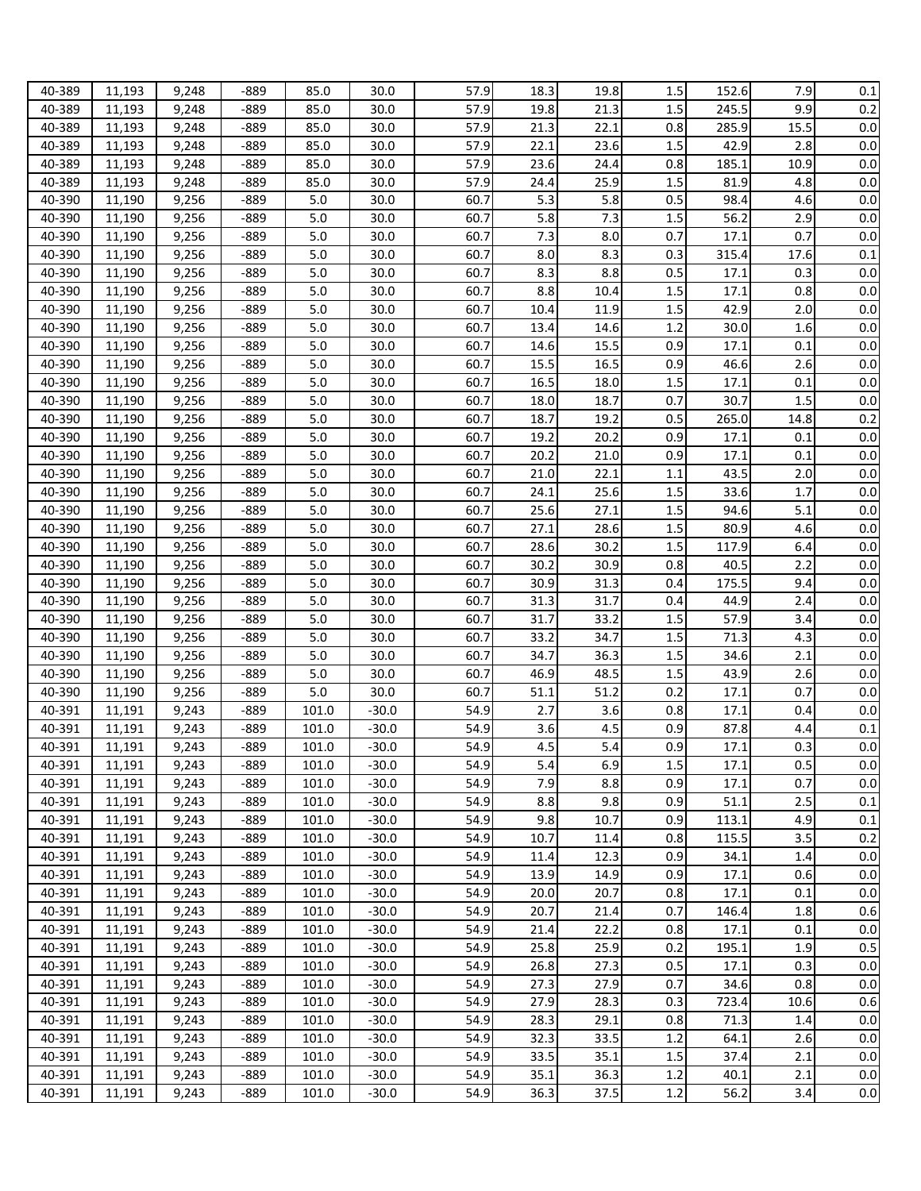| | | | | | | | | | | | | |
|---|---|---|---|---|---|---|---|---|---|---|---|---|
| 40-389 | 11,193 | 9,248 | -889 | 85.0 | 30.0 | 57.9 | 18.3 | 19.8 | 1.5 | 152.6 | 7.9 | 0.1 |
| 40-389 | 11,193 | 9,248 | -889 | 85.0 | 30.0 | 57.9 | 19.8 | 21.3 | 1.5 | 245.5 | 9.9 | 0.2 |
| 40-389 | 11,193 | 9,248 | -889 | 85.0 | 30.0 | 57.9 | 21.3 | 22.1 | 0.8 | 285.9 | 15.5 | 0.0 |
| 40-389 | 11,193 | 9,248 | -889 | 85.0 | 30.0 | 57.9 | 22.1 | 23.6 | 1.5 | 42.9 | 2.8 | 0.0 |
| 40-389 | 11,193 | 9,248 | -889 | 85.0 | 30.0 | 57.9 | 23.6 | 24.4 | 0.8 | 185.1 | 10.9 | 0.0 |
| 40-389 | 11,193 | 9,248 | -889 | 85.0 | 30.0 | 57.9 | 24.4 | 25.9 | 1.5 | 81.9 | 4.8 | 0.0 |
| 40-390 | 11,190 | 9,256 | -889 | 5.0 | 30.0 | 60.7 | 5.3 | 5.8 | 0.5 | 98.4 | 4.6 | 0.0 |
| 40-390 | 11,190 | 9,256 | -889 | 5.0 | 30.0 | 60.7 | 5.8 | 7.3 | 1.5 | 56.2 | 2.9 | 0.0 |
| 40-390 | 11,190 | 9,256 | -889 | 5.0 | 30.0 | 60.7 | 7.3 | 8.0 | 0.7 | 17.1 | 0.7 | 0.0 |
| 40-390 | 11,190 | 9,256 | -889 | 5.0 | 30.0 | 60.7 | 8.0 | 8.3 | 0.3 | 315.4 | 17.6 | 0.1 |
| 40-390 | 11,190 | 9,256 | -889 | 5.0 | 30.0 | 60.7 | 8.3 | 8.8 | 0.5 | 17.1 | 0.3 | 0.0 |
| 40-390 | 11,190 | 9,256 | -889 | 5.0 | 30.0 | 60.7 | 8.8 | 10.4 | 1.5 | 17.1 | 0.8 | 0.0 |
| 40-390 | 11,190 | 9,256 | -889 | 5.0 | 30.0 | 60.7 | 10.4 | 11.9 | 1.5 | 42.9 | 2.0 | 0.0 |
| 40-390 | 11,190 | 9,256 | -889 | 5.0 | 30.0 | 60.7 | 13.4 | 14.6 | 1.2 | 30.0 | 1.6 | 0.0 |
| 40-390 | 11,190 | 9,256 | -889 | 5.0 | 30.0 | 60.7 | 14.6 | 15.5 | 0.9 | 17.1 | 0.1 | 0.0 |
| 40-390 | 11,190 | 9,256 | -889 | 5.0 | 30.0 | 60.7 | 15.5 | 16.5 | 0.9 | 46.6 | 2.6 | 0.0 |
| 40-390 | 11,190 | 9,256 | -889 | 5.0 | 30.0 | 60.7 | 16.5 | 18.0 | 1.5 | 17.1 | 0.1 | 0.0 |
| 40-390 | 11,190 | 9,256 | -889 | 5.0 | 30.0 | 60.7 | 18.0 | 18.7 | 0.7 | 30.7 | 1.5 | 0.0 |
| 40-390 | 11,190 | 9,256 | -889 | 5.0 | 30.0 | 60.7 | 18.7 | 19.2 | 0.5 | 265.0 | 14.8 | 0.2 |
| 40-390 | 11,190 | 9,256 | -889 | 5.0 | 30.0 | 60.7 | 19.2 | 20.2 | 0.9 | 17.1 | 0.1 | 0.0 |
| 40-390 | 11,190 | 9,256 | -889 | 5.0 | 30.0 | 60.7 | 20.2 | 21.0 | 0.9 | 17.1 | 0.1 | 0.0 |
| 40-390 | 11,190 | 9,256 | -889 | 5.0 | 30.0 | 60.7 | 21.0 | 22.1 | 1.1 | 43.5 | 2.0 | 0.0 |
| 40-390 | 11,190 | 9,256 | -889 | 5.0 | 30.0 | 60.7 | 24.1 | 25.6 | 1.5 | 33.6 | 1.7 | 0.0 |
| 40-390 | 11,190 | 9,256 | -889 | 5.0 | 30.0 | 60.7 | 25.6 | 27.1 | 1.5 | 94.6 | 5.1 | 0.0 |
| 40-390 | 11,190 | 9,256 | -889 | 5.0 | 30.0 | 60.7 | 27.1 | 28.6 | 1.5 | 80.9 | 4.6 | 0.0 |
| 40-390 | 11,190 | 9,256 | -889 | 5.0 | 30.0 | 60.7 | 28.6 | 30.2 | 1.5 | 117.9 | 6.4 | 0.0 |
| 40-390 | 11,190 | 9,256 | -889 | 5.0 | 30.0 | 60.7 | 30.2 | 30.9 | 0.8 | 40.5 | 2.2 | 0.0 |
| 40-390 | 11,190 | 9,256 | -889 | 5.0 | 30.0 | 60.7 | 30.9 | 31.3 | 0.4 | 175.5 | 9.4 | 0.0 |
| 40-390 | 11,190 | 9,256 | -889 | 5.0 | 30.0 | 60.7 | 31.3 | 31.7 | 0.4 | 44.9 | 2.4 | 0.0 |
| 40-390 | 11,190 | 9,256 | -889 | 5.0 | 30.0 | 60.7 | 31.7 | 33.2 | 1.5 | 57.9 | 3.4 | 0.0 |
| 40-390 | 11,190 | 9,256 | -889 | 5.0 | 30.0 | 60.7 | 33.2 | 34.7 | 1.5 | 71.3 | 4.3 | 0.0 |
| 40-390 | 11,190 | 9,256 | -889 | 5.0 | 30.0 | 60.7 | 34.7 | 36.3 | 1.5 | 34.6 | 2.1 | 0.0 |
| 40-390 | 11,190 | 9,256 | -889 | 5.0 | 30.0 | 60.7 | 46.9 | 48.5 | 1.5 | 43.9 | 2.6 | 0.0 |
| 40-390 | 11,190 | 9,256 | -889 | 5.0 | 30.0 | 60.7 | 51.1 | 51.2 | 0.2 | 17.1 | 0.7 | 0.0 |
| 40-391 | 11,191 | 9,243 | -889 | 101.0 | -30.0 | 54.9 | 2.7 | 3.6 | 0.8 | 17.1 | 0.4 | 0.0 |
| 40-391 | 11,191 | 9,243 | -889 | 101.0 | -30.0 | 54.9 | 3.6 | 4.5 | 0.9 | 87.8 | 4.4 | 0.1 |
| 40-391 | 11,191 | 9,243 | -889 | 101.0 | -30.0 | 54.9 | 4.5 | 5.4 | 0.9 | 17.1 | 0.3 | 0.0 |
| 40-391 | 11,191 | 9,243 | -889 | 101.0 | -30.0 | 54.9 | 5.4 | 6.9 | 1.5 | 17.1 | 0.5 | 0.0 |
| 40-391 | 11,191 | 9,243 | -889 | 101.0 | -30.0 | 54.9 | 7.9 | 8.8 | 0.9 | 17.1 | 0.7 | 0.0 |
| 40-391 | 11,191 | 9,243 | -889 | 101.0 | -30.0 | 54.9 | 8.8 | 9.8 | 0.9 | 51.1 | 2.5 | 0.1 |
| 40-391 | 11,191 | 9,243 | -889 | 101.0 | -30.0 | 54.9 | 9.8 | 10.7 | 0.9 | 113.1 | 4.9 | 0.1 |
| 40-391 | 11,191 | 9,243 | -889 | 101.0 | -30.0 | 54.9 | 10.7 | 11.4 | 0.8 | 115.5 | 3.5 | 0.2 |
| 40-391 | 11,191 | 9,243 | -889 | 101.0 | -30.0 | 54.9 | 11.4 | 12.3 | 0.9 | 34.1 | 1.4 | 0.0 |
| 40-391 | 11,191 | 9,243 | -889 | 101.0 | -30.0 | 54.9 | 13.9 | 14.9 | 0.9 | 17.1 | 0.6 | 0.0 |
| 40-391 | 11,191 | 9,243 | -889 | 101.0 | -30.0 | 54.9 | 20.0 | 20.7 | 0.8 | 17.1 | 0.1 | 0.0 |
| 40-391 | 11,191 | 9,243 | -889 | 101.0 | -30.0 | 54.9 | 20.7 | 21.4 | 0.7 | 146.4 | 1.8 | 0.6 |
| 40-391 | 11,191 | 9,243 | -889 | 101.0 | -30.0 | 54.9 | 21.4 | 22.2 | 0.8 | 17.1 | 0.1 | 0.0 |
| 40-391 | 11,191 | 9,243 | -889 | 101.0 | -30.0 | 54.9 | 25.8 | 25.9 | 0.2 | 195.1 | 1.9 | 0.5 |
| 40-391 | 11,191 | 9,243 | -889 | 101.0 | -30.0 | 54.9 | 26.8 | 27.3 | 0.5 | 17.1 | 0.3 | 0.0 |
| 40-391 | 11,191 | 9,243 | -889 | 101.0 | -30.0 | 54.9 | 27.3 | 27.9 | 0.7 | 34.6 | 0.8 | 0.0 |
| 40-391 | 11,191 | 9,243 | -889 | 101.0 | -30.0 | 54.9 | 27.9 | 28.3 | 0.3 | 723.4 | 10.6 | 0.6 |
| 40-391 | 11,191 | 9,243 | -889 | 101.0 | -30.0 | 54.9 | 28.3 | 29.1 | 0.8 | 71.3 | 1.4 | 0.0 |
| 40-391 | 11,191 | 9,243 | -889 | 101.0 | -30.0 | 54.9 | 32.3 | 33.5 | 1.2 | 64.1 | 2.6 | 0.0 |
| 40-391 | 11,191 | 9,243 | -889 | 101.0 | -30.0 | 54.9 | 33.5 | 35.1 | 1.5 | 37.4 | 2.1 | 0.0 |
| 40-391 | 11,191 | 9,243 | -889 | 101.0 | -30.0 | 54.9 | 35.1 | 36.3 | 1.2 | 40.1 | 2.1 | 0.0 |
| 40-391 | 11,191 | 9,243 | -889 | 101.0 | -30.0 | 54.9 | 36.3 | 37.5 | 1.2 | 56.2 | 3.4 | 0.0 |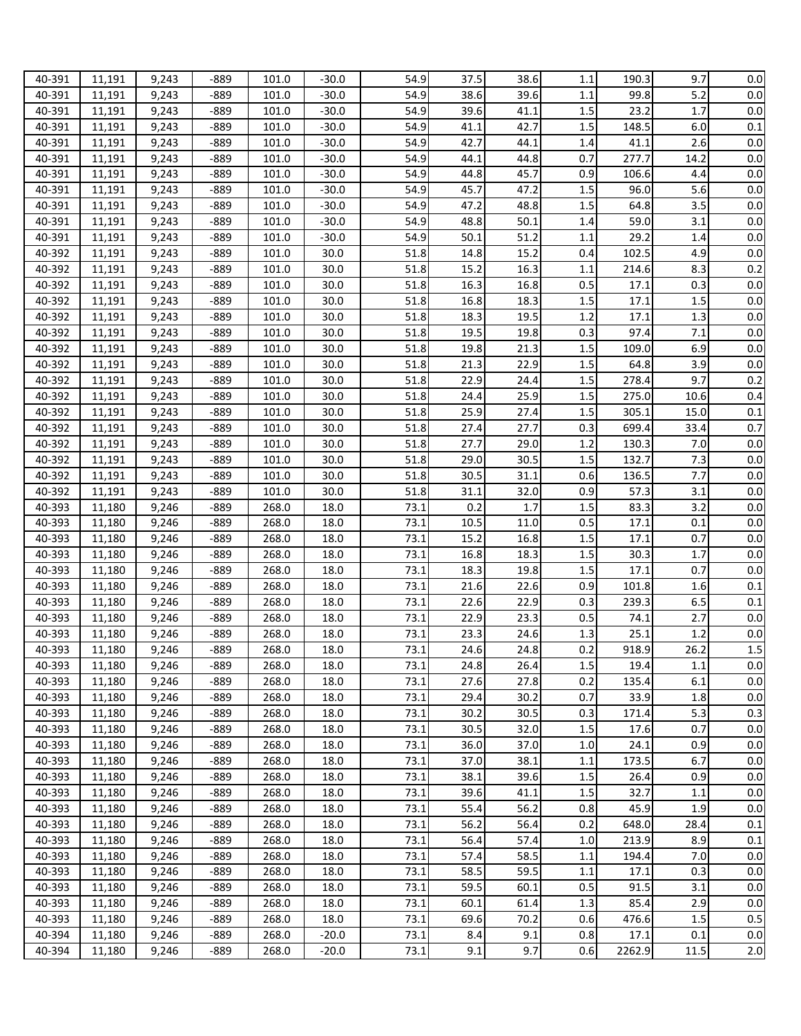| | | | | | | | | | | | | |
|---|---|---|---|---|---|---|---|---|---|---|---|---|
| 40-391 | 11,191 | 9,243 | -889 | 101.0 | -30.0 | 54.9 | 37.5 | 38.6 | 1.1 | 190.3 | 9.7 | 0.0 |
| 40-391 | 11,191 | 9,243 | -889 | 101.0 | -30.0 | 54.9 | 38.6 | 39.6 | 1.1 | 99.8 | 5.2 | 0.0 |
| 40-391 | 11,191 | 9,243 | -889 | 101.0 | -30.0 | 54.9 | 39.6 | 41.1 | 1.5 | 23.2 | 1.7 | 0.0 |
| 40-391 | 11,191 | 9,243 | -889 | 101.0 | -30.0 | 54.9 | 41.1 | 42.7 | 1.5 | 148.5 | 6.0 | 0.1 |
| 40-391 | 11,191 | 9,243 | -889 | 101.0 | -30.0 | 54.9 | 42.7 | 44.1 | 1.4 | 41.1 | 2.6 | 0.0 |
| 40-391 | 11,191 | 9,243 | -889 | 101.0 | -30.0 | 54.9 | 44.1 | 44.8 | 0.7 | 277.7 | 14.2 | 0.0 |
| 40-391 | 11,191 | 9,243 | -889 | 101.0 | -30.0 | 54.9 | 44.8 | 45.7 | 0.9 | 106.6 | 4.4 | 0.0 |
| 40-391 | 11,191 | 9,243 | -889 | 101.0 | -30.0 | 54.9 | 45.7 | 47.2 | 1.5 | 96.0 | 5.6 | 0.0 |
| 40-391 | 11,191 | 9,243 | -889 | 101.0 | -30.0 | 54.9 | 47.2 | 48.8 | 1.5 | 64.8 | 3.5 | 0.0 |
| 40-391 | 11,191 | 9,243 | -889 | 101.0 | -30.0 | 54.9 | 48.8 | 50.1 | 1.4 | 59.0 | 3.1 | 0.0 |
| 40-391 | 11,191 | 9,243 | -889 | 101.0 | -30.0 | 54.9 | 50.1 | 51.2 | 1.1 | 29.2 | 1.4 | 0.0 |
| 40-392 | 11,191 | 9,243 | -889 | 101.0 | 30.0 | 51.8 | 14.8 | 15.2 | 0.4 | 102.5 | 4.9 | 0.0 |
| 40-392 | 11,191 | 9,243 | -889 | 101.0 | 30.0 | 51.8 | 15.2 | 16.3 | 1.1 | 214.6 | 8.3 | 0.2 |
| 40-392 | 11,191 | 9,243 | -889 | 101.0 | 30.0 | 51.8 | 16.3 | 16.8 | 0.5 | 17.1 | 0.3 | 0.0 |
| 40-392 | 11,191 | 9,243 | -889 | 101.0 | 30.0 | 51.8 | 16.8 | 18.3 | 1.5 | 17.1 | 1.5 | 0.0 |
| 40-392 | 11,191 | 9,243 | -889 | 101.0 | 30.0 | 51.8 | 18.3 | 19.5 | 1.2 | 17.1 | 1.3 | 0.0 |
| 40-392 | 11,191 | 9,243 | -889 | 101.0 | 30.0 | 51.8 | 19.5 | 19.8 | 0.3 | 97.4 | 7.1 | 0.0 |
| 40-392 | 11,191 | 9,243 | -889 | 101.0 | 30.0 | 51.8 | 19.8 | 21.3 | 1.5 | 109.0 | 6.9 | 0.0 |
| 40-392 | 11,191 | 9,243 | -889 | 101.0 | 30.0 | 51.8 | 21.3 | 22.9 | 1.5 | 64.8 | 3.9 | 0.0 |
| 40-392 | 11,191 | 9,243 | -889 | 101.0 | 30.0 | 51.8 | 22.9 | 24.4 | 1.5 | 278.4 | 9.7 | 0.2 |
| 40-392 | 11,191 | 9,243 | -889 | 101.0 | 30.0 | 51.8 | 24.4 | 25.9 | 1.5 | 275.0 | 10.6 | 0.4 |
| 40-392 | 11,191 | 9,243 | -889 | 101.0 | 30.0 | 51.8 | 25.9 | 27.4 | 1.5 | 305.1 | 15.0 | 0.1 |
| 40-392 | 11,191 | 9,243 | -889 | 101.0 | 30.0 | 51.8 | 27.4 | 27.7 | 0.3 | 699.4 | 33.4 | 0.7 |
| 40-392 | 11,191 | 9,243 | -889 | 101.0 | 30.0 | 51.8 | 27.7 | 29.0 | 1.2 | 130.3 | 7.0 | 0.0 |
| 40-392 | 11,191 | 9,243 | -889 | 101.0 | 30.0 | 51.8 | 29.0 | 30.5 | 1.5 | 132.7 | 7.3 | 0.0 |
| 40-392 | 11,191 | 9,243 | -889 | 101.0 | 30.0 | 51.8 | 30.5 | 31.1 | 0.6 | 136.5 | 7.7 | 0.0 |
| 40-392 | 11,191 | 9,243 | -889 | 101.0 | 30.0 | 51.8 | 31.1 | 32.0 | 0.9 | 57.3 | 3.1 | 0.0 |
| 40-393 | 11,180 | 9,246 | -889 | 268.0 | 18.0 | 73.1 | 0.2 | 1.7 | 1.5 | 83.3 | 3.2 | 0.0 |
| 40-393 | 11,180 | 9,246 | -889 | 268.0 | 18.0 | 73.1 | 10.5 | 11.0 | 0.5 | 17.1 | 0.1 | 0.0 |
| 40-393 | 11,180 | 9,246 | -889 | 268.0 | 18.0 | 73.1 | 15.2 | 16.8 | 1.5 | 17.1 | 0.7 | 0.0 |
| 40-393 | 11,180 | 9,246 | -889 | 268.0 | 18.0 | 73.1 | 16.8 | 18.3 | 1.5 | 30.3 | 1.7 | 0.0 |
| 40-393 | 11,180 | 9,246 | -889 | 268.0 | 18.0 | 73.1 | 18.3 | 19.8 | 1.5 | 17.1 | 0.7 | 0.0 |
| 40-393 | 11,180 | 9,246 | -889 | 268.0 | 18.0 | 73.1 | 21.6 | 22.6 | 0.9 | 101.8 | 1.6 | 0.1 |
| 40-393 | 11,180 | 9,246 | -889 | 268.0 | 18.0 | 73.1 | 22.6 | 22.9 | 0.3 | 239.3 | 6.5 | 0.1 |
| 40-393 | 11,180 | 9,246 | -889 | 268.0 | 18.0 | 73.1 | 22.9 | 23.3 | 0.5 | 74.1 | 2.7 | 0.0 |
| 40-393 | 11,180 | 9,246 | -889 | 268.0 | 18.0 | 73.1 | 23.3 | 24.6 | 1.3 | 25.1 | 1.2 | 0.0 |
| 40-393 | 11,180 | 9,246 | -889 | 268.0 | 18.0 | 73.1 | 24.6 | 24.8 | 0.2 | 918.9 | 26.2 | 1.5 |
| 40-393 | 11,180 | 9,246 | -889 | 268.0 | 18.0 | 73.1 | 24.8 | 26.4 | 1.5 | 19.4 | 1.1 | 0.0 |
| 40-393 | 11,180 | 9,246 | -889 | 268.0 | 18.0 | 73.1 | 27.6 | 27.8 | 0.2 | 135.4 | 6.1 | 0.0 |
| 40-393 | 11,180 | 9,246 | -889 | 268.0 | 18.0 | 73.1 | 29.4 | 30.2 | 0.7 | 33.9 | 1.8 | 0.0 |
| 40-393 | 11,180 | 9,246 | -889 | 268.0 | 18.0 | 73.1 | 30.2 | 30.5 | 0.3 | 171.4 | 5.3 | 0.3 |
| 40-393 | 11,180 | 9,246 | -889 | 268.0 | 18.0 | 73.1 | 30.5 | 32.0 | 1.5 | 17.6 | 0.7 | 0.0 |
| 40-393 | 11,180 | 9,246 | -889 | 268.0 | 18.0 | 73.1 | 36.0 | 37.0 | 1.0 | 24.1 | 0.9 | 0.0 |
| 40-393 | 11,180 | 9,246 | -889 | 268.0 | 18.0 | 73.1 | 37.0 | 38.1 | 1.1 | 173.5 | 6.7 | 0.0 |
| 40-393 | 11,180 | 9,246 | -889 | 268.0 | 18.0 | 73.1 | 38.1 | 39.6 | 1.5 | 26.4 | 0.9 | 0.0 |
| 40-393 | 11,180 | 9,246 | -889 | 268.0 | 18.0 | 73.1 | 39.6 | 41.1 | 1.5 | 32.7 | 1.1 | 0.0 |
| 40-393 | 11,180 | 9,246 | -889 | 268.0 | 18.0 | 73.1 | 55.4 | 56.2 | 0.8 | 45.9 | 1.9 | 0.0 |
| 40-393 | 11,180 | 9,246 | -889 | 268.0 | 18.0 | 73.1 | 56.2 | 56.4 | 0.2 | 648.0 | 28.4 | 0.1 |
| 40-393 | 11,180 | 9,246 | -889 | 268.0 | 18.0 | 73.1 | 56.4 | 57.4 | 1.0 | 213.9 | 8.9 | 0.1 |
| 40-393 | 11,180 | 9,246 | -889 | 268.0 | 18.0 | 73.1 | 57.4 | 58.5 | 1.1 | 194.4 | 7.0 | 0.0 |
| 40-393 | 11,180 | 9,246 | -889 | 268.0 | 18.0 | 73.1 | 58.5 | 59.5 | 1.1 | 17.1 | 0.3 | 0.0 |
| 40-393 | 11,180 | 9,246 | -889 | 268.0 | 18.0 | 73.1 | 59.5 | 60.1 | 0.5 | 91.5 | 3.1 | 0.0 |
| 40-393 | 11,180 | 9,246 | -889 | 268.0 | 18.0 | 73.1 | 60.1 | 61.4 | 1.3 | 85.4 | 2.9 | 0.0 |
| 40-393 | 11,180 | 9,246 | -889 | 268.0 | 18.0 | 73.1 | 69.6 | 70.2 | 0.6 | 476.6 | 1.5 | 0.5 |
| 40-394 | 11,180 | 9,246 | -889 | 268.0 | -20.0 | 73.1 | 8.4 | 9.1 | 0.8 | 17.1 | 0.1 | 0.0 |
| 40-394 | 11,180 | 9,246 | -889 | 268.0 | -20.0 | 73.1 | 9.1 | 9.7 | 0.6 | 2262.9 | 11.5 | 2.0 |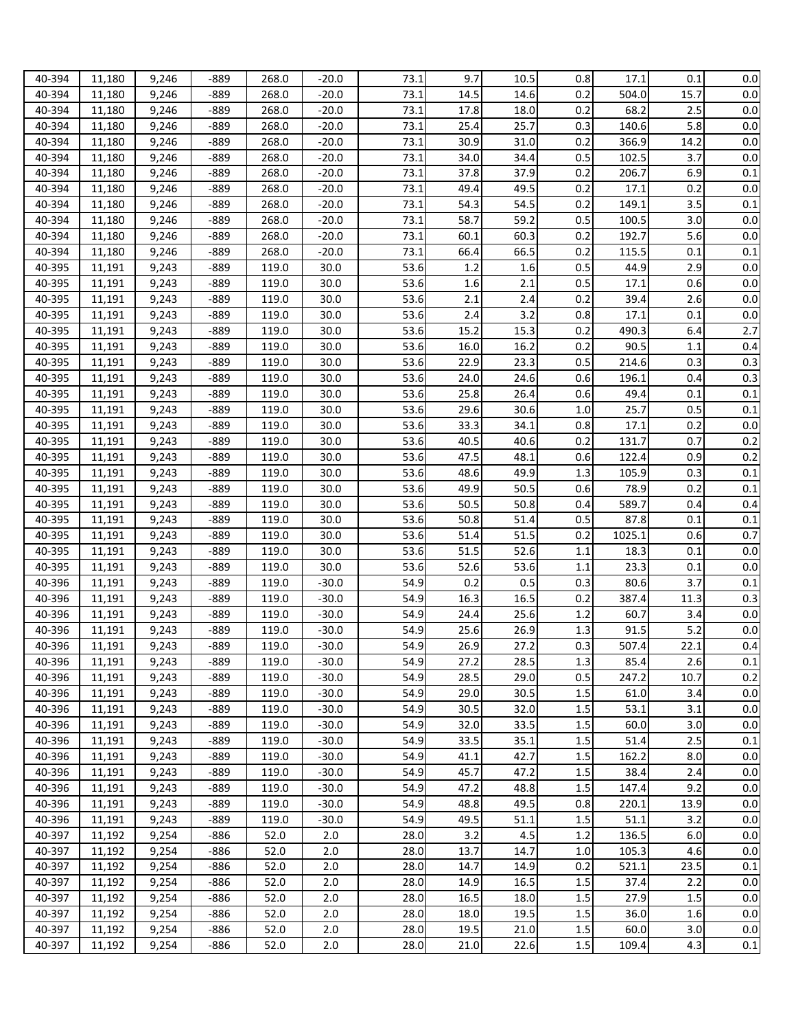| | | | | | | | | | | | | |
|---|---|---|---|---|---|---|---|---|---|---|---|---|
| 40-394 | 11,180 | 9,246 | -889 | 268.0 | -20.0 | 73.1 | 9.7 | 10.5 | 0.8 | 17.1 | 0.1 | 0.0 |
| 40-394 | 11,180 | 9,246 | -889 | 268.0 | -20.0 | 73.1 | 14.5 | 14.6 | 0.2 | 504.0 | 15.7 | 0.0 |
| 40-394 | 11,180 | 9,246 | -889 | 268.0 | -20.0 | 73.1 | 17.8 | 18.0 | 0.2 | 68.2 | 2.5 | 0.0 |
| 40-394 | 11,180 | 9,246 | -889 | 268.0 | -20.0 | 73.1 | 25.4 | 25.7 | 0.3 | 140.6 | 5.8 | 0.0 |
| 40-394 | 11,180 | 9,246 | -889 | 268.0 | -20.0 | 73.1 | 30.9 | 31.0 | 0.2 | 366.9 | 14.2 | 0.0 |
| 40-394 | 11,180 | 9,246 | -889 | 268.0 | -20.0 | 73.1 | 34.0 | 34.4 | 0.5 | 102.5 | 3.7 | 0.0 |
| 40-394 | 11,180 | 9,246 | -889 | 268.0 | -20.0 | 73.1 | 37.8 | 37.9 | 0.2 | 206.7 | 6.9 | 0.1 |
| 40-394 | 11,180 | 9,246 | -889 | 268.0 | -20.0 | 73.1 | 49.4 | 49.5 | 0.2 | 17.1 | 0.2 | 0.0 |
| 40-394 | 11,180 | 9,246 | -889 | 268.0 | -20.0 | 73.1 | 54.3 | 54.5 | 0.2 | 149.1 | 3.5 | 0.1 |
| 40-394 | 11,180 | 9,246 | -889 | 268.0 | -20.0 | 73.1 | 58.7 | 59.2 | 0.5 | 100.5 | 3.0 | 0.0 |
| 40-394 | 11,180 | 9,246 | -889 | 268.0 | -20.0 | 73.1 | 60.1 | 60.3 | 0.2 | 192.7 | 5.6 | 0.0 |
| 40-394 | 11,180 | 9,246 | -889 | 268.0 | -20.0 | 73.1 | 66.4 | 66.5 | 0.2 | 115.5 | 0.1 | 0.1 |
| 40-395 | 11,191 | 9,243 | -889 | 119.0 | 30.0 | 53.6 | 1.2 | 1.6 | 0.5 | 44.9 | 2.9 | 0.0 |
| 40-395 | 11,191 | 9,243 | -889 | 119.0 | 30.0 | 53.6 | 1.6 | 2.1 | 0.5 | 17.1 | 0.6 | 0.0 |
| 40-395 | 11,191 | 9,243 | -889 | 119.0 | 30.0 | 53.6 | 2.1 | 2.4 | 0.2 | 39.4 | 2.6 | 0.0 |
| 40-395 | 11,191 | 9,243 | -889 | 119.0 | 30.0 | 53.6 | 2.4 | 3.2 | 0.8 | 17.1 | 0.1 | 0.0 |
| 40-395 | 11,191 | 9,243 | -889 | 119.0 | 30.0 | 53.6 | 15.2 | 15.3 | 0.2 | 490.3 | 6.4 | 2.7 |
| 40-395 | 11,191 | 9,243 | -889 | 119.0 | 30.0 | 53.6 | 16.0 | 16.2 | 0.2 | 90.5 | 1.1 | 0.4 |
| 40-395 | 11,191 | 9,243 | -889 | 119.0 | 30.0 | 53.6 | 22.9 | 23.3 | 0.5 | 214.6 | 0.3 | 0.3 |
| 40-395 | 11,191 | 9,243 | -889 | 119.0 | 30.0 | 53.6 | 24.0 | 24.6 | 0.6 | 196.1 | 0.4 | 0.3 |
| 40-395 | 11,191 | 9,243 | -889 | 119.0 | 30.0 | 53.6 | 25.8 | 26.4 | 0.6 | 49.4 | 0.1 | 0.1 |
| 40-395 | 11,191 | 9,243 | -889 | 119.0 | 30.0 | 53.6 | 29.6 | 30.6 | 1.0 | 25.7 | 0.5 | 0.1 |
| 40-395 | 11,191 | 9,243 | -889 | 119.0 | 30.0 | 53.6 | 33.3 | 34.1 | 0.8 | 17.1 | 0.2 | 0.0 |
| 40-395 | 11,191 | 9,243 | -889 | 119.0 | 30.0 | 53.6 | 40.5 | 40.6 | 0.2 | 131.7 | 0.7 | 0.2 |
| 40-395 | 11,191 | 9,243 | -889 | 119.0 | 30.0 | 53.6 | 47.5 | 48.1 | 0.6 | 122.4 | 0.9 | 0.2 |
| 40-395 | 11,191 | 9,243 | -889 | 119.0 | 30.0 | 53.6 | 48.6 | 49.9 | 1.3 | 105.9 | 0.3 | 0.1 |
| 40-395 | 11,191 | 9,243 | -889 | 119.0 | 30.0 | 53.6 | 49.9 | 50.5 | 0.6 | 78.9 | 0.2 | 0.1 |
| 40-395 | 11,191 | 9,243 | -889 | 119.0 | 30.0 | 53.6 | 50.5 | 50.8 | 0.4 | 589.7 | 0.4 | 0.4 |
| 40-395 | 11,191 | 9,243 | -889 | 119.0 | 30.0 | 53.6 | 50.8 | 51.4 | 0.5 | 87.8 | 0.1 | 0.1 |
| 40-395 | 11,191 | 9,243 | -889 | 119.0 | 30.0 | 53.6 | 51.4 | 51.5 | 0.2 | 1025.1 | 0.6 | 0.7 |
| 40-395 | 11,191 | 9,243 | -889 | 119.0 | 30.0 | 53.6 | 51.5 | 52.6 | 1.1 | 18.3 | 0.1 | 0.0 |
| 40-395 | 11,191 | 9,243 | -889 | 119.0 | 30.0 | 53.6 | 52.6 | 53.6 | 1.1 | 23.3 | 0.1 | 0.0 |
| 40-396 | 11,191 | 9,243 | -889 | 119.0 | -30.0 | 54.9 | 0.2 | 0.5 | 0.3 | 80.6 | 3.7 | 0.1 |
| 40-396 | 11,191 | 9,243 | -889 | 119.0 | -30.0 | 54.9 | 16.3 | 16.5 | 0.2 | 387.4 | 11.3 | 0.3 |
| 40-396 | 11,191 | 9,243 | -889 | 119.0 | -30.0 | 54.9 | 24.4 | 25.6 | 1.2 | 60.7 | 3.4 | 0.0 |
| 40-396 | 11,191 | 9,243 | -889 | 119.0 | -30.0 | 54.9 | 25.6 | 26.9 | 1.3 | 91.5 | 5.2 | 0.0 |
| 40-396 | 11,191 | 9,243 | -889 | 119.0 | -30.0 | 54.9 | 26.9 | 27.2 | 0.3 | 507.4 | 22.1 | 0.4 |
| 40-396 | 11,191 | 9,243 | -889 | 119.0 | -30.0 | 54.9 | 27.2 | 28.5 | 1.3 | 85.4 | 2.6 | 0.1 |
| 40-396 | 11,191 | 9,243 | -889 | 119.0 | -30.0 | 54.9 | 28.5 | 29.0 | 0.5 | 247.2 | 10.7 | 0.2 |
| 40-396 | 11,191 | 9,243 | -889 | 119.0 | -30.0 | 54.9 | 29.0 | 30.5 | 1.5 | 61.0 | 3.4 | 0.0 |
| 40-396 | 11,191 | 9,243 | -889 | 119.0 | -30.0 | 54.9 | 30.5 | 32.0 | 1.5 | 53.1 | 3.1 | 0.0 |
| 40-396 | 11,191 | 9,243 | -889 | 119.0 | -30.0 | 54.9 | 32.0 | 33.5 | 1.5 | 60.0 | 3.0 | 0.0 |
| 40-396 | 11,191 | 9,243 | -889 | 119.0 | -30.0 | 54.9 | 33.5 | 35.1 | 1.5 | 51.4 | 2.5 | 0.1 |
| 40-396 | 11,191 | 9,243 | -889 | 119.0 | -30.0 | 54.9 | 41.1 | 42.7 | 1.5 | 162.2 | 8.0 | 0.0 |
| 40-396 | 11,191 | 9,243 | -889 | 119.0 | -30.0 | 54.9 | 45.7 | 47.2 | 1.5 | 38.4 | 2.4 | 0.0 |
| 40-396 | 11,191 | 9,243 | -889 | 119.0 | -30.0 | 54.9 | 47.2 | 48.8 | 1.5 | 147.4 | 9.2 | 0.0 |
| 40-396 | 11,191 | 9,243 | -889 | 119.0 | -30.0 | 54.9 | 48.8 | 49.5 | 0.8 | 220.1 | 13.9 | 0.0 |
| 40-396 | 11,191 | 9,243 | -889 | 119.0 | -30.0 | 54.9 | 49.5 | 51.1 | 1.5 | 51.1 | 3.2 | 0.0 |
| 40-397 | 11,192 | 9,254 | -886 | 52.0 | 2.0 | 28.0 | 3.2 | 4.5 | 1.2 | 136.5 | 6.0 | 0.0 |
| 40-397 | 11,192 | 9,254 | -886 | 52.0 | 2.0 | 28.0 | 13.7 | 14.7 | 1.0 | 105.3 | 4.6 | 0.0 |
| 40-397 | 11,192 | 9,254 | -886 | 52.0 | 2.0 | 28.0 | 14.7 | 14.9 | 0.2 | 521.1 | 23.5 | 0.1 |
| 40-397 | 11,192 | 9,254 | -886 | 52.0 | 2.0 | 28.0 | 14.9 | 16.5 | 1.5 | 37.4 | 2.2 | 0.0 |
| 40-397 | 11,192 | 9,254 | -886 | 52.0 | 2.0 | 28.0 | 16.5 | 18.0 | 1.5 | 27.9 | 1.5 | 0.0 |
| 40-397 | 11,192 | 9,254 | -886 | 52.0 | 2.0 | 28.0 | 18.0 | 19.5 | 1.5 | 36.0 | 1.6 | 0.0 |
| 40-397 | 11,192 | 9,254 | -886 | 52.0 | 2.0 | 28.0 | 19.5 | 21.0 | 1.5 | 60.0 | 3.0 | 0.0 |
| 40-397 | 11,192 | 9,254 | -886 | 52.0 | 2.0 | 28.0 | 21.0 | 22.6 | 1.5 | 109.4 | 4.3 | 0.1 |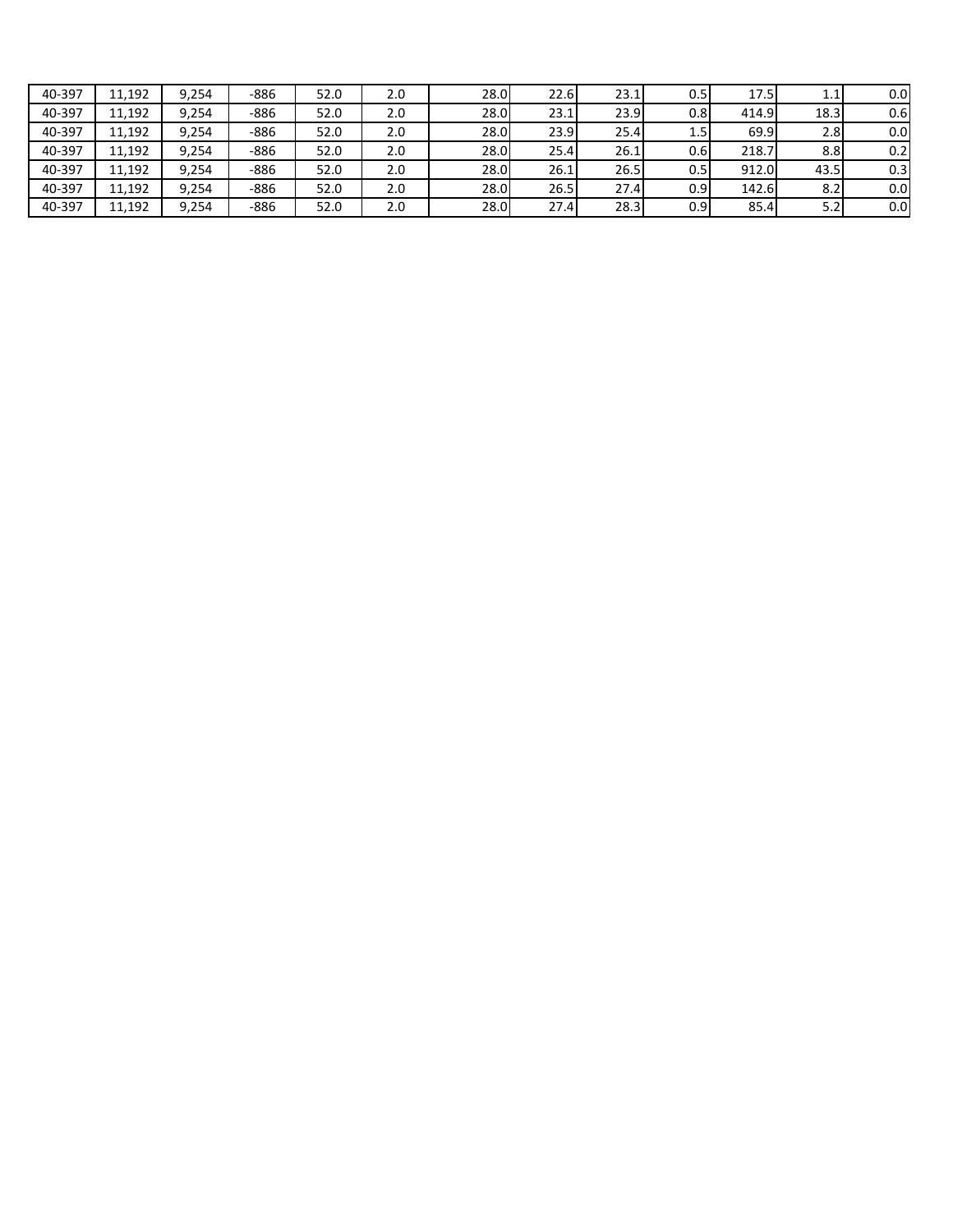| | | | | | | | | | | | | |
|---|---|---|---|---|---|---|---|---|---|---|---|---|
| 40-397 | 11,192 | 9,254 | -886 | 52.0 | 2.0 | 28.0 | 22.6 | 23.1 | 0.5 | 17.5 | 1.1 | 0.0 |
| 40-397 | 11,192 | 9,254 | -886 | 52.0 | 2.0 | 28.0 | 23.1 | 23.9 | 0.8 | 414.9 | 18.3 | 0.6 |
| 40-397 | 11,192 | 9,254 | -886 | 52.0 | 2.0 | 28.0 | 23.9 | 25.4 | 1.5 | 69.9 | 2.8 | 0.0 |
| 40-397 | 11,192 | 9,254 | -886 | 52.0 | 2.0 | 28.0 | 25.4 | 26.1 | 0.6 | 218.7 | 8.8 | 0.2 |
| 40-397 | 11,192 | 9,254 | -886 | 52.0 | 2.0 | 28.0 | 26.1 | 26.5 | 0.5 | 912.0 | 43.5 | 0.3 |
| 40-397 | 11,192 | 9,254 | -886 | 52.0 | 2.0 | 28.0 | 26.5 | 27.4 | 0.9 | 142.6 | 8.2 | 0.0 |
| 40-397 | 11,192 | 9,254 | -886 | 52.0 | 2.0 | 28.0 | 27.4 | 28.3 | 0.9 | 85.4 | 5.2 | 0.0 |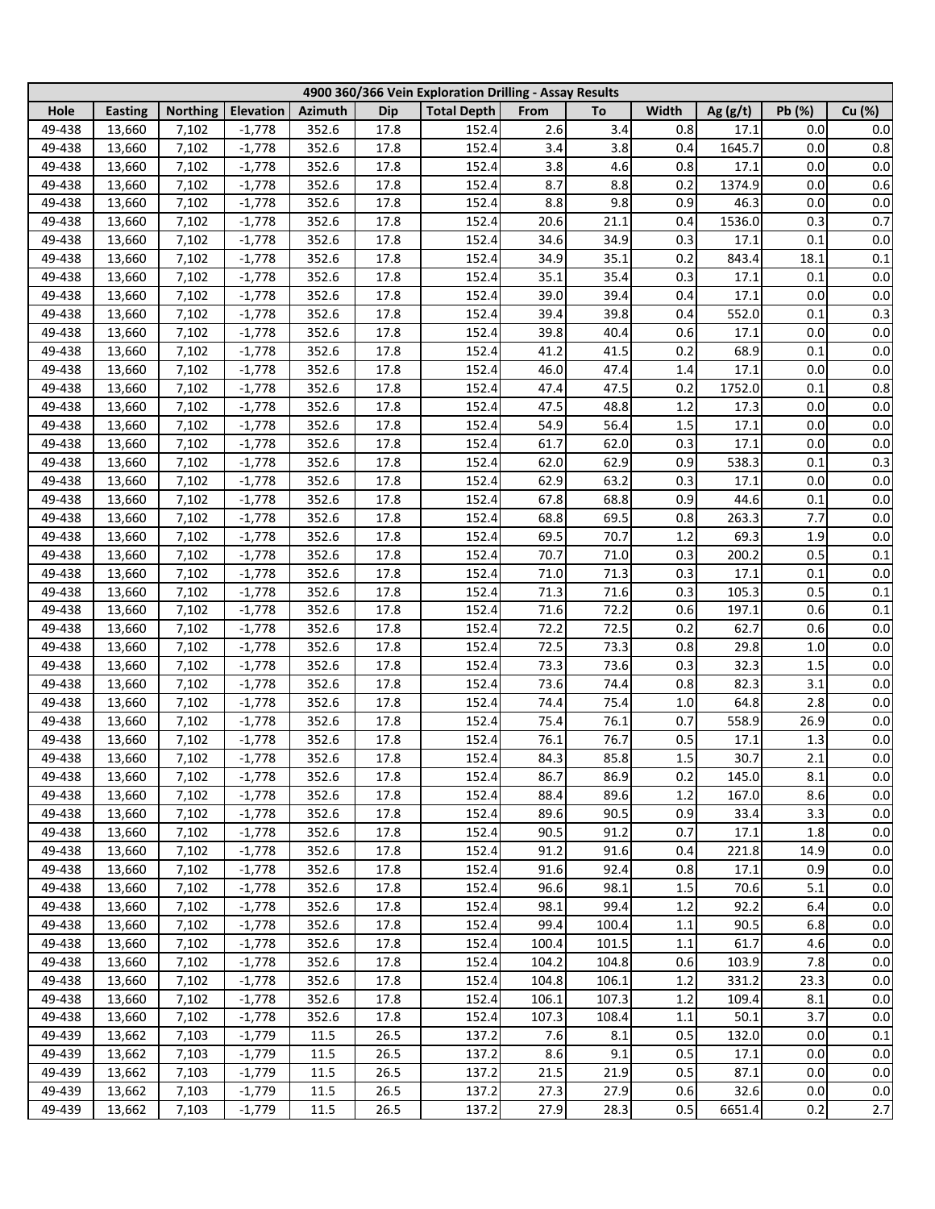| 4900 360/366 Vein Exploration Drilling - Assay Results | | | | | | | | | | | | |
|---|---|---|---|---|---|---|---|---|---|---|---|---|
| Hole | Easting | Northing | Elevation | Azimuth | Dip | Total Depth | From | To | Width | Ag (g/t) | Pb (%) | Cu (%) |
| 49-438 | 13,660 | 7,102 | -1,778 | 352.6 | 17.8 | 152.4 | 2.6 | 3.4 | 0.8 | 17.1 | 0.0 | 0.0 |
| 49-438 | 13,660 | 7,102 | -1,778 | 352.6 | 17.8 | 152.4 | 3.4 | 3.8 | 0.4 | 1645.7 | 0.0 | 0.8 |
| 49-438 | 13,660 | 7,102 | -1,778 | 352.6 | 17.8 | 152.4 | 3.8 | 4.6 | 0.8 | 17.1 | 0.0 | 0.0 |
| 49-438 | 13,660 | 7,102 | -1,778 | 352.6 | 17.8 | 152.4 | 8.7 | 8.8 | 0.2 | 1374.9 | 0.0 | 0.6 |
| 49-438 | 13,660 | 7,102 | -1,778 | 352.6 | 17.8 | 152.4 | 8.8 | 9.8 | 0.9 | 46.3 | 0.0 | 0.0 |
| 49-438 | 13,660 | 7,102 | -1,778 | 352.6 | 17.8 | 152.4 | 20.6 | 21.1 | 0.4 | 1536.0 | 0.3 | 0.7 |
| 49-438 | 13,660 | 7,102 | -1,778 | 352.6 | 17.8 | 152.4 | 34.6 | 34.9 | 0.3 | 17.1 | 0.1 | 0.0 |
| 49-438 | 13,660 | 7,102 | -1,778 | 352.6 | 17.8 | 152.4 | 34.9 | 35.1 | 0.2 | 843.4 | 18.1 | 0.1 |
| 49-438 | 13,660 | 7,102 | -1,778 | 352.6 | 17.8 | 152.4 | 35.1 | 35.4 | 0.3 | 17.1 | 0.1 | 0.0 |
| 49-438 | 13,660 | 7,102 | -1,778 | 352.6 | 17.8 | 152.4 | 39.0 | 39.4 | 0.4 | 17.1 | 0.0 | 0.0 |
| 49-438 | 13,660 | 7,102 | -1,778 | 352.6 | 17.8 | 152.4 | 39.4 | 39.8 | 0.4 | 552.0 | 0.1 | 0.3 |
| 49-438 | 13,660 | 7,102 | -1,778 | 352.6 | 17.8 | 152.4 | 39.8 | 40.4 | 0.6 | 17.1 | 0.0 | 0.0 |
| 49-438 | 13,660 | 7,102 | -1,778 | 352.6 | 17.8 | 152.4 | 41.2 | 41.5 | 0.2 | 68.9 | 0.1 | 0.0 |
| 49-438 | 13,660 | 7,102 | -1,778 | 352.6 | 17.8 | 152.4 | 46.0 | 47.4 | 1.4 | 17.1 | 0.0 | 0.0 |
| 49-438 | 13,660 | 7,102 | -1,778 | 352.6 | 17.8 | 152.4 | 47.4 | 47.5 | 0.2 | 1752.0 | 0.1 | 0.8 |
| 49-438 | 13,660 | 7,102 | -1,778 | 352.6 | 17.8 | 152.4 | 47.5 | 48.8 | 1.2 | 17.3 | 0.0 | 0.0 |
| 49-438 | 13,660 | 7,102 | -1,778 | 352.6 | 17.8 | 152.4 | 54.9 | 56.4 | 1.5 | 17.1 | 0.0 | 0.0 |
| 49-438 | 13,660 | 7,102 | -1,778 | 352.6 | 17.8 | 152.4 | 61.7 | 62.0 | 0.3 | 17.1 | 0.0 | 0.0 |
| 49-438 | 13,660 | 7,102 | -1,778 | 352.6 | 17.8 | 152.4 | 62.0 | 62.9 | 0.9 | 538.3 | 0.1 | 0.3 |
| 49-438 | 13,660 | 7,102 | -1,778 | 352.6 | 17.8 | 152.4 | 62.9 | 63.2 | 0.3 | 17.1 | 0.0 | 0.0 |
| 49-438 | 13,660 | 7,102 | -1,778 | 352.6 | 17.8 | 152.4 | 67.8 | 68.8 | 0.9 | 44.6 | 0.1 | 0.0 |
| 49-438 | 13,660 | 7,102 | -1,778 | 352.6 | 17.8 | 152.4 | 68.8 | 69.5 | 0.8 | 263.3 | 7.7 | 0.0 |
| 49-438 | 13,660 | 7,102 | -1,778 | 352.6 | 17.8 | 152.4 | 69.5 | 70.7 | 1.2 | 69.3 | 1.9 | 0.0 |
| 49-438 | 13,660 | 7,102 | -1,778 | 352.6 | 17.8 | 152.4 | 70.7 | 71.0 | 0.3 | 200.2 | 0.5 | 0.1 |
| 49-438 | 13,660 | 7,102 | -1,778 | 352.6 | 17.8 | 152.4 | 71.0 | 71.3 | 0.3 | 17.1 | 0.1 | 0.0 |
| 49-438 | 13,660 | 7,102 | -1,778 | 352.6 | 17.8 | 152.4 | 71.3 | 71.6 | 0.3 | 105.3 | 0.5 | 0.1 |
| 49-438 | 13,660 | 7,102 | -1,778 | 352.6 | 17.8 | 152.4 | 71.6 | 72.2 | 0.6 | 197.1 | 0.6 | 0.1 |
| 49-438 | 13,660 | 7,102 | -1,778 | 352.6 | 17.8 | 152.4 | 72.2 | 72.5 | 0.2 | 62.7 | 0.6 | 0.0 |
| 49-438 | 13,660 | 7,102 | -1,778 | 352.6 | 17.8 | 152.4 | 72.5 | 73.3 | 0.8 | 29.8 | 1.0 | 0.0 |
| 49-438 | 13,660 | 7,102 | -1,778 | 352.6 | 17.8 | 152.4 | 73.3 | 73.6 | 0.3 | 32.3 | 1.5 | 0.0 |
| 49-438 | 13,660 | 7,102 | -1,778 | 352.6 | 17.8 | 152.4 | 73.6 | 74.4 | 0.8 | 82.3 | 3.1 | 0.0 |
| 49-438 | 13,660 | 7,102 | -1,778 | 352.6 | 17.8 | 152.4 | 74.4 | 75.4 | 1.0 | 64.8 | 2.8 | 0.0 |
| 49-438 | 13,660 | 7,102 | -1,778 | 352.6 | 17.8 | 152.4 | 75.4 | 76.1 | 0.7 | 558.9 | 26.9 | 0.0 |
| 49-438 | 13,660 | 7,102 | -1,778 | 352.6 | 17.8 | 152.4 | 76.1 | 76.7 | 0.5 | 17.1 | 1.3 | 0.0 |
| 49-438 | 13,660 | 7,102 | -1,778 | 352.6 | 17.8 | 152.4 | 84.3 | 85.8 | 1.5 | 30.7 | 2.1 | 0.0 |
| 49-438 | 13,660 | 7,102 | -1,778 | 352.6 | 17.8 | 152.4 | 86.7 | 86.9 | 0.2 | 145.0 | 8.1 | 0.0 |
| 49-438 | 13,660 | 7,102 | -1,778 | 352.6 | 17.8 | 152.4 | 88.4 | 89.6 | 1.2 | 167.0 | 8.6 | 0.0 |
| 49-438 | 13,660 | 7,102 | -1,778 | 352.6 | 17.8 | 152.4 | 89.6 | 90.5 | 0.9 | 33.4 | 3.3 | 0.0 |
| 49-438 | 13,660 | 7,102 | -1,778 | 352.6 | 17.8 | 152.4 | 90.5 | 91.2 | 0.7 | 17.1 | 1.8 | 0.0 |
| 49-438 | 13,660 | 7,102 | -1,778 | 352.6 | 17.8 | 152.4 | 91.2 | 91.6 | 0.4 | 221.8 | 14.9 | 0.0 |
| 49-438 | 13,660 | 7,102 | -1,778 | 352.6 | 17.8 | 152.4 | 91.6 | 92.4 | 0.8 | 17.1 | 0.9 | 0.0 |
| 49-438 | 13,660 | 7,102 | -1,778 | 352.6 | 17.8 | 152.4 | 96.6 | 98.1 | 1.5 | 70.6 | 5.1 | 0.0 |
| 49-438 | 13,660 | 7,102 | -1,778 | 352.6 | 17.8 | 152.4 | 98.1 | 99.4 | 1.2 | 92.2 | 6.4 | 0.0 |
| 49-438 | 13,660 | 7,102 | -1,778 | 352.6 | 17.8 | 152.4 | 99.4 | 100.4 | 1.1 | 90.5 | 6.8 | 0.0 |
| 49-438 | 13,660 | 7,102 | -1,778 | 352.6 | 17.8 | 152.4 | 100.4 | 101.5 | 1.1 | 61.7 | 4.6 | 0.0 |
| 49-438 | 13,660 | 7,102 | -1,778 | 352.6 | 17.8 | 152.4 | 104.2 | 104.8 | 0.6 | 103.9 | 7.8 | 0.0 |
| 49-438 | 13,660 | 7,102 | -1,778 | 352.6 | 17.8 | 152.4 | 104.8 | 106.1 | 1.2 | 331.2 | 23.3 | 0.0 |
| 49-438 | 13,660 | 7,102 | -1,778 | 352.6 | 17.8 | 152.4 | 106.1 | 107.3 | 1.2 | 109.4 | 8.1 | 0.0 |
| 49-438 | 13,660 | 7,102 | -1,778 | 352.6 | 17.8 | 152.4 | 107.3 | 108.4 | 1.1 | 50.1 | 3.7 | 0.0 |
| 49-439 | 13,662 | 7,103 | -1,779 | 11.5 | 26.5 | 137.2 | 7.6 | 8.1 | 0.5 | 132.0 | 0.0 | 0.1 |
| 49-439 | 13,662 | 7,103 | -1,779 | 11.5 | 26.5 | 137.2 | 8.6 | 9.1 | 0.5 | 17.1 | 0.0 | 0.0 |
| 49-439 | 13,662 | 7,103 | -1,779 | 11.5 | 26.5 | 137.2 | 21.5 | 21.9 | 0.5 | 87.1 | 0.0 | 0.0 |
| 49-439 | 13,662 | 7,103 | -1,779 | 11.5 | 26.5 | 137.2 | 27.3 | 27.9 | 0.6 | 32.6 | 0.0 | 0.0 |
| 49-439 | 13,662 | 7,103 | -1,779 | 11.5 | 26.5 | 137.2 | 27.9 | 28.3 | 0.5 | 6651.4 | 0.2 | 2.7 |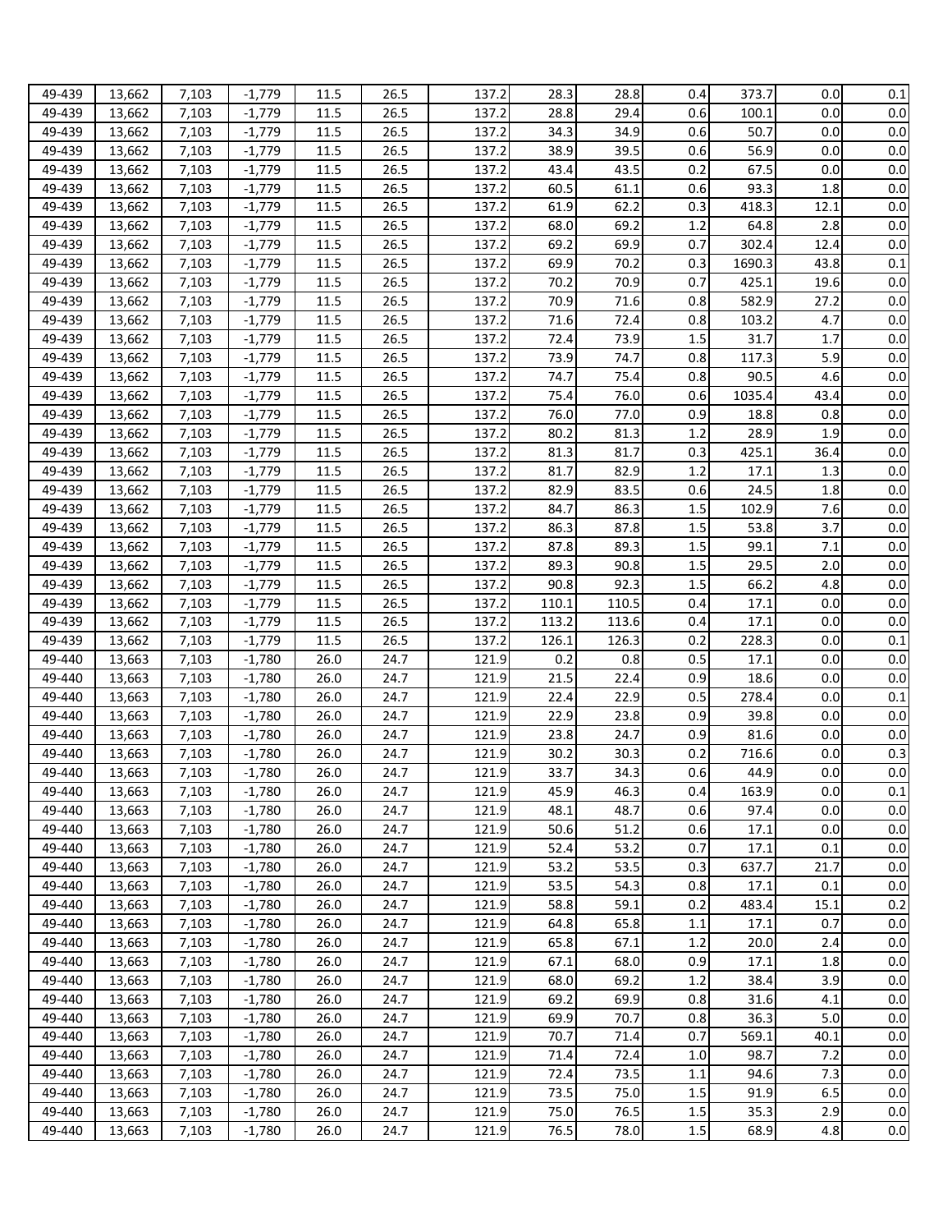| | | | | | | | | | | | | |
|---|---|---|---|---|---|---|---|---|---|---|---|---|
| 49-439 | 13,662 | 7,103 | -1,779 | 11.5 | 26.5 | 137.2 | 28.3 | 28.8 | 0.4 | 373.7 | 0.0 | 0.1 |
| 49-439 | 13,662 | 7,103 | -1,779 | 11.5 | 26.5 | 137.2 | 28.8 | 29.4 | 0.6 | 100.1 | 0.0 | 0.0 |
| 49-439 | 13,662 | 7,103 | -1,779 | 11.5 | 26.5 | 137.2 | 34.3 | 34.9 | 0.6 | 50.7 | 0.0 | 0.0 |
| 49-439 | 13,662 | 7,103 | -1,779 | 11.5 | 26.5 | 137.2 | 38.9 | 39.5 | 0.6 | 56.9 | 0.0 | 0.0 |
| 49-439 | 13,662 | 7,103 | -1,779 | 11.5 | 26.5 | 137.2 | 43.4 | 43.5 | 0.2 | 67.5 | 0.0 | 0.0 |
| 49-439 | 13,662 | 7,103 | -1,779 | 11.5 | 26.5 | 137.2 | 60.5 | 61.1 | 0.6 | 93.3 | 1.8 | 0.0 |
| 49-439 | 13,662 | 7,103 | -1,779 | 11.5 | 26.5 | 137.2 | 61.9 | 62.2 | 0.3 | 418.3 | 12.1 | 0.0 |
| 49-439 | 13,662 | 7,103 | -1,779 | 11.5 | 26.5 | 137.2 | 68.0 | 69.2 | 1.2 | 64.8 | 2.8 | 0.0 |
| 49-439 | 13,662 | 7,103 | -1,779 | 11.5 | 26.5 | 137.2 | 69.2 | 69.9 | 0.7 | 302.4 | 12.4 | 0.0 |
| 49-439 | 13,662 | 7,103 | -1,779 | 11.5 | 26.5 | 137.2 | 69.9 | 70.2 | 0.3 | 1690.3 | 43.8 | 0.1 |
| 49-439 | 13,662 | 7,103 | -1,779 | 11.5 | 26.5 | 137.2 | 70.2 | 70.9 | 0.7 | 425.1 | 19.6 | 0.0 |
| 49-439 | 13,662 | 7,103 | -1,779 | 11.5 | 26.5 | 137.2 | 70.9 | 71.6 | 0.8 | 582.9 | 27.2 | 0.0 |
| 49-439 | 13,662 | 7,103 | -1,779 | 11.5 | 26.5 | 137.2 | 71.6 | 72.4 | 0.8 | 103.2 | 4.7 | 0.0 |
| 49-439 | 13,662 | 7,103 | -1,779 | 11.5 | 26.5 | 137.2 | 72.4 | 73.9 | 1.5 | 31.7 | 1.7 | 0.0 |
| 49-439 | 13,662 | 7,103 | -1,779 | 11.5 | 26.5 | 137.2 | 73.9 | 74.7 | 0.8 | 117.3 | 5.9 | 0.0 |
| 49-439 | 13,662 | 7,103 | -1,779 | 11.5 | 26.5 | 137.2 | 74.7 | 75.4 | 0.8 | 90.5 | 4.6 | 0.0 |
| 49-439 | 13,662 | 7,103 | -1,779 | 11.5 | 26.5 | 137.2 | 75.4 | 76.0 | 0.6 | 1035.4 | 43.4 | 0.0 |
| 49-439 | 13,662 | 7,103 | -1,779 | 11.5 | 26.5 | 137.2 | 76.0 | 77.0 | 0.9 | 18.8 | 0.8 | 0.0 |
| 49-439 | 13,662 | 7,103 | -1,779 | 11.5 | 26.5 | 137.2 | 80.2 | 81.3 | 1.2 | 28.9 | 1.9 | 0.0 |
| 49-439 | 13,662 | 7,103 | -1,779 | 11.5 | 26.5 | 137.2 | 81.3 | 81.7 | 0.3 | 425.1 | 36.4 | 0.0 |
| 49-439 | 13,662 | 7,103 | -1,779 | 11.5 | 26.5 | 137.2 | 81.7 | 82.9 | 1.2 | 17.1 | 1.3 | 0.0 |
| 49-439 | 13,662 | 7,103 | -1,779 | 11.5 | 26.5 | 137.2 | 82.9 | 83.5 | 0.6 | 24.5 | 1.8 | 0.0 |
| 49-439 | 13,662 | 7,103 | -1,779 | 11.5 | 26.5 | 137.2 | 84.7 | 86.3 | 1.5 | 102.9 | 7.6 | 0.0 |
| 49-439 | 13,662 | 7,103 | -1,779 | 11.5 | 26.5 | 137.2 | 86.3 | 87.8 | 1.5 | 53.8 | 3.7 | 0.0 |
| 49-439 | 13,662 | 7,103 | -1,779 | 11.5 | 26.5 | 137.2 | 87.8 | 89.3 | 1.5 | 99.1 | 7.1 | 0.0 |
| 49-439 | 13,662 | 7,103 | -1,779 | 11.5 | 26.5 | 137.2 | 89.3 | 90.8 | 1.5 | 29.5 | 2.0 | 0.0 |
| 49-439 | 13,662 | 7,103 | -1,779 | 11.5 | 26.5 | 137.2 | 90.8 | 92.3 | 1.5 | 66.2 | 4.8 | 0.0 |
| 49-439 | 13,662 | 7,103 | -1,779 | 11.5 | 26.5 | 137.2 | 110.1 | 110.5 | 0.4 | 17.1 | 0.0 | 0.0 |
| 49-439 | 13,662 | 7,103 | -1,779 | 11.5 | 26.5 | 137.2 | 113.2 | 113.6 | 0.4 | 17.1 | 0.0 | 0.0 |
| 49-439 | 13,662 | 7,103 | -1,779 | 11.5 | 26.5 | 137.2 | 126.1 | 126.3 | 0.2 | 228.3 | 0.0 | 0.1 |
| 49-440 | 13,663 | 7,103 | -1,780 | 26.0 | 24.7 | 121.9 | 0.2 | 0.8 | 0.5 | 17.1 | 0.0 | 0.0 |
| 49-440 | 13,663 | 7,103 | -1,780 | 26.0 | 24.7 | 121.9 | 21.5 | 22.4 | 0.9 | 18.6 | 0.0 | 0.0 |
| 49-440 | 13,663 | 7,103 | -1,780 | 26.0 | 24.7 | 121.9 | 22.4 | 22.9 | 0.5 | 278.4 | 0.0 | 0.1 |
| 49-440 | 13,663 | 7,103 | -1,780 | 26.0 | 24.7 | 121.9 | 22.9 | 23.8 | 0.9 | 39.8 | 0.0 | 0.0 |
| 49-440 | 13,663 | 7,103 | -1,780 | 26.0 | 24.7 | 121.9 | 23.8 | 24.7 | 0.9 | 81.6 | 0.0 | 0.0 |
| 49-440 | 13,663 | 7,103 | -1,780 | 26.0 | 24.7 | 121.9 | 30.2 | 30.3 | 0.2 | 716.6 | 0.0 | 0.3 |
| 49-440 | 13,663 | 7,103 | -1,780 | 26.0 | 24.7 | 121.9 | 33.7 | 34.3 | 0.6 | 44.9 | 0.0 | 0.0 |
| 49-440 | 13,663 | 7,103 | -1,780 | 26.0 | 24.7 | 121.9 | 45.9 | 46.3 | 0.4 | 163.9 | 0.0 | 0.1 |
| 49-440 | 13,663 | 7,103 | -1,780 | 26.0 | 24.7 | 121.9 | 48.1 | 48.7 | 0.6 | 97.4 | 0.0 | 0.0 |
| 49-440 | 13,663 | 7,103 | -1,780 | 26.0 | 24.7 | 121.9 | 50.6 | 51.2 | 0.6 | 17.1 | 0.0 | 0.0 |
| 49-440 | 13,663 | 7,103 | -1,780 | 26.0 | 24.7 | 121.9 | 52.4 | 53.2 | 0.7 | 17.1 | 0.1 | 0.0 |
| 49-440 | 13,663 | 7,103 | -1,780 | 26.0 | 24.7 | 121.9 | 53.2 | 53.5 | 0.3 | 637.7 | 21.7 | 0.0 |
| 49-440 | 13,663 | 7,103 | -1,780 | 26.0 | 24.7 | 121.9 | 53.5 | 54.3 | 0.8 | 17.1 | 0.1 | 0.0 |
| 49-440 | 13,663 | 7,103 | -1,780 | 26.0 | 24.7 | 121.9 | 58.8 | 59.1 | 0.2 | 483.4 | 15.1 | 0.2 |
| 49-440 | 13,663 | 7,103 | -1,780 | 26.0 | 24.7 | 121.9 | 64.8 | 65.8 | 1.1 | 17.1 | 0.7 | 0.0 |
| 49-440 | 13,663 | 7,103 | -1,780 | 26.0 | 24.7 | 121.9 | 65.8 | 67.1 | 1.2 | 20.0 | 2.4 | 0.0 |
| 49-440 | 13,663 | 7,103 | -1,780 | 26.0 | 24.7 | 121.9 | 67.1 | 68.0 | 0.9 | 17.1 | 1.8 | 0.0 |
| 49-440 | 13,663 | 7,103 | -1,780 | 26.0 | 24.7 | 121.9 | 68.0 | 69.2 | 1.2 | 38.4 | 3.9 | 0.0 |
| 49-440 | 13,663 | 7,103 | -1,780 | 26.0 | 24.7 | 121.9 | 69.2 | 69.9 | 0.8 | 31.6 | 4.1 | 0.0 |
| 49-440 | 13,663 | 7,103 | -1,780 | 26.0 | 24.7 | 121.9 | 69.9 | 70.7 | 0.8 | 36.3 | 5.0 | 0.0 |
| 49-440 | 13,663 | 7,103 | -1,780 | 26.0 | 24.7 | 121.9 | 70.7 | 71.4 | 0.7 | 569.1 | 40.1 | 0.0 |
| 49-440 | 13,663 | 7,103 | -1,780 | 26.0 | 24.7 | 121.9 | 71.4 | 72.4 | 1.0 | 98.7 | 7.2 | 0.0 |
| 49-440 | 13,663 | 7,103 | -1,780 | 26.0 | 24.7 | 121.9 | 72.4 | 73.5 | 1.1 | 94.6 | 7.3 | 0.0 |
| 49-440 | 13,663 | 7,103 | -1,780 | 26.0 | 24.7 | 121.9 | 73.5 | 75.0 | 1.5 | 91.9 | 6.5 | 0.0 |
| 49-440 | 13,663 | 7,103 | -1,780 | 26.0 | 24.7 | 121.9 | 75.0 | 76.5 | 1.5 | 35.3 | 2.9 | 0.0 |
| 49-440 | 13,663 | 7,103 | -1,780 | 26.0 | 24.7 | 121.9 | 76.5 | 78.0 | 1.5 | 68.9 | 4.8 | 0.0 |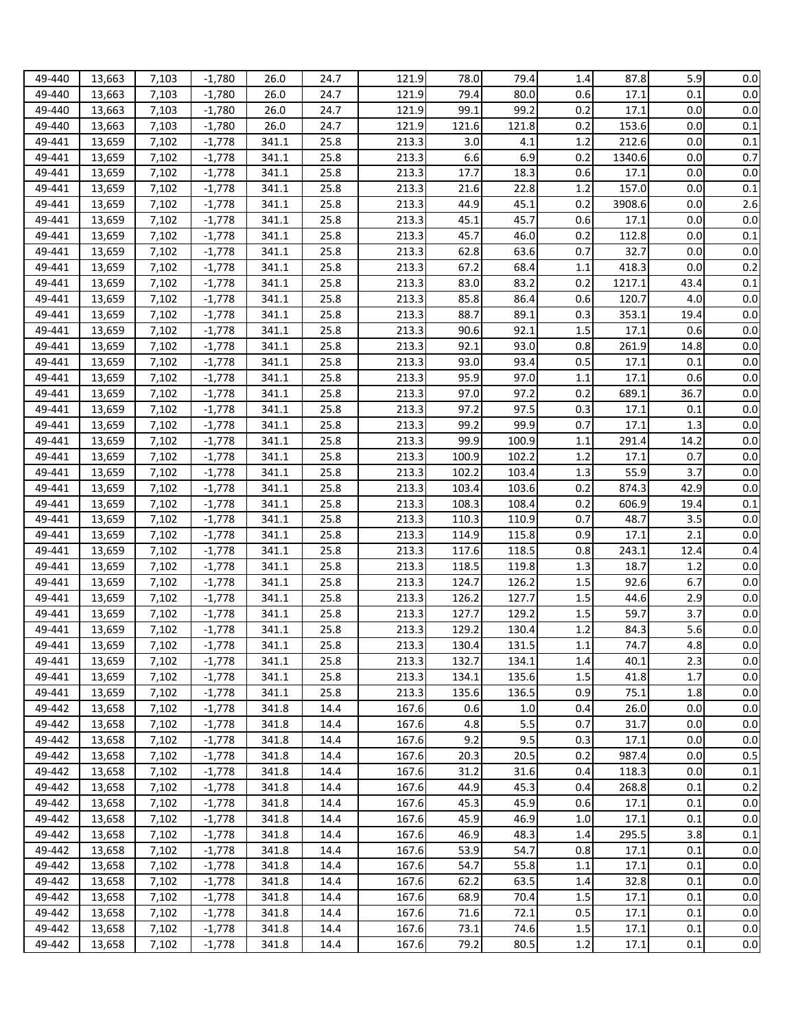| | | | | | | | | | | | | |
|---|---|---|---|---|---|---|---|---|---|---|---|---|
| 49-440 | 13,663 | 7,103 | -1,780 | 26.0 | 24.7 | 121.9 | 78.0 | 79.4 | 1.4 | 87.8 | 5.9 | 0.0 |
| 49-440 | 13,663 | 7,103 | -1,780 | 26.0 | 24.7 | 121.9 | 79.4 | 80.0 | 0.6 | 17.1 | 0.1 | 0.0 |
| 49-440 | 13,663 | 7,103 | -1,780 | 26.0 | 24.7 | 121.9 | 99.1 | 99.2 | 0.2 | 17.1 | 0.0 | 0.0 |
| 49-440 | 13,663 | 7,103 | -1,780 | 26.0 | 24.7 | 121.9 | 121.6 | 121.8 | 0.2 | 153.6 | 0.0 | 0.1 |
| 49-441 | 13,659 | 7,102 | -1,778 | 341.1 | 25.8 | 213.3 | 3.0 | 4.1 | 1.2 | 212.6 | 0.0 | 0.1 |
| 49-441 | 13,659 | 7,102 | -1,778 | 341.1 | 25.8 | 213.3 | 6.6 | 6.9 | 0.2 | 1340.6 | 0.0 | 0.7 |
| 49-441 | 13,659 | 7,102 | -1,778 | 341.1 | 25.8 | 213.3 | 17.7 | 18.3 | 0.6 | 17.1 | 0.0 | 0.0 |
| 49-441 | 13,659 | 7,102 | -1,778 | 341.1 | 25.8 | 213.3 | 21.6 | 22.8 | 1.2 | 157.0 | 0.0 | 0.1 |
| 49-441 | 13,659 | 7,102 | -1,778 | 341.1 | 25.8 | 213.3 | 44.9 | 45.1 | 0.2 | 3908.6 | 0.0 | 2.6 |
| 49-441 | 13,659 | 7,102 | -1,778 | 341.1 | 25.8 | 213.3 | 45.1 | 45.7 | 0.6 | 17.1 | 0.0 | 0.0 |
| 49-441 | 13,659 | 7,102 | -1,778 | 341.1 | 25.8 | 213.3 | 45.7 | 46.0 | 0.2 | 112.8 | 0.0 | 0.1 |
| 49-441 | 13,659 | 7,102 | -1,778 | 341.1 | 25.8 | 213.3 | 62.8 | 63.6 | 0.7 | 32.7 | 0.0 | 0.0 |
| 49-441 | 13,659 | 7,102 | -1,778 | 341.1 | 25.8 | 213.3 | 67.2 | 68.4 | 1.1 | 418.3 | 0.0 | 0.2 |
| 49-441 | 13,659 | 7,102 | -1,778 | 341.1 | 25.8 | 213.3 | 83.0 | 83.2 | 0.2 | 1217.1 | 43.4 | 0.1 |
| 49-441 | 13,659 | 7,102 | -1,778 | 341.1 | 25.8 | 213.3 | 85.8 | 86.4 | 0.6 | 120.7 | 4.0 | 0.0 |
| 49-441 | 13,659 | 7,102 | -1,778 | 341.1 | 25.8 | 213.3 | 88.7 | 89.1 | 0.3 | 353.1 | 19.4 | 0.0 |
| 49-441 | 13,659 | 7,102 | -1,778 | 341.1 | 25.8 | 213.3 | 90.6 | 92.1 | 1.5 | 17.1 | 0.6 | 0.0 |
| 49-441 | 13,659 | 7,102 | -1,778 | 341.1 | 25.8 | 213.3 | 92.1 | 93.0 | 0.8 | 261.9 | 14.8 | 0.0 |
| 49-441 | 13,659 | 7,102 | -1,778 | 341.1 | 25.8 | 213.3 | 93.0 | 93.4 | 0.5 | 17.1 | 0.1 | 0.0 |
| 49-441 | 13,659 | 7,102 | -1,778 | 341.1 | 25.8 | 213.3 | 95.9 | 97.0 | 1.1 | 17.1 | 0.6 | 0.0 |
| 49-441 | 13,659 | 7,102 | -1,778 | 341.1 | 25.8 | 213.3 | 97.0 | 97.2 | 0.2 | 689.1 | 36.7 | 0.0 |
| 49-441 | 13,659 | 7,102 | -1,778 | 341.1 | 25.8 | 213.3 | 97.2 | 97.5 | 0.3 | 17.1 | 0.1 | 0.0 |
| 49-441 | 13,659 | 7,102 | -1,778 | 341.1 | 25.8 | 213.3 | 99.2 | 99.9 | 0.7 | 17.1 | 1.3 | 0.0 |
| 49-441 | 13,659 | 7,102 | -1,778 | 341.1 | 25.8 | 213.3 | 99.9 | 100.9 | 1.1 | 291.4 | 14.2 | 0.0 |
| 49-441 | 13,659 | 7,102 | -1,778 | 341.1 | 25.8 | 213.3 | 100.9 | 102.2 | 1.2 | 17.1 | 0.7 | 0.0 |
| 49-441 | 13,659 | 7,102 | -1,778 | 341.1 | 25.8 | 213.3 | 102.2 | 103.4 | 1.3 | 55.9 | 3.7 | 0.0 |
| 49-441 | 13,659 | 7,102 | -1,778 | 341.1 | 25.8 | 213.3 | 103.4 | 103.6 | 0.2 | 874.3 | 42.9 | 0.0 |
| 49-441 | 13,659 | 7,102 | -1,778 | 341.1 | 25.8 | 213.3 | 108.3 | 108.4 | 0.2 | 606.9 | 19.4 | 0.1 |
| 49-441 | 13,659 | 7,102 | -1,778 | 341.1 | 25.8 | 213.3 | 110.3 | 110.9 | 0.7 | 48.7 | 3.5 | 0.0 |
| 49-441 | 13,659 | 7,102 | -1,778 | 341.1 | 25.8 | 213.3 | 114.9 | 115.8 | 0.9 | 17.1 | 2.1 | 0.0 |
| 49-441 | 13,659 | 7,102 | -1,778 | 341.1 | 25.8 | 213.3 | 117.6 | 118.5 | 0.8 | 243.1 | 12.4 | 0.4 |
| 49-441 | 13,659 | 7,102 | -1,778 | 341.1 | 25.8 | 213.3 | 118.5 | 119.8 | 1.3 | 18.7 | 1.2 | 0.0 |
| 49-441 | 13,659 | 7,102 | -1,778 | 341.1 | 25.8 | 213.3 | 124.7 | 126.2 | 1.5 | 92.6 | 6.7 | 0.0 |
| 49-441 | 13,659 | 7,102 | -1,778 | 341.1 | 25.8 | 213.3 | 126.2 | 127.7 | 1.5 | 44.6 | 2.9 | 0.0 |
| 49-441 | 13,659 | 7,102 | -1,778 | 341.1 | 25.8 | 213.3 | 127.7 | 129.2 | 1.5 | 59.7 | 3.7 | 0.0 |
| 49-441 | 13,659 | 7,102 | -1,778 | 341.1 | 25.8 | 213.3 | 129.2 | 130.4 | 1.2 | 84.3 | 5.6 | 0.0 |
| 49-441 | 13,659 | 7,102 | -1,778 | 341.1 | 25.8 | 213.3 | 130.4 | 131.5 | 1.1 | 74.7 | 4.8 | 0.0 |
| 49-441 | 13,659 | 7,102 | -1,778 | 341.1 | 25.8 | 213.3 | 132.7 | 134.1 | 1.4 | 40.1 | 2.3 | 0.0 |
| 49-441 | 13,659 | 7,102 | -1,778 | 341.1 | 25.8 | 213.3 | 134.1 | 135.6 | 1.5 | 41.8 | 1.7 | 0.0 |
| 49-441 | 13,659 | 7,102 | -1,778 | 341.1 | 25.8 | 213.3 | 135.6 | 136.5 | 0.9 | 75.1 | 1.8 | 0.0 |
| 49-442 | 13,658 | 7,102 | -1,778 | 341.8 | 14.4 | 167.6 | 0.6 | 1.0 | 0.4 | 26.0 | 0.0 | 0.0 |
| 49-442 | 13,658 | 7,102 | -1,778 | 341.8 | 14.4 | 167.6 | 4.8 | 5.5 | 0.7 | 31.7 | 0.0 | 0.0 |
| 49-442 | 13,658 | 7,102 | -1,778 | 341.8 | 14.4 | 167.6 | 9.2 | 9.5 | 0.3 | 17.1 | 0.0 | 0.0 |
| 49-442 | 13,658 | 7,102 | -1,778 | 341.8 | 14.4 | 167.6 | 20.3 | 20.5 | 0.2 | 987.4 | 0.0 | 0.5 |
| 49-442 | 13,658 | 7,102 | -1,778 | 341.8 | 14.4 | 167.6 | 31.2 | 31.6 | 0.4 | 118.3 | 0.0 | 0.1 |
| 49-442 | 13,658 | 7,102 | -1,778 | 341.8 | 14.4 | 167.6 | 44.9 | 45.3 | 0.4 | 268.8 | 0.1 | 0.2 |
| 49-442 | 13,658 | 7,102 | -1,778 | 341.8 | 14.4 | 167.6 | 45.3 | 45.9 | 0.6 | 17.1 | 0.1 | 0.0 |
| 49-442 | 13,658 | 7,102 | -1,778 | 341.8 | 14.4 | 167.6 | 45.9 | 46.9 | 1.0 | 17.1 | 0.1 | 0.0 |
| 49-442 | 13,658 | 7,102 | -1,778 | 341.8 | 14.4 | 167.6 | 46.9 | 48.3 | 1.4 | 295.5 | 3.8 | 0.1 |
| 49-442 | 13,658 | 7,102 | -1,778 | 341.8 | 14.4 | 167.6 | 53.9 | 54.7 | 0.8 | 17.1 | 0.1 | 0.0 |
| 49-442 | 13,658 | 7,102 | -1,778 | 341.8 | 14.4 | 167.6 | 54.7 | 55.8 | 1.1 | 17.1 | 0.1 | 0.0 |
| 49-442 | 13,658 | 7,102 | -1,778 | 341.8 | 14.4 | 167.6 | 62.2 | 63.5 | 1.4 | 32.8 | 0.1 | 0.0 |
| 49-442 | 13,658 | 7,102 | -1,778 | 341.8 | 14.4 | 167.6 | 68.9 | 70.4 | 1.5 | 17.1 | 0.1 | 0.0 |
| 49-442 | 13,658 | 7,102 | -1,778 | 341.8 | 14.4 | 167.6 | 71.6 | 72.1 | 0.5 | 17.1 | 0.1 | 0.0 |
| 49-442 | 13,658 | 7,102 | -1,778 | 341.8 | 14.4 | 167.6 | 73.1 | 74.6 | 1.5 | 17.1 | 0.1 | 0.0 |
| 49-442 | 13,658 | 7,102 | -1,778 | 341.8 | 14.4 | 167.6 | 79.2 | 80.5 | 1.2 | 17.1 | 0.1 | 0.0 |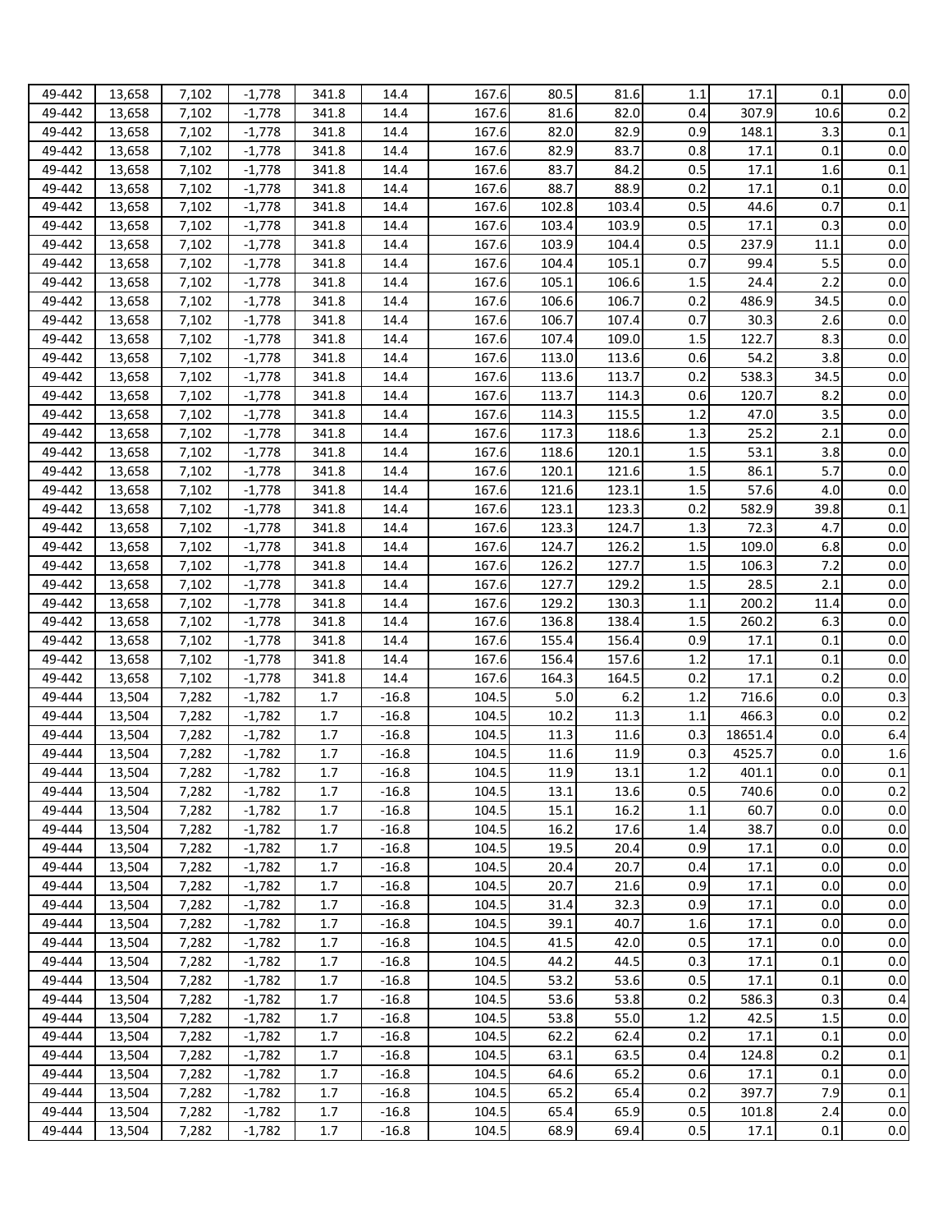| | | | | | | | | | | | | |
|---|---|---|---|---|---|---|---|---|---|---|---|---|
| 49-442 | 13,658 | 7,102 | -1,778 | 341.8 | 14.4 | 167.6 | 80.5 | 81.6 | 1.1 | 17.1 | 0.1 | 0.0 |
| 49-442 | 13,658 | 7,102 | -1,778 | 341.8 | 14.4 | 167.6 | 81.6 | 82.0 | 0.4 | 307.9 | 10.6 | 0.2 |
| 49-442 | 13,658 | 7,102 | -1,778 | 341.8 | 14.4 | 167.6 | 82.0 | 82.9 | 0.9 | 148.1 | 3.3 | 0.1 |
| 49-442 | 13,658 | 7,102 | -1,778 | 341.8 | 14.4 | 167.6 | 82.9 | 83.7 | 0.8 | 17.1 | 0.1 | 0.0 |
| 49-442 | 13,658 | 7,102 | -1,778 | 341.8 | 14.4 | 167.6 | 83.7 | 84.2 | 0.5 | 17.1 | 1.6 | 0.1 |
| 49-442 | 13,658 | 7,102 | -1,778 | 341.8 | 14.4 | 167.6 | 88.7 | 88.9 | 0.2 | 17.1 | 0.1 | 0.0 |
| 49-442 | 13,658 | 7,102 | -1,778 | 341.8 | 14.4 | 167.6 | 102.8 | 103.4 | 0.5 | 44.6 | 0.7 | 0.1 |
| 49-442 | 13,658 | 7,102 | -1,778 | 341.8 | 14.4 | 167.6 | 103.4 | 103.9 | 0.5 | 17.1 | 0.3 | 0.0 |
| 49-442 | 13,658 | 7,102 | -1,778 | 341.8 | 14.4 | 167.6 | 103.9 | 104.4 | 0.5 | 237.9 | 11.1 | 0.0 |
| 49-442 | 13,658 | 7,102 | -1,778 | 341.8 | 14.4 | 167.6 | 104.4 | 105.1 | 0.7 | 99.4 | 5.5 | 0.0 |
| 49-442 | 13,658 | 7,102 | -1,778 | 341.8 | 14.4 | 167.6 | 105.1 | 106.6 | 1.5 | 24.4 | 2.2 | 0.0 |
| 49-442 | 13,658 | 7,102 | -1,778 | 341.8 | 14.4 | 167.6 | 106.6 | 106.7 | 0.2 | 486.9 | 34.5 | 0.0 |
| 49-442 | 13,658 | 7,102 | -1,778 | 341.8 | 14.4 | 167.6 | 106.7 | 107.4 | 0.7 | 30.3 | 2.6 | 0.0 |
| 49-442 | 13,658 | 7,102 | -1,778 | 341.8 | 14.4 | 167.6 | 107.4 | 109.0 | 1.5 | 122.7 | 8.3 | 0.0 |
| 49-442 | 13,658 | 7,102 | -1,778 | 341.8 | 14.4 | 167.6 | 113.0 | 113.6 | 0.6 | 54.2 | 3.8 | 0.0 |
| 49-442 | 13,658 | 7,102 | -1,778 | 341.8 | 14.4 | 167.6 | 113.6 | 113.7 | 0.2 | 538.3 | 34.5 | 0.0 |
| 49-442 | 13,658 | 7,102 | -1,778 | 341.8 | 14.4 | 167.6 | 113.7 | 114.3 | 0.6 | 120.7 | 8.2 | 0.0 |
| 49-442 | 13,658 | 7,102 | -1,778 | 341.8 | 14.4 | 167.6 | 114.3 | 115.5 | 1.2 | 47.0 | 3.5 | 0.0 |
| 49-442 | 13,658 | 7,102 | -1,778 | 341.8 | 14.4 | 167.6 | 117.3 | 118.6 | 1.3 | 25.2 | 2.1 | 0.0 |
| 49-442 | 13,658 | 7,102 | -1,778 | 341.8 | 14.4 | 167.6 | 118.6 | 120.1 | 1.5 | 53.1 | 3.8 | 0.0 |
| 49-442 | 13,658 | 7,102 | -1,778 | 341.8 | 14.4 | 167.6 | 120.1 | 121.6 | 1.5 | 86.1 | 5.7 | 0.0 |
| 49-442 | 13,658 | 7,102 | -1,778 | 341.8 | 14.4 | 167.6 | 121.6 | 123.1 | 1.5 | 57.6 | 4.0 | 0.0 |
| 49-442 | 13,658 | 7,102 | -1,778 | 341.8 | 14.4 | 167.6 | 123.1 | 123.3 | 0.2 | 582.9 | 39.8 | 0.1 |
| 49-442 | 13,658 | 7,102 | -1,778 | 341.8 | 14.4 | 167.6 | 123.3 | 124.7 | 1.3 | 72.3 | 4.7 | 0.0 |
| 49-442 | 13,658 | 7,102 | -1,778 | 341.8 | 14.4 | 167.6 | 124.7 | 126.2 | 1.5 | 109.0 | 6.8 | 0.0 |
| 49-442 | 13,658 | 7,102 | -1,778 | 341.8 | 14.4 | 167.6 | 126.2 | 127.7 | 1.5 | 106.3 | 7.2 | 0.0 |
| 49-442 | 13,658 | 7,102 | -1,778 | 341.8 | 14.4 | 167.6 | 127.7 | 129.2 | 1.5 | 28.5 | 2.1 | 0.0 |
| 49-442 | 13,658 | 7,102 | -1,778 | 341.8 | 14.4 | 167.6 | 129.2 | 130.3 | 1.1 | 200.2 | 11.4 | 0.0 |
| 49-442 | 13,658 | 7,102 | -1,778 | 341.8 | 14.4 | 167.6 | 136.8 | 138.4 | 1.5 | 260.2 | 6.3 | 0.0 |
| 49-442 | 13,658 | 7,102 | -1,778 | 341.8 | 14.4 | 167.6 | 155.4 | 156.4 | 0.9 | 17.1 | 0.1 | 0.0 |
| 49-442 | 13,658 | 7,102 | -1,778 | 341.8 | 14.4 | 167.6 | 156.4 | 157.6 | 1.2 | 17.1 | 0.1 | 0.0 |
| 49-442 | 13,658 | 7,102 | -1,778 | 341.8 | 14.4 | 167.6 | 164.3 | 164.5 | 0.2 | 17.1 | 0.2 | 0.0 |
| 49-444 | 13,504 | 7,282 | -1,782 | 1.7 | -16.8 | 104.5 | 5.0 | 6.2 | 1.2 | 716.6 | 0.0 | 0.3 |
| 49-444 | 13,504 | 7,282 | -1,782 | 1.7 | -16.8 | 104.5 | 10.2 | 11.3 | 1.1 | 466.3 | 0.0 | 0.2 |
| 49-444 | 13,504 | 7,282 | -1,782 | 1.7 | -16.8 | 104.5 | 11.3 | 11.6 | 0.3 | 18651.4 | 0.0 | 6.4 |
| 49-444 | 13,504 | 7,282 | -1,782 | 1.7 | -16.8 | 104.5 | 11.6 | 11.9 | 0.3 | 4525.7 | 0.0 | 1.6 |
| 49-444 | 13,504 | 7,282 | -1,782 | 1.7 | -16.8 | 104.5 | 11.9 | 13.1 | 1.2 | 401.1 | 0.0 | 0.1 |
| 49-444 | 13,504 | 7,282 | -1,782 | 1.7 | -16.8 | 104.5 | 13.1 | 13.6 | 0.5 | 740.6 | 0.0 | 0.2 |
| 49-444 | 13,504 | 7,282 | -1,782 | 1.7 | -16.8 | 104.5 | 15.1 | 16.2 | 1.1 | 60.7 | 0.0 | 0.0 |
| 49-444 | 13,504 | 7,282 | -1,782 | 1.7 | -16.8 | 104.5 | 16.2 | 17.6 | 1.4 | 38.7 | 0.0 | 0.0 |
| 49-444 | 13,504 | 7,282 | -1,782 | 1.7 | -16.8 | 104.5 | 19.5 | 20.4 | 0.9 | 17.1 | 0.0 | 0.0 |
| 49-444 | 13,504 | 7,282 | -1,782 | 1.7 | -16.8 | 104.5 | 20.4 | 20.7 | 0.4 | 17.1 | 0.0 | 0.0 |
| 49-444 | 13,504 | 7,282 | -1,782 | 1.7 | -16.8 | 104.5 | 20.7 | 21.6 | 0.9 | 17.1 | 0.0 | 0.0 |
| 49-444 | 13,504 | 7,282 | -1,782 | 1.7 | -16.8 | 104.5 | 31.4 | 32.3 | 0.9 | 17.1 | 0.0 | 0.0 |
| 49-444 | 13,504 | 7,282 | -1,782 | 1.7 | -16.8 | 104.5 | 39.1 | 40.7 | 1.6 | 17.1 | 0.0 | 0.0 |
| 49-444 | 13,504 | 7,282 | -1,782 | 1.7 | -16.8 | 104.5 | 41.5 | 42.0 | 0.5 | 17.1 | 0.0 | 0.0 |
| 49-444 | 13,504 | 7,282 | -1,782 | 1.7 | -16.8 | 104.5 | 44.2 | 44.5 | 0.3 | 17.1 | 0.1 | 0.0 |
| 49-444 | 13,504 | 7,282 | -1,782 | 1.7 | -16.8 | 104.5 | 53.2 | 53.6 | 0.5 | 17.1 | 0.1 | 0.0 |
| 49-444 | 13,504 | 7,282 | -1,782 | 1.7 | -16.8 | 104.5 | 53.6 | 53.8 | 0.2 | 586.3 | 0.3 | 0.4 |
| 49-444 | 13,504 | 7,282 | -1,782 | 1.7 | -16.8 | 104.5 | 53.8 | 55.0 | 1.2 | 42.5 | 1.5 | 0.0 |
| 49-444 | 13,504 | 7,282 | -1,782 | 1.7 | -16.8 | 104.5 | 62.2 | 62.4 | 0.2 | 17.1 | 0.1 | 0.0 |
| 49-444 | 13,504 | 7,282 | -1,782 | 1.7 | -16.8 | 104.5 | 63.1 | 63.5 | 0.4 | 124.8 | 0.2 | 0.1 |
| 49-444 | 13,504 | 7,282 | -1,782 | 1.7 | -16.8 | 104.5 | 64.6 | 65.2 | 0.6 | 17.1 | 0.1 | 0.0 |
| 49-444 | 13,504 | 7,282 | -1,782 | 1.7 | -16.8 | 104.5 | 65.2 | 65.4 | 0.2 | 397.7 | 7.9 | 0.1 |
| 49-444 | 13,504 | 7,282 | -1,782 | 1.7 | -16.8 | 104.5 | 65.4 | 65.9 | 0.5 | 101.8 | 2.4 | 0.0 |
| 49-444 | 13,504 | 7,282 | -1,782 | 1.7 | -16.8 | 104.5 | 68.9 | 69.4 | 0.5 | 17.1 | 0.1 | 0.0 |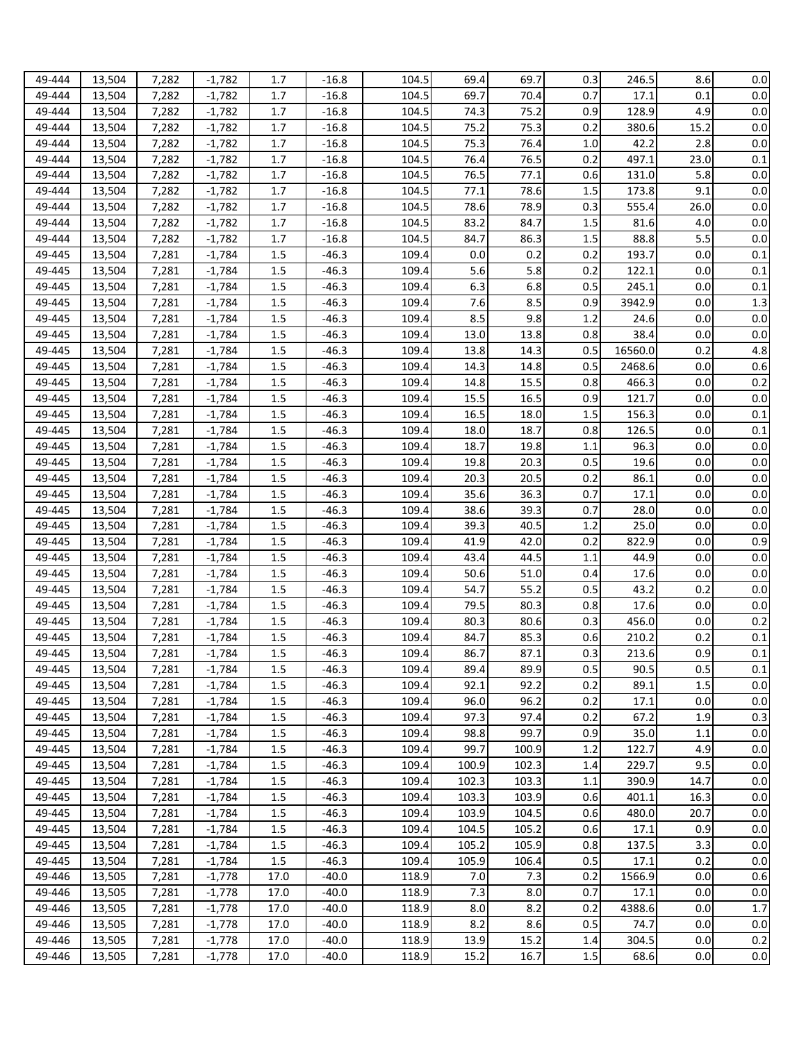| | | | | | | | | | | | | |
|---|---|---|---|---|---|---|---|---|---|---|---|---|
| 49-444 | 13,504 | 7,282 | -1,782 | 1.7 | -16.8 | 104.5 | 69.4 | 69.7 | 0.3 | 246.5 | 8.6 | 0.0 |
| 49-444 | 13,504 | 7,282 | -1,782 | 1.7 | -16.8 | 104.5 | 69.7 | 70.4 | 0.7 | 17.1 | 0.1 | 0.0 |
| 49-444 | 13,504 | 7,282 | -1,782 | 1.7 | -16.8 | 104.5 | 74.3 | 75.2 | 0.9 | 128.9 | 4.9 | 0.0 |
| 49-444 | 13,504 | 7,282 | -1,782 | 1.7 | -16.8 | 104.5 | 75.2 | 75.3 | 0.2 | 380.6 | 15.2 | 0.0 |
| 49-444 | 13,504 | 7,282 | -1,782 | 1.7 | -16.8 | 104.5 | 75.3 | 76.4 | 1.0 | 42.2 | 2.8 | 0.0 |
| 49-444 | 13,504 | 7,282 | -1,782 | 1.7 | -16.8 | 104.5 | 76.4 | 76.5 | 0.2 | 497.1 | 23.0 | 0.1 |
| 49-444 | 13,504 | 7,282 | -1,782 | 1.7 | -16.8 | 104.5 | 76.5 | 77.1 | 0.6 | 131.0 | 5.8 | 0.0 |
| 49-444 | 13,504 | 7,282 | -1,782 | 1.7 | -16.8 | 104.5 | 77.1 | 78.6 | 1.5 | 173.8 | 9.1 | 0.0 |
| 49-444 | 13,504 | 7,282 | -1,782 | 1.7 | -16.8 | 104.5 | 78.6 | 78.9 | 0.3 | 555.4 | 26.0 | 0.0 |
| 49-444 | 13,504 | 7,282 | -1,782 | 1.7 | -16.8 | 104.5 | 83.2 | 84.7 | 1.5 | 81.6 | 4.0 | 0.0 |
| 49-444 | 13,504 | 7,282 | -1,782 | 1.7 | -16.8 | 104.5 | 84.7 | 86.3 | 1.5 | 88.8 | 5.5 | 0.0 |
| 49-445 | 13,504 | 7,281 | -1,784 | 1.5 | -46.3 | 109.4 | 0.0 | 0.2 | 0.2 | 193.7 | 0.0 | 0.1 |
| 49-445 | 13,504 | 7,281 | -1,784 | 1.5 | -46.3 | 109.4 | 5.6 | 5.8 | 0.2 | 122.1 | 0.0 | 0.1 |
| 49-445 | 13,504 | 7,281 | -1,784 | 1.5 | -46.3 | 109.4 | 6.3 | 6.8 | 0.5 | 245.1 | 0.0 | 0.1 |
| 49-445 | 13,504 | 7,281 | -1,784 | 1.5 | -46.3 | 109.4 | 7.6 | 8.5 | 0.9 | 3942.9 | 0.0 | 1.3 |
| 49-445 | 13,504 | 7,281 | -1,784 | 1.5 | -46.3 | 109.4 | 8.5 | 9.8 | 1.2 | 24.6 | 0.0 | 0.0 |
| 49-445 | 13,504 | 7,281 | -1,784 | 1.5 | -46.3 | 109.4 | 13.0 | 13.8 | 0.8 | 38.4 | 0.0 | 0.0 |
| 49-445 | 13,504 | 7,281 | -1,784 | 1.5 | -46.3 | 109.4 | 13.8 | 14.3 | 0.5 | 16560.0 | 0.2 | 4.8 |
| 49-445 | 13,504 | 7,281 | -1,784 | 1.5 | -46.3 | 109.4 | 14.3 | 14.8 | 0.5 | 2468.6 | 0.0 | 0.6 |
| 49-445 | 13,504 | 7,281 | -1,784 | 1.5 | -46.3 | 109.4 | 14.8 | 15.5 | 0.8 | 466.3 | 0.0 | 0.2 |
| 49-445 | 13,504 | 7,281 | -1,784 | 1.5 | -46.3 | 109.4 | 15.5 | 16.5 | 0.9 | 121.7 | 0.0 | 0.0 |
| 49-445 | 13,504 | 7,281 | -1,784 | 1.5 | -46.3 | 109.4 | 16.5 | 18.0 | 1.5 | 156.3 | 0.0 | 0.1 |
| 49-445 | 13,504 | 7,281 | -1,784 | 1.5 | -46.3 | 109.4 | 18.0 | 18.7 | 0.8 | 126.5 | 0.0 | 0.1 |
| 49-445 | 13,504 | 7,281 | -1,784 | 1.5 | -46.3 | 109.4 | 18.7 | 19.8 | 1.1 | 96.3 | 0.0 | 0.0 |
| 49-445 | 13,504 | 7,281 | -1,784 | 1.5 | -46.3 | 109.4 | 19.8 | 20.3 | 0.5 | 19.6 | 0.0 | 0.0 |
| 49-445 | 13,504 | 7,281 | -1,784 | 1.5 | -46.3 | 109.4 | 20.3 | 20.5 | 0.2 | 86.1 | 0.0 | 0.0 |
| 49-445 | 13,504 | 7,281 | -1,784 | 1.5 | -46.3 | 109.4 | 35.6 | 36.3 | 0.7 | 17.1 | 0.0 | 0.0 |
| 49-445 | 13,504 | 7,281 | -1,784 | 1.5 | -46.3 | 109.4 | 38.6 | 39.3 | 0.7 | 28.0 | 0.0 | 0.0 |
| 49-445 | 13,504 | 7,281 | -1,784 | 1.5 | -46.3 | 109.4 | 39.3 | 40.5 | 1.2 | 25.0 | 0.0 | 0.0 |
| 49-445 | 13,504 | 7,281 | -1,784 | 1.5 | -46.3 | 109.4 | 41.9 | 42.0 | 0.2 | 822.9 | 0.0 | 0.9 |
| 49-445 | 13,504 | 7,281 | -1,784 | 1.5 | -46.3 | 109.4 | 43.4 | 44.5 | 1.1 | 44.9 | 0.0 | 0.0 |
| 49-445 | 13,504 | 7,281 | -1,784 | 1.5 | -46.3 | 109.4 | 50.6 | 51.0 | 0.4 | 17.6 | 0.0 | 0.0 |
| 49-445 | 13,504 | 7,281 | -1,784 | 1.5 | -46.3 | 109.4 | 54.7 | 55.2 | 0.5 | 43.2 | 0.2 | 0.0 |
| 49-445 | 13,504 | 7,281 | -1,784 | 1.5 | -46.3 | 109.4 | 79.5 | 80.3 | 0.8 | 17.6 | 0.0 | 0.0 |
| 49-445 | 13,504 | 7,281 | -1,784 | 1.5 | -46.3 | 109.4 | 80.3 | 80.6 | 0.3 | 456.0 | 0.0 | 0.2 |
| 49-445 | 13,504 | 7,281 | -1,784 | 1.5 | -46.3 | 109.4 | 84.7 | 85.3 | 0.6 | 210.2 | 0.2 | 0.1 |
| 49-445 | 13,504 | 7,281 | -1,784 | 1.5 | -46.3 | 109.4 | 86.7 | 87.1 | 0.3 | 213.6 | 0.9 | 0.1 |
| 49-445 | 13,504 | 7,281 | -1,784 | 1.5 | -46.3 | 109.4 | 89.4 | 89.9 | 0.5 | 90.5 | 0.5 | 0.1 |
| 49-445 | 13,504 | 7,281 | -1,784 | 1.5 | -46.3 | 109.4 | 92.1 | 92.2 | 0.2 | 89.1 | 1.5 | 0.0 |
| 49-445 | 13,504 | 7,281 | -1,784 | 1.5 | -46.3 | 109.4 | 96.0 | 96.2 | 0.2 | 17.1 | 0.0 | 0.0 |
| 49-445 | 13,504 | 7,281 | -1,784 | 1.5 | -46.3 | 109.4 | 97.3 | 97.4 | 0.2 | 67.2 | 1.9 | 0.3 |
| 49-445 | 13,504 | 7,281 | -1,784 | 1.5 | -46.3 | 109.4 | 98.8 | 99.7 | 0.9 | 35.0 | 1.1 | 0.0 |
| 49-445 | 13,504 | 7,281 | -1,784 | 1.5 | -46.3 | 109.4 | 99.7 | 100.9 | 1.2 | 122.7 | 4.9 | 0.0 |
| 49-445 | 13,504 | 7,281 | -1,784 | 1.5 | -46.3 | 109.4 | 100.9 | 102.3 | 1.4 | 229.7 | 9.5 | 0.0 |
| 49-445 | 13,504 | 7,281 | -1,784 | 1.5 | -46.3 | 109.4 | 102.3 | 103.3 | 1.1 | 390.9 | 14.7 | 0.0 |
| 49-445 | 13,504 | 7,281 | -1,784 | 1.5 | -46.3 | 109.4 | 103.3 | 103.9 | 0.6 | 401.1 | 16.3 | 0.0 |
| 49-445 | 13,504 | 7,281 | -1,784 | 1.5 | -46.3 | 109.4 | 103.9 | 104.5 | 0.6 | 480.0 | 20.7 | 0.0 |
| 49-445 | 13,504 | 7,281 | -1,784 | 1.5 | -46.3 | 109.4 | 104.5 | 105.2 | 0.6 | 17.1 | 0.9 | 0.0 |
| 49-445 | 13,504 | 7,281 | -1,784 | 1.5 | -46.3 | 109.4 | 105.2 | 105.9 | 0.8 | 137.5 | 3.3 | 0.0 |
| 49-445 | 13,504 | 7,281 | -1,784 | 1.5 | -46.3 | 109.4 | 105.9 | 106.4 | 0.5 | 17.1 | 0.2 | 0.0 |
| 49-446 | 13,505 | 7,281 | -1,778 | 17.0 | -40.0 | 118.9 | 7.0 | 7.3 | 0.2 | 1566.9 | 0.0 | 0.6 |
| 49-446 | 13,505 | 7,281 | -1,778 | 17.0 | -40.0 | 118.9 | 7.3 | 8.0 | 0.7 | 17.1 | 0.0 | 0.0 |
| 49-446 | 13,505 | 7,281 | -1,778 | 17.0 | -40.0 | 118.9 | 8.0 | 8.2 | 0.2 | 4388.6 | 0.0 | 1.7 |
| 49-446 | 13,505 | 7,281 | -1,778 | 17.0 | -40.0 | 118.9 | 8.2 | 8.6 | 0.5 | 74.7 | 0.0 | 0.0 |
| 49-446 | 13,505 | 7,281 | -1,778 | 17.0 | -40.0 | 118.9 | 13.9 | 15.2 | 1.4 | 304.5 | 0.0 | 0.2 |
| 49-446 | 13,505 | 7,281 | -1,778 | 17.0 | -40.0 | 118.9 | 15.2 | 16.7 | 1.5 | 68.6 | 0.0 | 0.0 |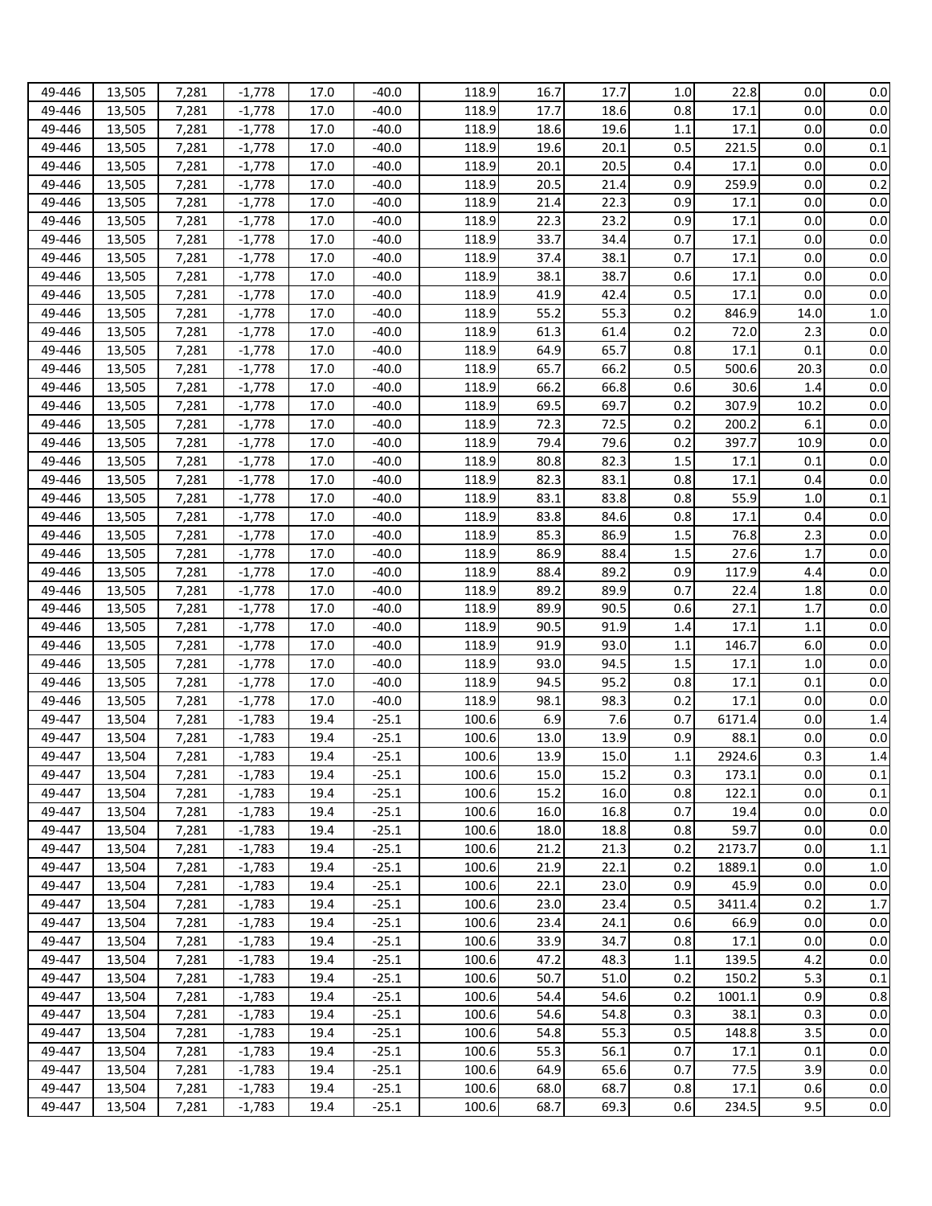| | | | | | | | | | | | | |
|---|---|---|---|---|---|---|---|---|---|---|---|---|
| 49-446 | 13,505 | 7,281 | -1,778 | 17.0 | -40.0 | 118.9 | 16.7 | 17.7 | 1.0 | 22.8 | 0.0 | 0.0 |
| 49-446 | 13,505 | 7,281 | -1,778 | 17.0 | -40.0 | 118.9 | 17.7 | 18.6 | 0.8 | 17.1 | 0.0 | 0.0 |
| 49-446 | 13,505 | 7,281 | -1,778 | 17.0 | -40.0 | 118.9 | 18.6 | 19.6 | 1.1 | 17.1 | 0.0 | 0.0 |
| 49-446 | 13,505 | 7,281 | -1,778 | 17.0 | -40.0 | 118.9 | 19.6 | 20.1 | 0.5 | 221.5 | 0.0 | 0.1 |
| 49-446 | 13,505 | 7,281 | -1,778 | 17.0 | -40.0 | 118.9 | 20.1 | 20.5 | 0.4 | 17.1 | 0.0 | 0.0 |
| 49-446 | 13,505 | 7,281 | -1,778 | 17.0 | -40.0 | 118.9 | 20.5 | 21.4 | 0.9 | 259.9 | 0.0 | 0.2 |
| 49-446 | 13,505 | 7,281 | -1,778 | 17.0 | -40.0 | 118.9 | 21.4 | 22.3 | 0.9 | 17.1 | 0.0 | 0.0 |
| 49-446 | 13,505 | 7,281 | -1,778 | 17.0 | -40.0 | 118.9 | 22.3 | 23.2 | 0.9 | 17.1 | 0.0 | 0.0 |
| 49-446 | 13,505 | 7,281 | -1,778 | 17.0 | -40.0 | 118.9 | 33.7 | 34.4 | 0.7 | 17.1 | 0.0 | 0.0 |
| 49-446 | 13,505 | 7,281 | -1,778 | 17.0 | -40.0 | 118.9 | 37.4 | 38.1 | 0.7 | 17.1 | 0.0 | 0.0 |
| 49-446 | 13,505 | 7,281 | -1,778 | 17.0 | -40.0 | 118.9 | 38.1 | 38.7 | 0.6 | 17.1 | 0.0 | 0.0 |
| 49-446 | 13,505 | 7,281 | -1,778 | 17.0 | -40.0 | 118.9 | 41.9 | 42.4 | 0.5 | 17.1 | 0.0 | 0.0 |
| 49-446 | 13,505 | 7,281 | -1,778 | 17.0 | -40.0 | 118.9 | 55.2 | 55.3 | 0.2 | 846.9 | 14.0 | 1.0 |
| 49-446 | 13,505 | 7,281 | -1,778 | 17.0 | -40.0 | 118.9 | 61.3 | 61.4 | 0.2 | 72.0 | 2.3 | 0.0 |
| 49-446 | 13,505 | 7,281 | -1,778 | 17.0 | -40.0 | 118.9 | 64.9 | 65.7 | 0.8 | 17.1 | 0.1 | 0.0 |
| 49-446 | 13,505 | 7,281 | -1,778 | 17.0 | -40.0 | 118.9 | 65.7 | 66.2 | 0.5 | 500.6 | 20.3 | 0.0 |
| 49-446 | 13,505 | 7,281 | -1,778 | 17.0 | -40.0 | 118.9 | 66.2 | 66.8 | 0.6 | 30.6 | 1.4 | 0.0 |
| 49-446 | 13,505 | 7,281 | -1,778 | 17.0 | -40.0 | 118.9 | 69.5 | 69.7 | 0.2 | 307.9 | 10.2 | 0.0 |
| 49-446 | 13,505 | 7,281 | -1,778 | 17.0 | -40.0 | 118.9 | 72.3 | 72.5 | 0.2 | 200.2 | 6.1 | 0.0 |
| 49-446 | 13,505 | 7,281 | -1,778 | 17.0 | -40.0 | 118.9 | 79.4 | 79.6 | 0.2 | 397.7 | 10.9 | 0.0 |
| 49-446 | 13,505 | 7,281 | -1,778 | 17.0 | -40.0 | 118.9 | 80.8 | 82.3 | 1.5 | 17.1 | 0.1 | 0.0 |
| 49-446 | 13,505 | 7,281 | -1,778 | 17.0 | -40.0 | 118.9 | 82.3 | 83.1 | 0.8 | 17.1 | 0.4 | 0.0 |
| 49-446 | 13,505 | 7,281 | -1,778 | 17.0 | -40.0 | 118.9 | 83.1 | 83.8 | 0.8 | 55.9 | 1.0 | 0.1 |
| 49-446 | 13,505 | 7,281 | -1,778 | 17.0 | -40.0 | 118.9 | 83.8 | 84.6 | 0.8 | 17.1 | 0.4 | 0.0 |
| 49-446 | 13,505 | 7,281 | -1,778 | 17.0 | -40.0 | 118.9 | 85.3 | 86.9 | 1.5 | 76.8 | 2.3 | 0.0 |
| 49-446 | 13,505 | 7,281 | -1,778 | 17.0 | -40.0 | 118.9 | 86.9 | 88.4 | 1.5 | 27.6 | 1.7 | 0.0 |
| 49-446 | 13,505 | 7,281 | -1,778 | 17.0 | -40.0 | 118.9 | 88.4 | 89.2 | 0.9 | 117.9 | 4.4 | 0.0 |
| 49-446 | 13,505 | 7,281 | -1,778 | 17.0 | -40.0 | 118.9 | 89.2 | 89.9 | 0.7 | 22.4 | 1.8 | 0.0 |
| 49-446 | 13,505 | 7,281 | -1,778 | 17.0 | -40.0 | 118.9 | 89.9 | 90.5 | 0.6 | 27.1 | 1.7 | 0.0 |
| 49-446 | 13,505 | 7,281 | -1,778 | 17.0 | -40.0 | 118.9 | 90.5 | 91.9 | 1.4 | 17.1 | 1.1 | 0.0 |
| 49-446 | 13,505 | 7,281 | -1,778 | 17.0 | -40.0 | 118.9 | 91.9 | 93.0 | 1.1 | 146.7 | 6.0 | 0.0 |
| 49-446 | 13,505 | 7,281 | -1,778 | 17.0 | -40.0 | 118.9 | 93.0 | 94.5 | 1.5 | 17.1 | 1.0 | 0.0 |
| 49-446 | 13,505 | 7,281 | -1,778 | 17.0 | -40.0 | 118.9 | 94.5 | 95.2 | 0.8 | 17.1 | 0.1 | 0.0 |
| 49-446 | 13,505 | 7,281 | -1,778 | 17.0 | -40.0 | 118.9 | 98.1 | 98.3 | 0.2 | 17.1 | 0.0 | 0.0 |
| 49-447 | 13,504 | 7,281 | -1,783 | 19.4 | -25.1 | 100.6 | 6.9 | 7.6 | 0.7 | 6171.4 | 0.0 | 1.4 |
| 49-447 | 13,504 | 7,281 | -1,783 | 19.4 | -25.1 | 100.6 | 13.0 | 13.9 | 0.9 | 88.1 | 0.0 | 0.0 |
| 49-447 | 13,504 | 7,281 | -1,783 | 19.4 | -25.1 | 100.6 | 13.9 | 15.0 | 1.1 | 2924.6 | 0.3 | 1.4 |
| 49-447 | 13,504 | 7,281 | -1,783 | 19.4 | -25.1 | 100.6 | 15.0 | 15.2 | 0.3 | 173.1 | 0.0 | 0.1 |
| 49-447 | 13,504 | 7,281 | -1,783 | 19.4 | -25.1 | 100.6 | 15.2 | 16.0 | 0.8 | 122.1 | 0.0 | 0.1 |
| 49-447 | 13,504 | 7,281 | -1,783 | 19.4 | -25.1 | 100.6 | 16.0 | 16.8 | 0.7 | 19.4 | 0.0 | 0.0 |
| 49-447 | 13,504 | 7,281 | -1,783 | 19.4 | -25.1 | 100.6 | 18.0 | 18.8 | 0.8 | 59.7 | 0.0 | 0.0 |
| 49-447 | 13,504 | 7,281 | -1,783 | 19.4 | -25.1 | 100.6 | 21.2 | 21.3 | 0.2 | 2173.7 | 0.0 | 1.1 |
| 49-447 | 13,504 | 7,281 | -1,783 | 19.4 | -25.1 | 100.6 | 21.9 | 22.1 | 0.2 | 1889.1 | 0.0 | 1.0 |
| 49-447 | 13,504 | 7,281 | -1,783 | 19.4 | -25.1 | 100.6 | 22.1 | 23.0 | 0.9 | 45.9 | 0.0 | 0.0 |
| 49-447 | 13,504 | 7,281 | -1,783 | 19.4 | -25.1 | 100.6 | 23.0 | 23.4 | 0.5 | 3411.4 | 0.2 | 1.7 |
| 49-447 | 13,504 | 7,281 | -1,783 | 19.4 | -25.1 | 100.6 | 23.4 | 24.1 | 0.6 | 66.9 | 0.0 | 0.0 |
| 49-447 | 13,504 | 7,281 | -1,783 | 19.4 | -25.1 | 100.6 | 33.9 | 34.7 | 0.8 | 17.1 | 0.0 | 0.0 |
| 49-447 | 13,504 | 7,281 | -1,783 | 19.4 | -25.1 | 100.6 | 47.2 | 48.3 | 1.1 | 139.5 | 4.2 | 0.0 |
| 49-447 | 13,504 | 7,281 | -1,783 | 19.4 | -25.1 | 100.6 | 50.7 | 51.0 | 0.2 | 150.2 | 5.3 | 0.1 |
| 49-447 | 13,504 | 7,281 | -1,783 | 19.4 | -25.1 | 100.6 | 54.4 | 54.6 | 0.2 | 1001.1 | 0.9 | 0.8 |
| 49-447 | 13,504 | 7,281 | -1,783 | 19.4 | -25.1 | 100.6 | 54.6 | 54.8 | 0.3 | 38.1 | 0.3 | 0.0 |
| 49-447 | 13,504 | 7,281 | -1,783 | 19.4 | -25.1 | 100.6 | 54.8 | 55.3 | 0.5 | 148.8 | 3.5 | 0.0 |
| 49-447 | 13,504 | 7,281 | -1,783 | 19.4 | -25.1 | 100.6 | 55.3 | 56.1 | 0.7 | 17.1 | 0.1 | 0.0 |
| 49-447 | 13,504 | 7,281 | -1,783 | 19.4 | -25.1 | 100.6 | 64.9 | 65.6 | 0.7 | 77.5 | 3.9 | 0.0 |
| 49-447 | 13,504 | 7,281 | -1,783 | 19.4 | -25.1 | 100.6 | 68.0 | 68.7 | 0.8 | 17.1 | 0.6 | 0.0 |
| 49-447 | 13,504 | 7,281 | -1,783 | 19.4 | -25.1 | 100.6 | 68.7 | 69.3 | 0.6 | 234.5 | 9.5 | 0.0 |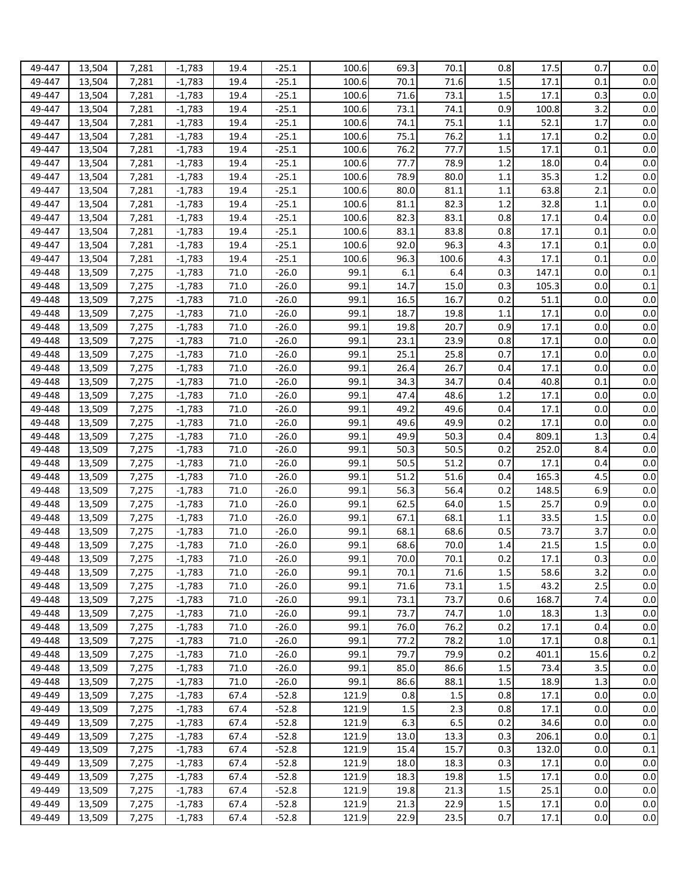| | | | | | | | | | | | | |
|---|---|---|---|---|---|---|---|---|---|---|---|---|
| 49-447 | 13,504 | 7,281 | -1,783 | 19.4 | -25.1 | 100.6 | 69.3 | 70.1 | 0.8 | 17.5 | 0.7 | 0.0 |
| 49-447 | 13,504 | 7,281 | -1,783 | 19.4 | -25.1 | 100.6 | 70.1 | 71.6 | 1.5 | 17.1 | 0.1 | 0.0 |
| 49-447 | 13,504 | 7,281 | -1,783 | 19.4 | -25.1 | 100.6 | 71.6 | 73.1 | 1.5 | 17.1 | 0.3 | 0.0 |
| 49-447 | 13,504 | 7,281 | -1,783 | 19.4 | -25.1 | 100.6 | 73.1 | 74.1 | 0.9 | 100.8 | 3.2 | 0.0 |
| 49-447 | 13,504 | 7,281 | -1,783 | 19.4 | -25.1 | 100.6 | 74.1 | 75.1 | 1.1 | 52.1 | 1.7 | 0.0 |
| 49-447 | 13,504 | 7,281 | -1,783 | 19.4 | -25.1 | 100.6 | 75.1 | 76.2 | 1.1 | 17.1 | 0.2 | 0.0 |
| 49-447 | 13,504 | 7,281 | -1,783 | 19.4 | -25.1 | 100.6 | 76.2 | 77.7 | 1.5 | 17.1 | 0.1 | 0.0 |
| 49-447 | 13,504 | 7,281 | -1,783 | 19.4 | -25.1 | 100.6 | 77.7 | 78.9 | 1.2 | 18.0 | 0.4 | 0.0 |
| 49-447 | 13,504 | 7,281 | -1,783 | 19.4 | -25.1 | 100.6 | 78.9 | 80.0 | 1.1 | 35.3 | 1.2 | 0.0 |
| 49-447 | 13,504 | 7,281 | -1,783 | 19.4 | -25.1 | 100.6 | 80.0 | 81.1 | 1.1 | 63.8 | 2.1 | 0.0 |
| 49-447 | 13,504 | 7,281 | -1,783 | 19.4 | -25.1 | 100.6 | 81.1 | 82.3 | 1.2 | 32.8 | 1.1 | 0.0 |
| 49-447 | 13,504 | 7,281 | -1,783 | 19.4 | -25.1 | 100.6 | 82.3 | 83.1 | 0.8 | 17.1 | 0.4 | 0.0 |
| 49-447 | 13,504 | 7,281 | -1,783 | 19.4 | -25.1 | 100.6 | 83.1 | 83.8 | 0.8 | 17.1 | 0.1 | 0.0 |
| 49-447 | 13,504 | 7,281 | -1,783 | 19.4 | -25.1 | 100.6 | 92.0 | 96.3 | 4.3 | 17.1 | 0.1 | 0.0 |
| 49-447 | 13,504 | 7,281 | -1,783 | 19.4 | -25.1 | 100.6 | 96.3 | 100.6 | 4.3 | 17.1 | 0.1 | 0.0 |
| 49-448 | 13,509 | 7,275 | -1,783 | 71.0 | -26.0 | 99.1 | 6.1 | 6.4 | 0.3 | 147.1 | 0.0 | 0.1 |
| 49-448 | 13,509 | 7,275 | -1,783 | 71.0 | -26.0 | 99.1 | 14.7 | 15.0 | 0.3 | 105.3 | 0.0 | 0.1 |
| 49-448 | 13,509 | 7,275 | -1,783 | 71.0 | -26.0 | 99.1 | 16.5 | 16.7 | 0.2 | 51.1 | 0.0 | 0.0 |
| 49-448 | 13,509 | 7,275 | -1,783 | 71.0 | -26.0 | 99.1 | 18.7 | 19.8 | 1.1 | 17.1 | 0.0 | 0.0 |
| 49-448 | 13,509 | 7,275 | -1,783 | 71.0 | -26.0 | 99.1 | 19.8 | 20.7 | 0.9 | 17.1 | 0.0 | 0.0 |
| 49-448 | 13,509 | 7,275 | -1,783 | 71.0 | -26.0 | 99.1 | 23.1 | 23.9 | 0.8 | 17.1 | 0.0 | 0.0 |
| 49-448 | 13,509 | 7,275 | -1,783 | 71.0 | -26.0 | 99.1 | 25.1 | 25.8 | 0.7 | 17.1 | 0.0 | 0.0 |
| 49-448 | 13,509 | 7,275 | -1,783 | 71.0 | -26.0 | 99.1 | 26.4 | 26.7 | 0.4 | 17.1 | 0.0 | 0.0 |
| 49-448 | 13,509 | 7,275 | -1,783 | 71.0 | -26.0 | 99.1 | 34.3 | 34.7 | 0.4 | 40.8 | 0.1 | 0.0 |
| 49-448 | 13,509 | 7,275 | -1,783 | 71.0 | -26.0 | 99.1 | 47.4 | 48.6 | 1.2 | 17.1 | 0.0 | 0.0 |
| 49-448 | 13,509 | 7,275 | -1,783 | 71.0 | -26.0 | 99.1 | 49.2 | 49.6 | 0.4 | 17.1 | 0.0 | 0.0 |
| 49-448 | 13,509 | 7,275 | -1,783 | 71.0 | -26.0 | 99.1 | 49.6 | 49.9 | 0.2 | 17.1 | 0.0 | 0.0 |
| 49-448 | 13,509 | 7,275 | -1,783 | 71.0 | -26.0 | 99.1 | 49.9 | 50.3 | 0.4 | 809.1 | 1.3 | 0.4 |
| 49-448 | 13,509 | 7,275 | -1,783 | 71.0 | -26.0 | 99.1 | 50.3 | 50.5 | 0.2 | 252.0 | 8.4 | 0.0 |
| 49-448 | 13,509 | 7,275 | -1,783 | 71.0 | -26.0 | 99.1 | 50.5 | 51.2 | 0.7 | 17.1 | 0.4 | 0.0 |
| 49-448 | 13,509 | 7,275 | -1,783 | 71.0 | -26.0 | 99.1 | 51.2 | 51.6 | 0.4 | 165.3 | 4.5 | 0.0 |
| 49-448 | 13,509 | 7,275 | -1,783 | 71.0 | -26.0 | 99.1 | 56.3 | 56.4 | 0.2 | 148.5 | 6.9 | 0.0 |
| 49-448 | 13,509 | 7,275 | -1,783 | 71.0 | -26.0 | 99.1 | 62.5 | 64.0 | 1.5 | 25.7 | 0.9 | 0.0 |
| 49-448 | 13,509 | 7,275 | -1,783 | 71.0 | -26.0 | 99.1 | 67.1 | 68.1 | 1.1 | 33.5 | 1.5 | 0.0 |
| 49-448 | 13,509 | 7,275 | -1,783 | 71.0 | -26.0 | 99.1 | 68.1 | 68.6 | 0.5 | 73.7 | 3.7 | 0.0 |
| 49-448 | 13,509 | 7,275 | -1,783 | 71.0 | -26.0 | 99.1 | 68.6 | 70.0 | 1.4 | 21.5 | 1.5 | 0.0 |
| 49-448 | 13,509 | 7,275 | -1,783 | 71.0 | -26.0 | 99.1 | 70.0 | 70.1 | 0.2 | 17.1 | 0.3 | 0.0 |
| 49-448 | 13,509 | 7,275 | -1,783 | 71.0 | -26.0 | 99.1 | 70.1 | 71.6 | 1.5 | 58.6 | 3.2 | 0.0 |
| 49-448 | 13,509 | 7,275 | -1,783 | 71.0 | -26.0 | 99.1 | 71.6 | 73.1 | 1.5 | 43.2 | 2.5 | 0.0 |
| 49-448 | 13,509 | 7,275 | -1,783 | 71.0 | -26.0 | 99.1 | 73.1 | 73.7 | 0.6 | 168.7 | 7.4 | 0.0 |
| 49-448 | 13,509 | 7,275 | -1,783 | 71.0 | -26.0 | 99.1 | 73.7 | 74.7 | 1.0 | 18.3 | 1.3 | 0.0 |
| 49-448 | 13,509 | 7,275 | -1,783 | 71.0 | -26.0 | 99.1 | 76.0 | 76.2 | 0.2 | 17.1 | 0.4 | 0.0 |
| 49-448 | 13,509 | 7,275 | -1,783 | 71.0 | -26.0 | 99.1 | 77.2 | 78.2 | 1.0 | 17.1 | 0.8 | 0.1 |
| 49-448 | 13,509 | 7,275 | -1,783 | 71.0 | -26.0 | 99.1 | 79.7 | 79.9 | 0.2 | 401.1 | 15.6 | 0.2 |
| 49-448 | 13,509 | 7,275 | -1,783 | 71.0 | -26.0 | 99.1 | 85.0 | 86.6 | 1.5 | 73.4 | 3.5 | 0.0 |
| 49-448 | 13,509 | 7,275 | -1,783 | 71.0 | -26.0 | 99.1 | 86.6 | 88.1 | 1.5 | 18.9 | 1.3 | 0.0 |
| 49-449 | 13,509 | 7,275 | -1,783 | 67.4 | -52.8 | 121.9 | 0.8 | 1.5 | 0.8 | 17.1 | 0.0 | 0.0 |
| 49-449 | 13,509 | 7,275 | -1,783 | 67.4 | -52.8 | 121.9 | 1.5 | 2.3 | 0.8 | 17.1 | 0.0 | 0.0 |
| 49-449 | 13,509 | 7,275 | -1,783 | 67.4 | -52.8 | 121.9 | 6.3 | 6.5 | 0.2 | 34.6 | 0.0 | 0.0 |
| 49-449 | 13,509 | 7,275 | -1,783 | 67.4 | -52.8 | 121.9 | 13.0 | 13.3 | 0.3 | 206.1 | 0.0 | 0.1 |
| 49-449 | 13,509 | 7,275 | -1,783 | 67.4 | -52.8 | 121.9 | 15.4 | 15.7 | 0.3 | 132.0 | 0.0 | 0.1 |
| 49-449 | 13,509 | 7,275 | -1,783 | 67.4 | -52.8 | 121.9 | 18.0 | 18.3 | 0.3 | 17.1 | 0.0 | 0.0 |
| 49-449 | 13,509 | 7,275 | -1,783 | 67.4 | -52.8 | 121.9 | 18.3 | 19.8 | 1.5 | 17.1 | 0.0 | 0.0 |
| 49-449 | 13,509 | 7,275 | -1,783 | 67.4 | -52.8 | 121.9 | 19.8 | 21.3 | 1.5 | 25.1 | 0.0 | 0.0 |
| 49-449 | 13,509 | 7,275 | -1,783 | 67.4 | -52.8 | 121.9 | 21.3 | 22.9 | 1.5 | 17.1 | 0.0 | 0.0 |
| 49-449 | 13,509 | 7,275 | -1,783 | 67.4 | -52.8 | 121.9 | 22.9 | 23.5 | 0.7 | 17.1 | 0.0 | 0.0 |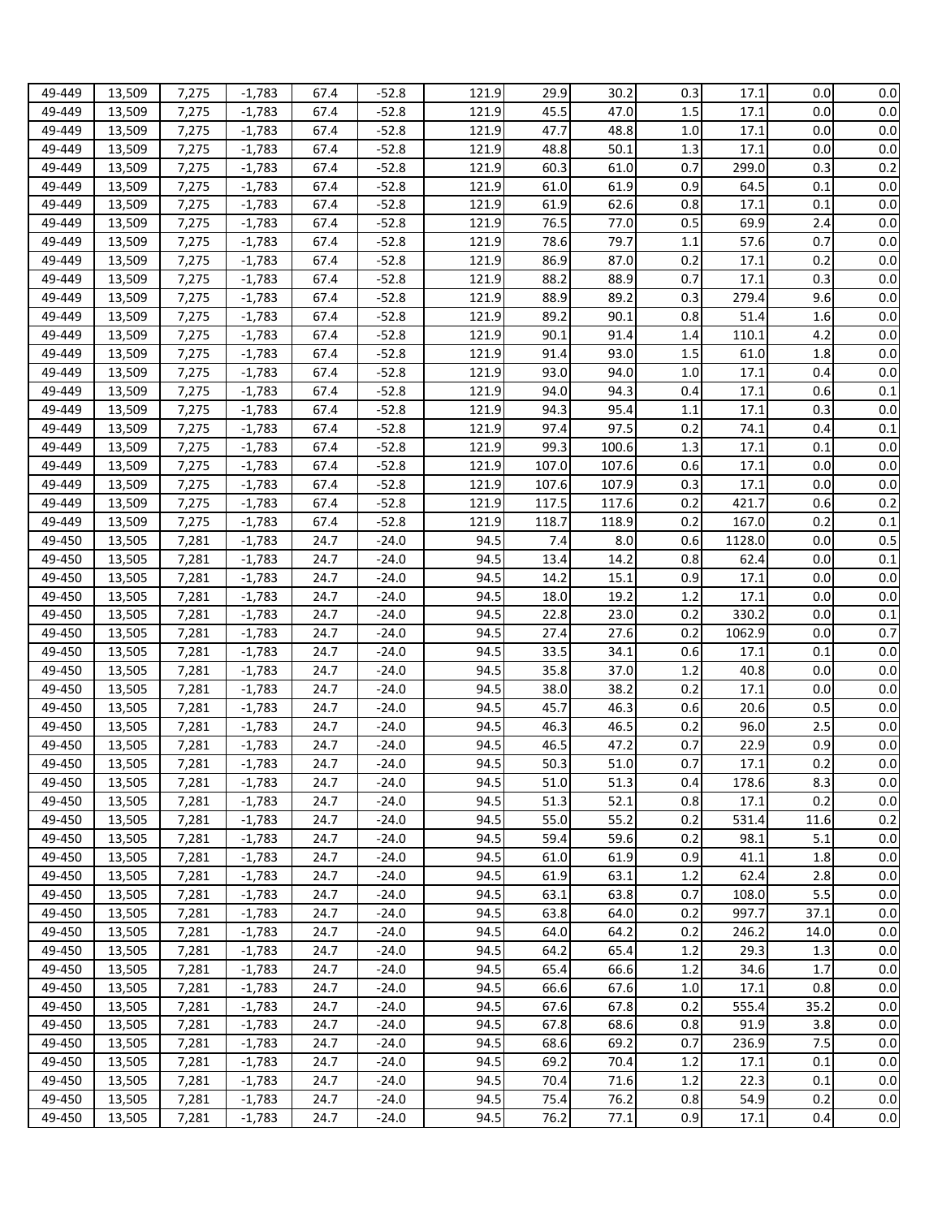| | | | | | | | | | | | | |
|---|---|---|---|---|---|---|---|---|---|---|---|---|
| 49-449 | 13,509 | 7,275 | -1,783 | 67.4 | -52.8 | 121.9 | 29.9 | 30.2 | 0.3 | 17.1 | 0.0 | 0.0 |
| 49-449 | 13,509 | 7,275 | -1,783 | 67.4 | -52.8 | 121.9 | 45.5 | 47.0 | 1.5 | 17.1 | 0.0 | 0.0 |
| 49-449 | 13,509 | 7,275 | -1,783 | 67.4 | -52.8 | 121.9 | 47.7 | 48.8 | 1.0 | 17.1 | 0.0 | 0.0 |
| 49-449 | 13,509 | 7,275 | -1,783 | 67.4 | -52.8 | 121.9 | 48.8 | 50.1 | 1.3 | 17.1 | 0.0 | 0.0 |
| 49-449 | 13,509 | 7,275 | -1,783 | 67.4 | -52.8 | 121.9 | 60.3 | 61.0 | 0.7 | 299.0 | 0.3 | 0.2 |
| 49-449 | 13,509 | 7,275 | -1,783 | 67.4 | -52.8 | 121.9 | 61.0 | 61.9 | 0.9 | 64.5 | 0.1 | 0.0 |
| 49-449 | 13,509 | 7,275 | -1,783 | 67.4 | -52.8 | 121.9 | 61.9 | 62.6 | 0.8 | 17.1 | 0.1 | 0.0 |
| 49-449 | 13,509 | 7,275 | -1,783 | 67.4 | -52.8 | 121.9 | 76.5 | 77.0 | 0.5 | 69.9 | 2.4 | 0.0 |
| 49-449 | 13,509 | 7,275 | -1,783 | 67.4 | -52.8 | 121.9 | 78.6 | 79.7 | 1.1 | 57.6 | 0.7 | 0.0 |
| 49-449 | 13,509 | 7,275 | -1,783 | 67.4 | -52.8 | 121.9 | 86.9 | 87.0 | 0.2 | 17.1 | 0.2 | 0.0 |
| 49-449 | 13,509 | 7,275 | -1,783 | 67.4 | -52.8 | 121.9 | 88.2 | 88.9 | 0.7 | 17.1 | 0.3 | 0.0 |
| 49-449 | 13,509 | 7,275 | -1,783 | 67.4 | -52.8 | 121.9 | 88.9 | 89.2 | 0.3 | 279.4 | 9.6 | 0.0 |
| 49-449 | 13,509 | 7,275 | -1,783 | 67.4 | -52.8 | 121.9 | 89.2 | 90.1 | 0.8 | 51.4 | 1.6 | 0.0 |
| 49-449 | 13,509 | 7,275 | -1,783 | 67.4 | -52.8 | 121.9 | 90.1 | 91.4 | 1.4 | 110.1 | 4.2 | 0.0 |
| 49-449 | 13,509 | 7,275 | -1,783 | 67.4 | -52.8 | 121.9 | 91.4 | 93.0 | 1.5 | 61.0 | 1.8 | 0.0 |
| 49-449 | 13,509 | 7,275 | -1,783 | 67.4 | -52.8 | 121.9 | 93.0 | 94.0 | 1.0 | 17.1 | 0.4 | 0.0 |
| 49-449 | 13,509 | 7,275 | -1,783 | 67.4 | -52.8 | 121.9 | 94.0 | 94.3 | 0.4 | 17.1 | 0.6 | 0.1 |
| 49-449 | 13,509 | 7,275 | -1,783 | 67.4 | -52.8 | 121.9 | 94.3 | 95.4 | 1.1 | 17.1 | 0.3 | 0.0 |
| 49-449 | 13,509 | 7,275 | -1,783 | 67.4 | -52.8 | 121.9 | 97.4 | 97.5 | 0.2 | 74.1 | 0.4 | 0.1 |
| 49-449 | 13,509 | 7,275 | -1,783 | 67.4 | -52.8 | 121.9 | 99.3 | 100.6 | 1.3 | 17.1 | 0.1 | 0.0 |
| 49-449 | 13,509 | 7,275 | -1,783 | 67.4 | -52.8 | 121.9 | 107.0 | 107.6 | 0.6 | 17.1 | 0.0 | 0.0 |
| 49-449 | 13,509 | 7,275 | -1,783 | 67.4 | -52.8 | 121.9 | 107.6 | 107.9 | 0.3 | 17.1 | 0.0 | 0.0 |
| 49-449 | 13,509 | 7,275 | -1,783 | 67.4 | -52.8 | 121.9 | 117.5 | 117.6 | 0.2 | 421.7 | 0.6 | 0.2 |
| 49-449 | 13,509 | 7,275 | -1,783 | 67.4 | -52.8 | 121.9 | 118.7 | 118.9 | 0.2 | 167.0 | 0.2 | 0.1 |
| 49-450 | 13,505 | 7,281 | -1,783 | 24.7 | -24.0 | 94.5 | 7.4 | 8.0 | 0.6 | 1128.0 | 0.0 | 0.5 |
| 49-450 | 13,505 | 7,281 | -1,783 | 24.7 | -24.0 | 94.5 | 13.4 | 14.2 | 0.8 | 62.4 | 0.0 | 0.1 |
| 49-450 | 13,505 | 7,281 | -1,783 | 24.7 | -24.0 | 94.5 | 14.2 | 15.1 | 0.9 | 17.1 | 0.0 | 0.0 |
| 49-450 | 13,505 | 7,281 | -1,783 | 24.7 | -24.0 | 94.5 | 18.0 | 19.2 | 1.2 | 17.1 | 0.0 | 0.0 |
| 49-450 | 13,505 | 7,281 | -1,783 | 24.7 | -24.0 | 94.5 | 22.8 | 23.0 | 0.2 | 330.2 | 0.0 | 0.1 |
| 49-450 | 13,505 | 7,281 | -1,783 | 24.7 | -24.0 | 94.5 | 27.4 | 27.6 | 0.2 | 1062.9 | 0.0 | 0.7 |
| 49-450 | 13,505 | 7,281 | -1,783 | 24.7 | -24.0 | 94.5 | 33.5 | 34.1 | 0.6 | 17.1 | 0.1 | 0.0 |
| 49-450 | 13,505 | 7,281 | -1,783 | 24.7 | -24.0 | 94.5 | 35.8 | 37.0 | 1.2 | 40.8 | 0.0 | 0.0 |
| 49-450 | 13,505 | 7,281 | -1,783 | 24.7 | -24.0 | 94.5 | 38.0 | 38.2 | 0.2 | 17.1 | 0.0 | 0.0 |
| 49-450 | 13,505 | 7,281 | -1,783 | 24.7 | -24.0 | 94.5 | 45.7 | 46.3 | 0.6 | 20.6 | 0.5 | 0.0 |
| 49-450 | 13,505 | 7,281 | -1,783 | 24.7 | -24.0 | 94.5 | 46.3 | 46.5 | 0.2 | 96.0 | 2.5 | 0.0 |
| 49-450 | 13,505 | 7,281 | -1,783 | 24.7 | -24.0 | 94.5 | 46.5 | 47.2 | 0.7 | 22.9 | 0.9 | 0.0 |
| 49-450 | 13,505 | 7,281 | -1,783 | 24.7 | -24.0 | 94.5 | 50.3 | 51.0 | 0.7 | 17.1 | 0.2 | 0.0 |
| 49-450 | 13,505 | 7,281 | -1,783 | 24.7 | -24.0 | 94.5 | 51.0 | 51.3 | 0.4 | 178.6 | 8.3 | 0.0 |
| 49-450 | 13,505 | 7,281 | -1,783 | 24.7 | -24.0 | 94.5 | 51.3 | 52.1 | 0.8 | 17.1 | 0.2 | 0.0 |
| 49-450 | 13,505 | 7,281 | -1,783 | 24.7 | -24.0 | 94.5 | 55.0 | 55.2 | 0.2 | 531.4 | 11.6 | 0.2 |
| 49-450 | 13,505 | 7,281 | -1,783 | 24.7 | -24.0 | 94.5 | 59.4 | 59.6 | 0.2 | 98.1 | 5.1 | 0.0 |
| 49-450 | 13,505 | 7,281 | -1,783 | 24.7 | -24.0 | 94.5 | 61.0 | 61.9 | 0.9 | 41.1 | 1.8 | 0.0 |
| 49-450 | 13,505 | 7,281 | -1,783 | 24.7 | -24.0 | 94.5 | 61.9 | 63.1 | 1.2 | 62.4 | 2.8 | 0.0 |
| 49-450 | 13,505 | 7,281 | -1,783 | 24.7 | -24.0 | 94.5 | 63.1 | 63.8 | 0.7 | 108.0 | 5.5 | 0.0 |
| 49-450 | 13,505 | 7,281 | -1,783 | 24.7 | -24.0 | 94.5 | 63.8 | 64.0 | 0.2 | 997.7 | 37.1 | 0.0 |
| 49-450 | 13,505 | 7,281 | -1,783 | 24.7 | -24.0 | 94.5 | 64.0 | 64.2 | 0.2 | 246.2 | 14.0 | 0.0 |
| 49-450 | 13,505 | 7,281 | -1,783 | 24.7 | -24.0 | 94.5 | 64.2 | 65.4 | 1.2 | 29.3 | 1.3 | 0.0 |
| 49-450 | 13,505 | 7,281 | -1,783 | 24.7 | -24.0 | 94.5 | 65.4 | 66.6 | 1.2 | 34.6 | 1.7 | 0.0 |
| 49-450 | 13,505 | 7,281 | -1,783 | 24.7 | -24.0 | 94.5 | 66.6 | 67.6 | 1.0 | 17.1 | 0.8 | 0.0 |
| 49-450 | 13,505 | 7,281 | -1,783 | 24.7 | -24.0 | 94.5 | 67.6 | 67.8 | 0.2 | 555.4 | 35.2 | 0.0 |
| 49-450 | 13,505 | 7,281 | -1,783 | 24.7 | -24.0 | 94.5 | 67.8 | 68.6 | 0.8 | 91.9 | 3.8 | 0.0 |
| 49-450 | 13,505 | 7,281 | -1,783 | 24.7 | -24.0 | 94.5 | 68.6 | 69.2 | 0.7 | 236.9 | 7.5 | 0.0 |
| 49-450 | 13,505 | 7,281 | -1,783 | 24.7 | -24.0 | 94.5 | 69.2 | 70.4 | 1.2 | 17.1 | 0.1 | 0.0 |
| 49-450 | 13,505 | 7,281 | -1,783 | 24.7 | -24.0 | 94.5 | 70.4 | 71.6 | 1.2 | 22.3 | 0.1 | 0.0 |
| 49-450 | 13,505 | 7,281 | -1,783 | 24.7 | -24.0 | 94.5 | 75.4 | 76.2 | 0.8 | 54.9 | 0.2 | 0.0 |
| 49-450 | 13,505 | 7,281 | -1,783 | 24.7 | -24.0 | 94.5 | 76.2 | 77.1 | 0.9 | 17.1 | 0.4 | 0.0 |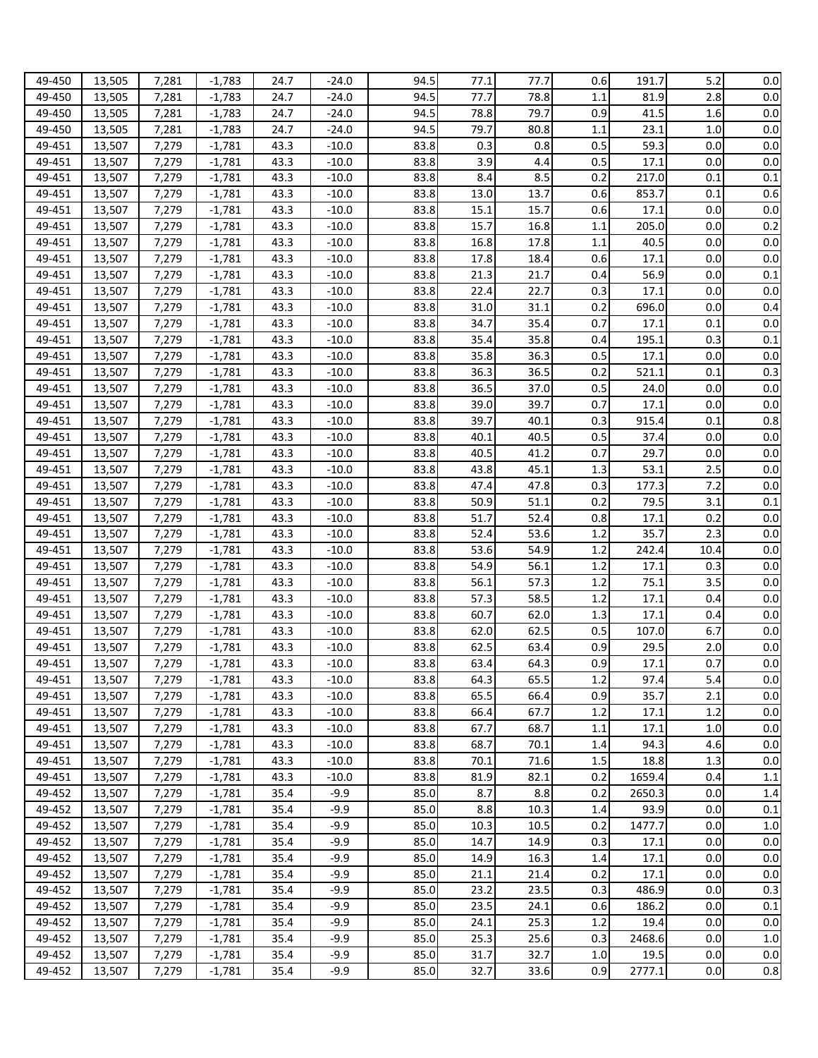| | | | | | | | | | | | | |
|---|---|---|---|---|---|---|---|---|---|---|---|---|
| 49-450 | 13,505 | 7,281 | -1,783 | 24.7 | -24.0 | 94.5 | 77.1 | 77.7 | 0.6 | 191.7 | 5.2 | 0.0 |
| 49-450 | 13,505 | 7,281 | -1,783 | 24.7 | -24.0 | 94.5 | 77.7 | 78.8 | 1.1 | 81.9 | 2.8 | 0.0 |
| 49-450 | 13,505 | 7,281 | -1,783 | 24.7 | -24.0 | 94.5 | 78.8 | 79.7 | 0.9 | 41.5 | 1.6 | 0.0 |
| 49-450 | 13,505 | 7,281 | -1,783 | 24.7 | -24.0 | 94.5 | 79.7 | 80.8 | 1.1 | 23.1 | 1.0 | 0.0 |
| 49-451 | 13,507 | 7,279 | -1,781 | 43.3 | -10.0 | 83.8 | 0.3 | 0.8 | 0.5 | 59.3 | 0.0 | 0.0 |
| 49-451 | 13,507 | 7,279 | -1,781 | 43.3 | -10.0 | 83.8 | 3.9 | 4.4 | 0.5 | 17.1 | 0.0 | 0.0 |
| 49-451 | 13,507 | 7,279 | -1,781 | 43.3 | -10.0 | 83.8 | 8.4 | 8.5 | 0.2 | 217.0 | 0.1 | 0.1 |
| 49-451 | 13,507 | 7,279 | -1,781 | 43.3 | -10.0 | 83.8 | 13.0 | 13.7 | 0.6 | 853.7 | 0.1 | 0.6 |
| 49-451 | 13,507 | 7,279 | -1,781 | 43.3 | -10.0 | 83.8 | 15.1 | 15.7 | 0.6 | 17.1 | 0.0 | 0.0 |
| 49-451 | 13,507 | 7,279 | -1,781 | 43.3 | -10.0 | 83.8 | 15.7 | 16.8 | 1.1 | 205.0 | 0.0 | 0.2 |
| 49-451 | 13,507 | 7,279 | -1,781 | 43.3 | -10.0 | 83.8 | 16.8 | 17.8 | 1.1 | 40.5 | 0.0 | 0.0 |
| 49-451 | 13,507 | 7,279 | -1,781 | 43.3 | -10.0 | 83.8 | 17.8 | 18.4 | 0.6 | 17.1 | 0.0 | 0.0 |
| 49-451 | 13,507 | 7,279 | -1,781 | 43.3 | -10.0 | 83.8 | 21.3 | 21.7 | 0.4 | 56.9 | 0.0 | 0.1 |
| 49-451 | 13,507 | 7,279 | -1,781 | 43.3 | -10.0 | 83.8 | 22.4 | 22.7 | 0.3 | 17.1 | 0.0 | 0.0 |
| 49-451 | 13,507 | 7,279 | -1,781 | 43.3 | -10.0 | 83.8 | 31.0 | 31.1 | 0.2 | 696.0 | 0.0 | 0.4 |
| 49-451 | 13,507 | 7,279 | -1,781 | 43.3 | -10.0 | 83.8 | 34.7 | 35.4 | 0.7 | 17.1 | 0.1 | 0.0 |
| 49-451 | 13,507 | 7,279 | -1,781 | 43.3 | -10.0 | 83.8 | 35.4 | 35.8 | 0.4 | 195.1 | 0.3 | 0.1 |
| 49-451 | 13,507 | 7,279 | -1,781 | 43.3 | -10.0 | 83.8 | 35.8 | 36.3 | 0.5 | 17.1 | 0.0 | 0.0 |
| 49-451 | 13,507 | 7,279 | -1,781 | 43.3 | -10.0 | 83.8 | 36.3 | 36.5 | 0.2 | 521.1 | 0.1 | 0.3 |
| 49-451 | 13,507 | 7,279 | -1,781 | 43.3 | -10.0 | 83.8 | 36.5 | 37.0 | 0.5 | 24.0 | 0.0 | 0.0 |
| 49-451 | 13,507 | 7,279 | -1,781 | 43.3 | -10.0 | 83.8 | 39.0 | 39.7 | 0.7 | 17.1 | 0.0 | 0.0 |
| 49-451 | 13,507 | 7,279 | -1,781 | 43.3 | -10.0 | 83.8 | 39.7 | 40.1 | 0.3 | 915.4 | 0.1 | 0.8 |
| 49-451 | 13,507 | 7,279 | -1,781 | 43.3 | -10.0 | 83.8 | 40.1 | 40.5 | 0.5 | 37.4 | 0.0 | 0.0 |
| 49-451 | 13,507 | 7,279 | -1,781 | 43.3 | -10.0 | 83.8 | 40.5 | 41.2 | 0.7 | 29.7 | 0.0 | 0.0 |
| 49-451 | 13,507 | 7,279 | -1,781 | 43.3 | -10.0 | 83.8 | 43.8 | 45.1 | 1.3 | 53.1 | 2.5 | 0.0 |
| 49-451 | 13,507 | 7,279 | -1,781 | 43.3 | -10.0 | 83.8 | 47.4 | 47.8 | 0.3 | 177.3 | 7.2 | 0.0 |
| 49-451 | 13,507 | 7,279 | -1,781 | 43.3 | -10.0 | 83.8 | 50.9 | 51.1 | 0.2 | 79.5 | 3.1 | 0.1 |
| 49-451 | 13,507 | 7,279 | -1,781 | 43.3 | -10.0 | 83.8 | 51.7 | 52.4 | 0.8 | 17.1 | 0.2 | 0.0 |
| 49-451 | 13,507 | 7,279 | -1,781 | 43.3 | -10.0 | 83.8 | 52.4 | 53.6 | 1.2 | 35.7 | 2.3 | 0.0 |
| 49-451 | 13,507 | 7,279 | -1,781 | 43.3 | -10.0 | 83.8 | 53.6 | 54.9 | 1.2 | 242.4 | 10.4 | 0.0 |
| 49-451 | 13,507 | 7,279 | -1,781 | 43.3 | -10.0 | 83.8 | 54.9 | 56.1 | 1.2 | 17.1 | 0.3 | 0.0 |
| 49-451 | 13,507 | 7,279 | -1,781 | 43.3 | -10.0 | 83.8 | 56.1 | 57.3 | 1.2 | 75.1 | 3.5 | 0.0 |
| 49-451 | 13,507 | 7,279 | -1,781 | 43.3 | -10.0 | 83.8 | 57.3 | 58.5 | 1.2 | 17.1 | 0.4 | 0.0 |
| 49-451 | 13,507 | 7,279 | -1,781 | 43.3 | -10.0 | 83.8 | 60.7 | 62.0 | 1.3 | 17.1 | 0.4 | 0.0 |
| 49-451 | 13,507 | 7,279 | -1,781 | 43.3 | -10.0 | 83.8 | 62.0 | 62.5 | 0.5 | 107.0 | 6.7 | 0.0 |
| 49-451 | 13,507 | 7,279 | -1,781 | 43.3 | -10.0 | 83.8 | 62.5 | 63.4 | 0.9 | 29.5 | 2.0 | 0.0 |
| 49-451 | 13,507 | 7,279 | -1,781 | 43.3 | -10.0 | 83.8 | 63.4 | 64.3 | 0.9 | 17.1 | 0.7 | 0.0 |
| 49-451 | 13,507 | 7,279 | -1,781 | 43.3 | -10.0 | 83.8 | 64.3 | 65.5 | 1.2 | 97.4 | 5.4 | 0.0 |
| 49-451 | 13,507 | 7,279 | -1,781 | 43.3 | -10.0 | 83.8 | 65.5 | 66.4 | 0.9 | 35.7 | 2.1 | 0.0 |
| 49-451 | 13,507 | 7,279 | -1,781 | 43.3 | -10.0 | 83.8 | 66.4 | 67.7 | 1.2 | 17.1 | 1.2 | 0.0 |
| 49-451 | 13,507 | 7,279 | -1,781 | 43.3 | -10.0 | 83.8 | 67.7 | 68.7 | 1.1 | 17.1 | 1.0 | 0.0 |
| 49-451 | 13,507 | 7,279 | -1,781 | 43.3 | -10.0 | 83.8 | 68.7 | 70.1 | 1.4 | 94.3 | 4.6 | 0.0 |
| 49-451 | 13,507 | 7,279 | -1,781 | 43.3 | -10.0 | 83.8 | 70.1 | 71.6 | 1.5 | 18.8 | 1.3 | 0.0 |
| 49-451 | 13,507 | 7,279 | -1,781 | 43.3 | -10.0 | 83.8 | 81.9 | 82.1 | 0.2 | 1659.4 | 0.4 | 1.1 |
| 49-452 | 13,507 | 7,279 | -1,781 | 35.4 | -9.9 | 85.0 | 8.7 | 8.8 | 0.2 | 2650.3 | 0.0 | 1.4 |
| 49-452 | 13,507 | 7,279 | -1,781 | 35.4 | -9.9 | 85.0 | 8.8 | 10.3 | 1.4 | 93.9 | 0.0 | 0.1 |
| 49-452 | 13,507 | 7,279 | -1,781 | 35.4 | -9.9 | 85.0 | 10.3 | 10.5 | 0.2 | 1477.7 | 0.0 | 1.0 |
| 49-452 | 13,507 | 7,279 | -1,781 | 35.4 | -9.9 | 85.0 | 14.7 | 14.9 | 0.3 | 17.1 | 0.0 | 0.0 |
| 49-452 | 13,507 | 7,279 | -1,781 | 35.4 | -9.9 | 85.0 | 14.9 | 16.3 | 1.4 | 17.1 | 0.0 | 0.0 |
| 49-452 | 13,507 | 7,279 | -1,781 | 35.4 | -9.9 | 85.0 | 21.1 | 21.4 | 0.2 | 17.1 | 0.0 | 0.0 |
| 49-452 | 13,507 | 7,279 | -1,781 | 35.4 | -9.9 | 85.0 | 23.2 | 23.5 | 0.3 | 486.9 | 0.0 | 0.3 |
| 49-452 | 13,507 | 7,279 | -1,781 | 35.4 | -9.9 | 85.0 | 23.5 | 24.1 | 0.6 | 186.2 | 0.0 | 0.1 |
| 49-452 | 13,507 | 7,279 | -1,781 | 35.4 | -9.9 | 85.0 | 24.1 | 25.3 | 1.2 | 19.4 | 0.0 | 0.0 |
| 49-452 | 13,507 | 7,279 | -1,781 | 35.4 | -9.9 | 85.0 | 25.3 | 25.6 | 0.3 | 2468.6 | 0.0 | 1.0 |
| 49-452 | 13,507 | 7,279 | -1,781 | 35.4 | -9.9 | 85.0 | 31.7 | 32.7 | 1.0 | 19.5 | 0.0 | 0.0 |
| 49-452 | 13,507 | 7,279 | -1,781 | 35.4 | -9.9 | 85.0 | 32.7 | 33.6 | 0.9 | 2777.1 | 0.0 | 0.8 |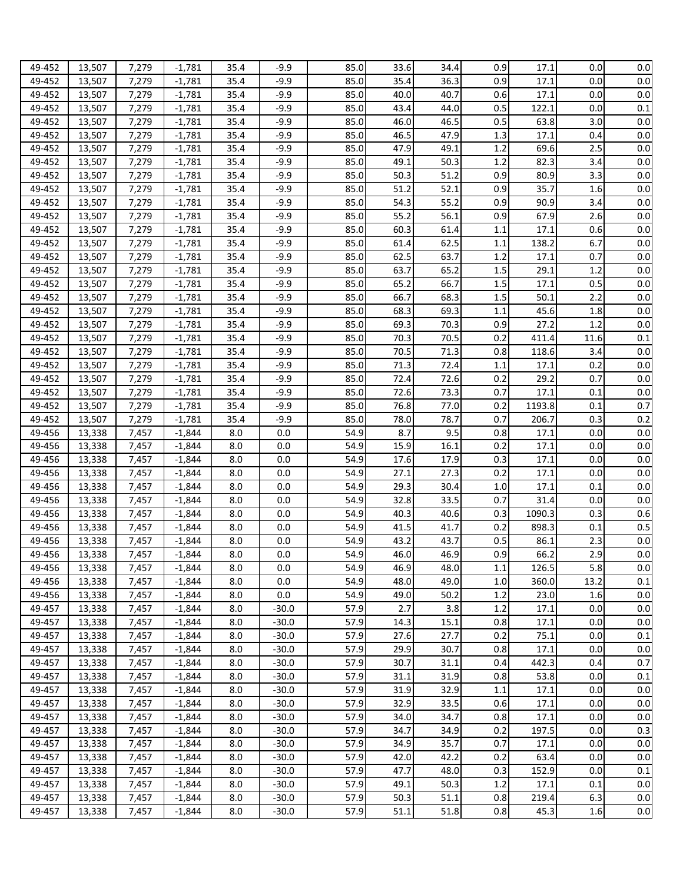| | | | | | | | | | | | | |
|---|---|---|---|---|---|---|---|---|---|---|---|---|
| 49-452 | 13,507 | 7,279 | -1,781 | 35.4 | -9.9 | 85.0 | 33.6 | 34.4 | 0.9 | 17.1 | 0.0 | 0.0 |
| 49-452 | 13,507 | 7,279 | -1,781 | 35.4 | -9.9 | 85.0 | 35.4 | 36.3 | 0.9 | 17.1 | 0.0 | 0.0 |
| 49-452 | 13,507 | 7,279 | -1,781 | 35.4 | -9.9 | 85.0 | 40.0 | 40.7 | 0.6 | 17.1 | 0.0 | 0.0 |
| 49-452 | 13,507 | 7,279 | -1,781 | 35.4 | -9.9 | 85.0 | 43.4 | 44.0 | 0.5 | 122.1 | 0.0 | 0.1 |
| 49-452 | 13,507 | 7,279 | -1,781 | 35.4 | -9.9 | 85.0 | 46.0 | 46.5 | 0.5 | 63.8 | 3.0 | 0.0 |
| 49-452 | 13,507 | 7,279 | -1,781 | 35.4 | -9.9 | 85.0 | 46.5 | 47.9 | 1.3 | 17.1 | 0.4 | 0.0 |
| 49-452 | 13,507 | 7,279 | -1,781 | 35.4 | -9.9 | 85.0 | 47.9 | 49.1 | 1.2 | 69.6 | 2.5 | 0.0 |
| 49-452 | 13,507 | 7,279 | -1,781 | 35.4 | -9.9 | 85.0 | 49.1 | 50.3 | 1.2 | 82.3 | 3.4 | 0.0 |
| 49-452 | 13,507 | 7,279 | -1,781 | 35.4 | -9.9 | 85.0 | 50.3 | 51.2 | 0.9 | 80.9 | 3.3 | 0.0 |
| 49-452 | 13,507 | 7,279 | -1,781 | 35.4 | -9.9 | 85.0 | 51.2 | 52.1 | 0.9 | 35.7 | 1.6 | 0.0 |
| 49-452 | 13,507 | 7,279 | -1,781 | 35.4 | -9.9 | 85.0 | 54.3 | 55.2 | 0.9 | 90.9 | 3.4 | 0.0 |
| 49-452 | 13,507 | 7,279 | -1,781 | 35.4 | -9.9 | 85.0 | 55.2 | 56.1 | 0.9 | 67.9 | 2.6 | 0.0 |
| 49-452 | 13,507 | 7,279 | -1,781 | 35.4 | -9.9 | 85.0 | 60.3 | 61.4 | 1.1 | 17.1 | 0.6 | 0.0 |
| 49-452 | 13,507 | 7,279 | -1,781 | 35.4 | -9.9 | 85.0 | 61.4 | 62.5 | 1.1 | 138.2 | 6.7 | 0.0 |
| 49-452 | 13,507 | 7,279 | -1,781 | 35.4 | -9.9 | 85.0 | 62.5 | 63.7 | 1.2 | 17.1 | 0.7 | 0.0 |
| 49-452 | 13,507 | 7,279 | -1,781 | 35.4 | -9.9 | 85.0 | 63.7 | 65.2 | 1.5 | 29.1 | 1.2 | 0.0 |
| 49-452 | 13,507 | 7,279 | -1,781 | 35.4 | -9.9 | 85.0 | 65.2 | 66.7 | 1.5 | 17.1 | 0.5 | 0.0 |
| 49-452 | 13,507 | 7,279 | -1,781 | 35.4 | -9.9 | 85.0 | 66.7 | 68.3 | 1.5 | 50.1 | 2.2 | 0.0 |
| 49-452 | 13,507 | 7,279 | -1,781 | 35.4 | -9.9 | 85.0 | 68.3 | 69.3 | 1.1 | 45.6 | 1.8 | 0.0 |
| 49-452 | 13,507 | 7,279 | -1,781 | 35.4 | -9.9 | 85.0 | 69.3 | 70.3 | 0.9 | 27.2 | 1.2 | 0.0 |
| 49-452 | 13,507 | 7,279 | -1,781 | 35.4 | -9.9 | 85.0 | 70.3 | 70.5 | 0.2 | 411.4 | 11.6 | 0.1 |
| 49-452 | 13,507 | 7,279 | -1,781 | 35.4 | -9.9 | 85.0 | 70.5 | 71.3 | 0.8 | 118.6 | 3.4 | 0.0 |
| 49-452 | 13,507 | 7,279 | -1,781 | 35.4 | -9.9 | 85.0 | 71.3 | 72.4 | 1.1 | 17.1 | 0.2 | 0.0 |
| 49-452 | 13,507 | 7,279 | -1,781 | 35.4 | -9.9 | 85.0 | 72.4 | 72.6 | 0.2 | 29.2 | 0.7 | 0.0 |
| 49-452 | 13,507 | 7,279 | -1,781 | 35.4 | -9.9 | 85.0 | 72.6 | 73.3 | 0.7 | 17.1 | 0.1 | 0.0 |
| 49-452 | 13,507 | 7,279 | -1,781 | 35.4 | -9.9 | 85.0 | 76.8 | 77.0 | 0.2 | 1193.8 | 0.1 | 0.7 |
| 49-452 | 13,507 | 7,279 | -1,781 | 35.4 | -9.9 | 85.0 | 78.0 | 78.7 | 0.7 | 206.7 | 0.3 | 0.2 |
| 49-456 | 13,338 | 7,457 | -1,844 | 8.0 | 0.0 | 54.9 | 8.7 | 9.5 | 0.8 | 17.1 | 0.0 | 0.0 |
| 49-456 | 13,338 | 7,457 | -1,844 | 8.0 | 0.0 | 54.9 | 15.9 | 16.1 | 0.2 | 17.1 | 0.0 | 0.0 |
| 49-456 | 13,338 | 7,457 | -1,844 | 8.0 | 0.0 | 54.9 | 17.6 | 17.9 | 0.3 | 17.1 | 0.0 | 0.0 |
| 49-456 | 13,338 | 7,457 | -1,844 | 8.0 | 0.0 | 54.9 | 27.1 | 27.3 | 0.2 | 17.1 | 0.0 | 0.0 |
| 49-456 | 13,338 | 7,457 | -1,844 | 8.0 | 0.0 | 54.9 | 29.3 | 30.4 | 1.0 | 17.1 | 0.1 | 0.0 |
| 49-456 | 13,338 | 7,457 | -1,844 | 8.0 | 0.0 | 54.9 | 32.8 | 33.5 | 0.7 | 31.4 | 0.0 | 0.0 |
| 49-456 | 13,338 | 7,457 | -1,844 | 8.0 | 0.0 | 54.9 | 40.3 | 40.6 | 0.3 | 1090.3 | 0.3 | 0.6 |
| 49-456 | 13,338 | 7,457 | -1,844 | 8.0 | 0.0 | 54.9 | 41.5 | 41.7 | 0.2 | 898.3 | 0.1 | 0.5 |
| 49-456 | 13,338 | 7,457 | -1,844 | 8.0 | 0.0 | 54.9 | 43.2 | 43.7 | 0.5 | 86.1 | 2.3 | 0.0 |
| 49-456 | 13,338 | 7,457 | -1,844 | 8.0 | 0.0 | 54.9 | 46.0 | 46.9 | 0.9 | 66.2 | 2.9 | 0.0 |
| 49-456 | 13,338 | 7,457 | -1,844 | 8.0 | 0.0 | 54.9 | 46.9 | 48.0 | 1.1 | 126.5 | 5.8 | 0.0 |
| 49-456 | 13,338 | 7,457 | -1,844 | 8.0 | 0.0 | 54.9 | 48.0 | 49.0 | 1.0 | 360.0 | 13.2 | 0.1 |
| 49-456 | 13,338 | 7,457 | -1,844 | 8.0 | 0.0 | 54.9 | 49.0 | 50.2 | 1.2 | 23.0 | 1.6 | 0.0 |
| 49-457 | 13,338 | 7,457 | -1,844 | 8.0 | -30.0 | 57.9 | 2.7 | 3.8 | 1.2 | 17.1 | 0.0 | 0.0 |
| 49-457 | 13,338 | 7,457 | -1,844 | 8.0 | -30.0 | 57.9 | 14.3 | 15.1 | 0.8 | 17.1 | 0.0 | 0.0 |
| 49-457 | 13,338 | 7,457 | -1,844 | 8.0 | -30.0 | 57.9 | 27.6 | 27.7 | 0.2 | 75.1 | 0.0 | 0.1 |
| 49-457 | 13,338 | 7,457 | -1,844 | 8.0 | -30.0 | 57.9 | 29.9 | 30.7 | 0.8 | 17.1 | 0.0 | 0.0 |
| 49-457 | 13,338 | 7,457 | -1,844 | 8.0 | -30.0 | 57.9 | 30.7 | 31.1 | 0.4 | 442.3 | 0.4 | 0.7 |
| 49-457 | 13,338 | 7,457 | -1,844 | 8.0 | -30.0 | 57.9 | 31.1 | 31.9 | 0.8 | 53.8 | 0.0 | 0.1 |
| 49-457 | 13,338 | 7,457 | -1,844 | 8.0 | -30.0 | 57.9 | 31.9 | 32.9 | 1.1 | 17.1 | 0.0 | 0.0 |
| 49-457 | 13,338 | 7,457 | -1,844 | 8.0 | -30.0 | 57.9 | 32.9 | 33.5 | 0.6 | 17.1 | 0.0 | 0.0 |
| 49-457 | 13,338 | 7,457 | -1,844 | 8.0 | -30.0 | 57.9 | 34.0 | 34.7 | 0.8 | 17.1 | 0.0 | 0.0 |
| 49-457 | 13,338 | 7,457 | -1,844 | 8.0 | -30.0 | 57.9 | 34.7 | 34.9 | 0.2 | 197.5 | 0.0 | 0.3 |
| 49-457 | 13,338 | 7,457 | -1,844 | 8.0 | -30.0 | 57.9 | 34.9 | 35.7 | 0.7 | 17.1 | 0.0 | 0.0 |
| 49-457 | 13,338 | 7,457 | -1,844 | 8.0 | -30.0 | 57.9 | 42.0 | 42.2 | 0.2 | 63.4 | 0.0 | 0.0 |
| 49-457 | 13,338 | 7,457 | -1,844 | 8.0 | -30.0 | 57.9 | 47.7 | 48.0 | 0.3 | 152.9 | 0.0 | 0.1 |
| 49-457 | 13,338 | 7,457 | -1,844 | 8.0 | -30.0 | 57.9 | 49.1 | 50.3 | 1.2 | 17.1 | 0.1 | 0.0 |
| 49-457 | 13,338 | 7,457 | -1,844 | 8.0 | -30.0 | 57.9 | 50.3 | 51.1 | 0.8 | 219.4 | 6.3 | 0.0 |
| 49-457 | 13,338 | 7,457 | -1,844 | 8.0 | -30.0 | 57.9 | 51.1 | 51.8 | 0.8 | 45.3 | 1.6 | 0.0 |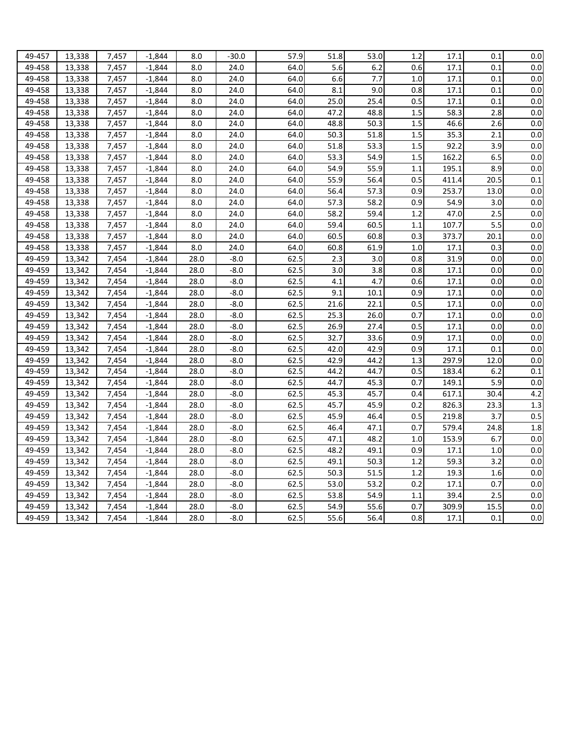| | | | | | | | | | | | | |
|---|---|---|---|---|---|---|---|---|---|---|---|---|
| 49-457 | 13,338 | 7,457 | -1,844 | 8.0 | -30.0 | 57.9 | 51.8 | 53.0 | 1.2 | 17.1 | 0.1 | 0.0 |
| 49-458 | 13,338 | 7,457 | -1,844 | 8.0 | 24.0 | 64.0 | 5.6 | 6.2 | 0.6 | 17.1 | 0.1 | 0.0 |
| 49-458 | 13,338 | 7,457 | -1,844 | 8.0 | 24.0 | 64.0 | 6.6 | 7.7 | 1.0 | 17.1 | 0.1 | 0.0 |
| 49-458 | 13,338 | 7,457 | -1,844 | 8.0 | 24.0 | 64.0 | 8.1 | 9.0 | 0.8 | 17.1 | 0.1 | 0.0 |
| 49-458 | 13,338 | 7,457 | -1,844 | 8.0 | 24.0 | 64.0 | 25.0 | 25.4 | 0.5 | 17.1 | 0.1 | 0.0 |
| 49-458 | 13,338 | 7,457 | -1,844 | 8.0 | 24.0 | 64.0 | 47.2 | 48.8 | 1.5 | 58.3 | 2.8 | 0.0 |
| 49-458 | 13,338 | 7,457 | -1,844 | 8.0 | 24.0 | 64.0 | 48.8 | 50.3 | 1.5 | 46.6 | 2.6 | 0.0 |
| 49-458 | 13,338 | 7,457 | -1,844 | 8.0 | 24.0 | 64.0 | 50.3 | 51.8 | 1.5 | 35.3 | 2.1 | 0.0 |
| 49-458 | 13,338 | 7,457 | -1,844 | 8.0 | 24.0 | 64.0 | 51.8 | 53.3 | 1.5 | 92.2 | 3.9 | 0.0 |
| 49-458 | 13,338 | 7,457 | -1,844 | 8.0 | 24.0 | 64.0 | 53.3 | 54.9 | 1.5 | 162.2 | 6.5 | 0.0 |
| 49-458 | 13,338 | 7,457 | -1,844 | 8.0 | 24.0 | 64.0 | 54.9 | 55.9 | 1.1 | 195.1 | 8.9 | 0.0 |
| 49-458 | 13,338 | 7,457 | -1,844 | 8.0 | 24.0 | 64.0 | 55.9 | 56.4 | 0.5 | 411.4 | 20.5 | 0.1 |
| 49-458 | 13,338 | 7,457 | -1,844 | 8.0 | 24.0 | 64.0 | 56.4 | 57.3 | 0.9 | 253.7 | 13.0 | 0.0 |
| 49-458 | 13,338 | 7,457 | -1,844 | 8.0 | 24.0 | 64.0 | 57.3 | 58.2 | 0.9 | 54.9 | 3.0 | 0.0 |
| 49-458 | 13,338 | 7,457 | -1,844 | 8.0 | 24.0 | 64.0 | 58.2 | 59.4 | 1.2 | 47.0 | 2.5 | 0.0 |
| 49-458 | 13,338 | 7,457 | -1,844 | 8.0 | 24.0 | 64.0 | 59.4 | 60.5 | 1.1 | 107.7 | 5.5 | 0.0 |
| 49-458 | 13,338 | 7,457 | -1,844 | 8.0 | 24.0 | 64.0 | 60.5 | 60.8 | 0.3 | 373.7 | 20.1 | 0.0 |
| 49-458 | 13,338 | 7,457 | -1,844 | 8.0 | 24.0 | 64.0 | 60.8 | 61.9 | 1.0 | 17.1 | 0.3 | 0.0 |
| 49-459 | 13,342 | 7,454 | -1,844 | 28.0 | -8.0 | 62.5 | 2.3 | 3.0 | 0.8 | 31.9 | 0.0 | 0.0 |
| 49-459 | 13,342 | 7,454 | -1,844 | 28.0 | -8.0 | 62.5 | 3.0 | 3.8 | 0.8 | 17.1 | 0.0 | 0.0 |
| 49-459 | 13,342 | 7,454 | -1,844 | 28.0 | -8.0 | 62.5 | 4.1 | 4.7 | 0.6 | 17.1 | 0.0 | 0.0 |
| 49-459 | 13,342 | 7,454 | -1,844 | 28.0 | -8.0 | 62.5 | 9.1 | 10.1 | 0.9 | 17.1 | 0.0 | 0.0 |
| 49-459 | 13,342 | 7,454 | -1,844 | 28.0 | -8.0 | 62.5 | 21.6 | 22.1 | 0.5 | 17.1 | 0.0 | 0.0 |
| 49-459 | 13,342 | 7,454 | -1,844 | 28.0 | -8.0 | 62.5 | 25.3 | 26.0 | 0.7 | 17.1 | 0.0 | 0.0 |
| 49-459 | 13,342 | 7,454 | -1,844 | 28.0 | -8.0 | 62.5 | 26.9 | 27.4 | 0.5 | 17.1 | 0.0 | 0.0 |
| 49-459 | 13,342 | 7,454 | -1,844 | 28.0 | -8.0 | 62.5 | 32.7 | 33.6 | 0.9 | 17.1 | 0.0 | 0.0 |
| 49-459 | 13,342 | 7,454 | -1,844 | 28.0 | -8.0 | 62.5 | 42.0 | 42.9 | 0.9 | 17.1 | 0.1 | 0.0 |
| 49-459 | 13,342 | 7,454 | -1,844 | 28.0 | -8.0 | 62.5 | 42.9 | 44.2 | 1.3 | 297.9 | 12.0 | 0.0 |
| 49-459 | 13,342 | 7,454 | -1,844 | 28.0 | -8.0 | 62.5 | 44.2 | 44.7 | 0.5 | 183.4 | 6.2 | 0.1 |
| 49-459 | 13,342 | 7,454 | -1,844 | 28.0 | -8.0 | 62.5 | 44.7 | 45.3 | 0.7 | 149.1 | 5.9 | 0.0 |
| 49-459 | 13,342 | 7,454 | -1,844 | 28.0 | -8.0 | 62.5 | 45.3 | 45.7 | 0.4 | 617.1 | 30.4 | 4.2 |
| 49-459 | 13,342 | 7,454 | -1,844 | 28.0 | -8.0 | 62.5 | 45.7 | 45.9 | 0.2 | 826.3 | 23.3 | 1.3 |
| 49-459 | 13,342 | 7,454 | -1,844 | 28.0 | -8.0 | 62.5 | 45.9 | 46.4 | 0.5 | 219.8 | 3.7 | 0.5 |
| 49-459 | 13,342 | 7,454 | -1,844 | 28.0 | -8.0 | 62.5 | 46.4 | 47.1 | 0.7 | 579.4 | 24.8 | 1.8 |
| 49-459 | 13,342 | 7,454 | -1,844 | 28.0 | -8.0 | 62.5 | 47.1 | 48.2 | 1.0 | 153.9 | 6.7 | 0.0 |
| 49-459 | 13,342 | 7,454 | -1,844 | 28.0 | -8.0 | 62.5 | 48.2 | 49.1 | 0.9 | 17.1 | 1.0 | 0.0 |
| 49-459 | 13,342 | 7,454 | -1,844 | 28.0 | -8.0 | 62.5 | 49.1 | 50.3 | 1.2 | 59.3 | 3.2 | 0.0 |
| 49-459 | 13,342 | 7,454 | -1,844 | 28.0 | -8.0 | 62.5 | 50.3 | 51.5 | 1.2 | 19.3 | 1.6 | 0.0 |
| 49-459 | 13,342 | 7,454 | -1,844 | 28.0 | -8.0 | 62.5 | 53.0 | 53.2 | 0.2 | 17.1 | 0.7 | 0.0 |
| 49-459 | 13,342 | 7,454 | -1,844 | 28.0 | -8.0 | 62.5 | 53.8 | 54.9 | 1.1 | 39.4 | 2.5 | 0.0 |
| 49-459 | 13,342 | 7,454 | -1,844 | 28.0 | -8.0 | 62.5 | 54.9 | 55.6 | 0.7 | 309.9 | 15.5 | 0.0 |
| 49-459 | 13,342 | 7,454 | -1,844 | 28.0 | -8.0 | 62.5 | 55.6 | 56.4 | 0.8 | 17.1 | 0.1 | 0.0 |